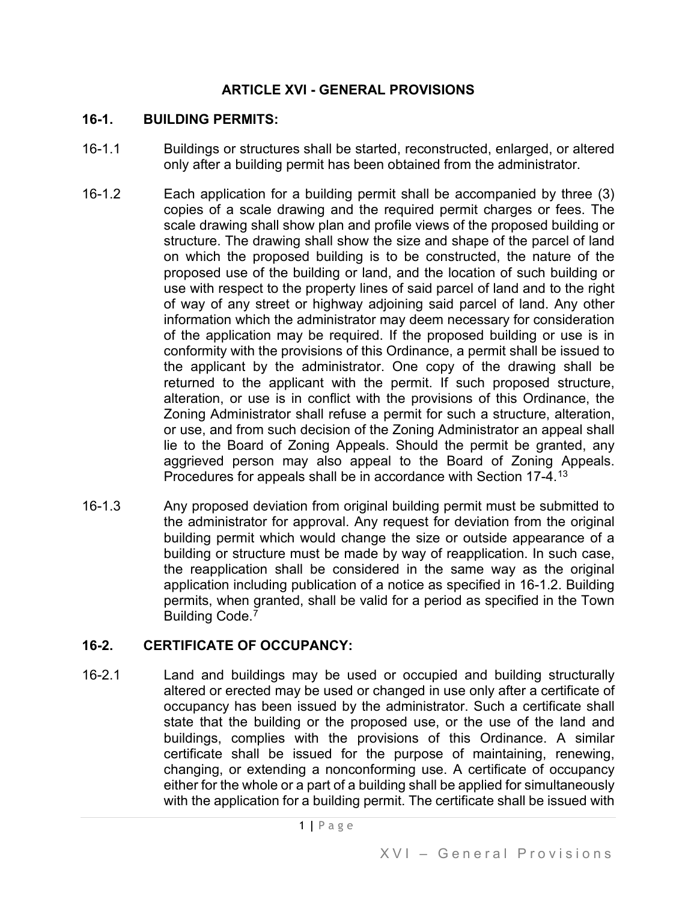# ARTICLE XVI - GENERAL PROVISIONS

## 16-1. BUILDING PERMITS:

16-1.1 Buildings or structures shall be started, reconstructed, enlarged, or altered only after a building permit has been obtained from the administrator.

16-1.2 Each application for a building permit shall be accompanied by three (3) copies of a scale drawing and the required permit charges or fees. The scale drawing shall show plan and profile views of the proposed building or structure. The drawing shall show the size and shape of the parcel of land on which the proposed building is to be constructed, the nature of the proposed use of the building or land, and the location of such building or use with respect to the property lines of said parcel of land and to the right of way of any street or highway adjoining said parcel of land. Any other information which the administrator may deem necessary for consideration of the application may be required. If the proposed building or use is in conformity with the provisions of this Ordinance, a permit shall be issued to the applicant by the administrator. One copy of the drawing shall be returned to the applicant with the permit. If such proposed structure, alteration, or use is in conflict with the provisions of this Ordinance, the Zoning Administrator shall refuse a permit for such a structure, alteration, or use, and from such decision of the Zoning Administrator an appeal shall lie to the Board of Zoning Appeals. Should the permit be granted, any aggrieved person may also appeal to the Board of Zoning Appeals. Procedures for appeals shall be in accordance with Section 17-4.[13]

16-1.3 Any proposed deviation from original building permit must be submitted to the administrator for approval. Any request for deviation from the original building permit which would change the size or outside appearance of a building or structure must be made by way of reapplication. In such case, the reapplication shall be considered in the same way as the original application including publication of a notice as specified in 16-1.2. Building permits, when granted, shall be valid for a period as specified in the Town Building Code.[7]

## 16-2. CERTIFICATE OF OCCUPANCY:

16-2.1 Land and buildings may be used or occupied and building structurally altered or erected may be used or changed in use only after a certificate of occupancy has been issued by the administrator. Such a certificate shall state that the building or the proposed use, or the use of the land and buildings, complies with the provisions of this Ordinance. A similar certificate shall be issued for the purpose of maintaining, renewing, changing, or extending a nonconforming use. A certificate of occupancy either for the whole or a part of a building shall be applied for simultaneously with the application for a building permit. The certificate shall be issued with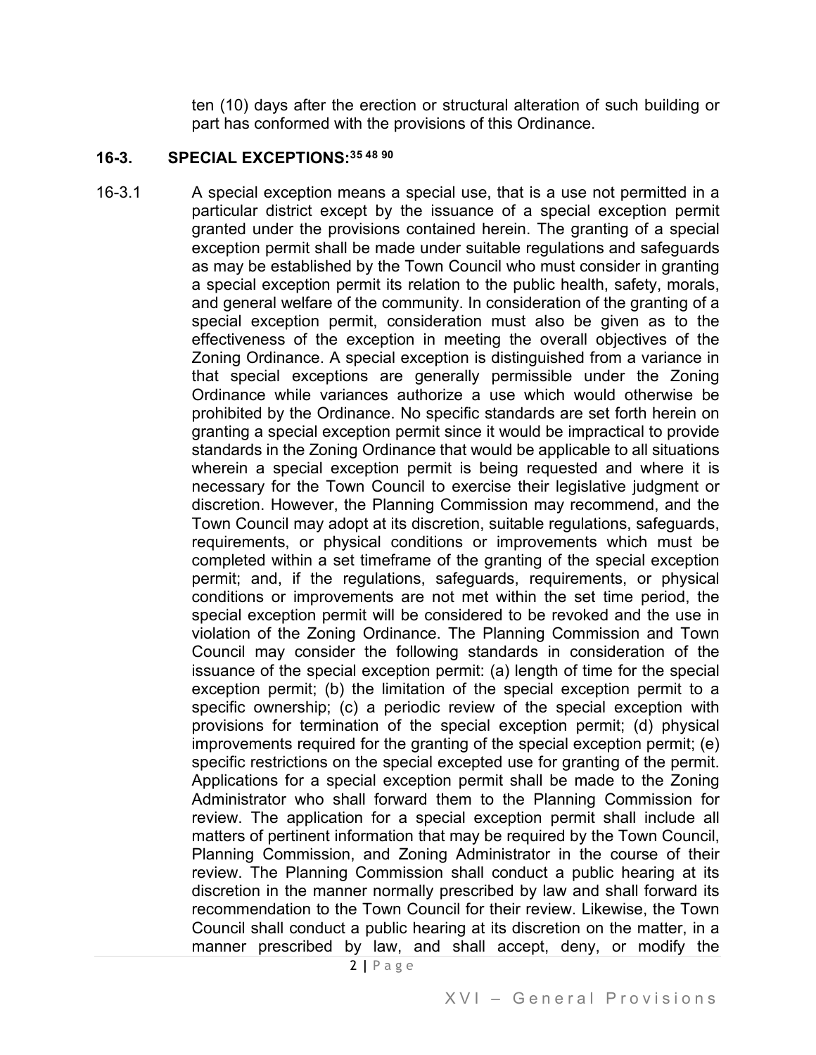ten (10) days after the erection or structural alteration of such building or part has conformed with the provisions of this Ordinance.

## 16-3. SPECIAL EXCEPTIONS:[35 48 90]

16-3.1 A special exception means a special use, that is a use not permitted in a particular district except by the issuance of a special exception permit granted under the provisions contained herein. The granting of a special exception permit shall be made under suitable regulations and safeguards as may be established by the Town Council who must consider in granting a special exception permit its relation to the public health, safety, morals, and general welfare of the community. In consideration of the granting of a special exception permit, consideration must also be given as to the effectiveness of the exception in meeting the overall objectives of the Zoning Ordinance. A special exception is distinguished from a variance in that special exceptions are generally permissible under the Zoning Ordinance while variances authorize a use which would otherwise be prohibited by the Ordinance. No specific standards are set forth herein on granting a special exception permit since it would be impractical to provide standards in the Zoning Ordinance that would be applicable to all situations wherein a special exception permit is being requested and where it is necessary for the Town Council to exercise their legislative judgment or discretion. However, the Planning Commission may recommend, and the Town Council may adopt at its discretion, suitable regulations, safeguards, requirements, or physical conditions or improvements which must be completed within a set timeframe of the granting of the special exception permit; and, if the regulations, safeguards, requirements, or physical conditions or improvements are not met within the set time period, the special exception permit will be considered to be revoked and the use in violation of the Zoning Ordinance. The Planning Commission and Town Council may consider the following standards in consideration of the issuance of the special exception permit: (a) length of time for the special exception permit; (b) the limitation of the special exception permit to a specific ownership; (c) a periodic review of the special exception with provisions for termination of the special exception permit; (d) physical improvements required for the granting of the special exception permit; (e) specific restrictions on the special excepted use for granting of the permit. Applications for a special exception permit shall be made to the Zoning Administrator who shall forward them to the Planning Commission for review. The application for a special exception permit shall include all matters of pertinent information that may be required by the Town Council, Planning Commission, and Zoning Administrator in the course of their review. The Planning Commission shall conduct a public hearing at its discretion in the manner normally prescribed by law and shall forward its recommendation to the Town Council for their review. Likewise, the Town Council shall conduct a public hearing at its discretion on the matter, in a manner prescribed by law, and shall accept, deny, or modify the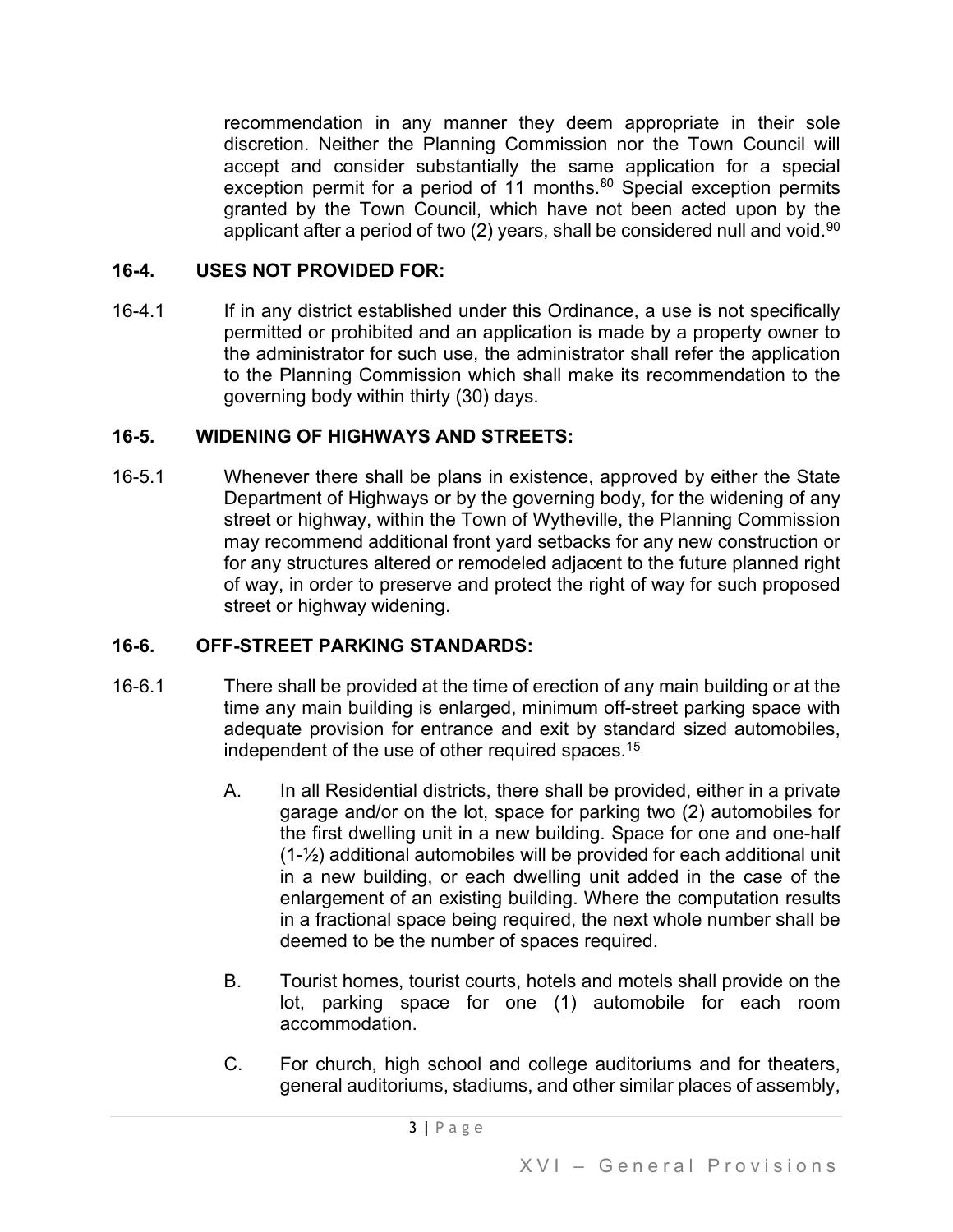recommendation in any manner they deem appropriate in their sole discretion. Neither the Planning Commission nor the Town Council will accept and consider substantially the same application for a special exception permit for a period of 11 months.[80] Special exception permits granted by the Town Council, which have not been acted upon by the applicant after a period of two (2) years, shall be considered null and void.[90]

## 16-4. USES NOT PROVIDED FOR:

16-4.1 If in any district established under this Ordinance, a use is not specifically permitted or prohibited and an application is made by a property owner to the administrator for such use, the administrator shall refer the application to the Planning Commission which shall make its recommendation to the governing body within thirty (30) days.

## 16-5. WIDENING OF HIGHWAYS AND STREETS:

16-5.1 Whenever there shall be plans in existence, approved by either the State Department of Highways or by the governing body, for the widening of any street or highway, within the Town of Wytheville, the Planning Commission may recommend additional front yard setbacks for any new construction or for any structures altered or remodeled adjacent to the future planned right of way, in order to preserve and protect the right of way for such proposed street or highway widening.

## 16-6. OFF-STREET PARKING STANDARDS:

16-6.1 There shall be provided at the time of erection of any main building or at the time any main building is enlarged, minimum off-street parking space with adequate provision for entrance and exit by standard sized automobiles, independent of the use of other required spaces.[15]

A. In all Residential districts, there shall be provided, either in a private garage and/or on the lot, space for parking two (2) automobiles for the first dwelling unit in a new building. Space for one and one-half (1-½) additional automobiles will be provided for each additional unit in a new building, or each dwelling unit added in the case of the enlargement of an existing building. Where the computation results in a fractional space being required, the next whole number shall be deemed to be the number of spaces required.

B. Tourist homes, tourist courts, hotels and motels shall provide on the lot, parking space for one (1) automobile for each room accommodation.

C. For church, high school and college auditoriums and for theaters, general auditoriums, stadiums, and other similar places of assembly,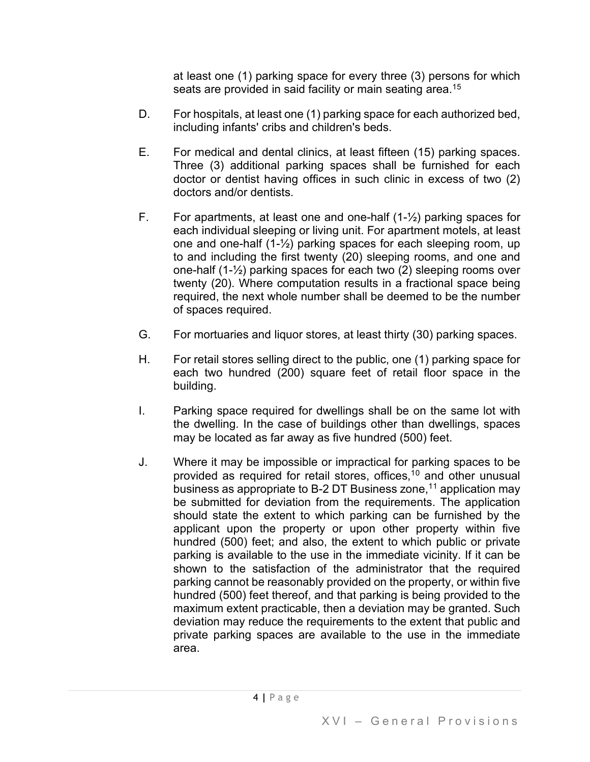at least one (1) parking space for every three (3) persons for which seats are provided in said facility or main seating area.[15]

D. For hospitals, at least one (1) parking space for each authorized bed, including infants' cribs and children's beds.

E. For medical and dental clinics, at least fifteen (15) parking spaces. Three (3) additional parking spaces shall be furnished for each doctor or dentist having offices in such clinic in excess of two (2) doctors and/or dentists.

F. For apartments, at least one and one-half (1-½) parking spaces for each individual sleeping or living unit. For apartment motels, at least one and one-half (1-½) parking spaces for each sleeping room, up to and including the first twenty (20) sleeping rooms, and one and one-half (1-½) parking spaces for each two (2) sleeping rooms over twenty (20). Where computation results in a fractional space being required, the next whole number shall be deemed to be the number of spaces required.

G. For mortuaries and liquor stores, at least thirty (30) parking spaces.

H. For retail stores selling direct to the public, one (1) parking space for each two hundred (200) square feet of retail floor space in the building.

I. Parking space required for dwellings shall be on the same lot with the dwelling. In the case of buildings other than dwellings, spaces may be located as far away as five hundred (500) feet.

J. Where it may be impossible or impractical for parking spaces to be provided as required for retail stores, offices,[10] and other unusual business as appropriate to B-2 DT Business zone,[11] application may be submitted for deviation from the requirements. The application should state the extent to which parking can be furnished by the applicant upon the property or upon other property within five hundred (500) feet; and also, the extent to which public or private parking is available to the use in the immediate vicinity. If it can be shown to the satisfaction of the administrator that the required parking cannot be reasonably provided on the property, or within five hundred (500) feet thereof, and that parking is being provided to the maximum extent practicable, then a deviation may be granted. Such deviation may reduce the requirements to the extent that public and private parking spaces are available to the use in the immediate area.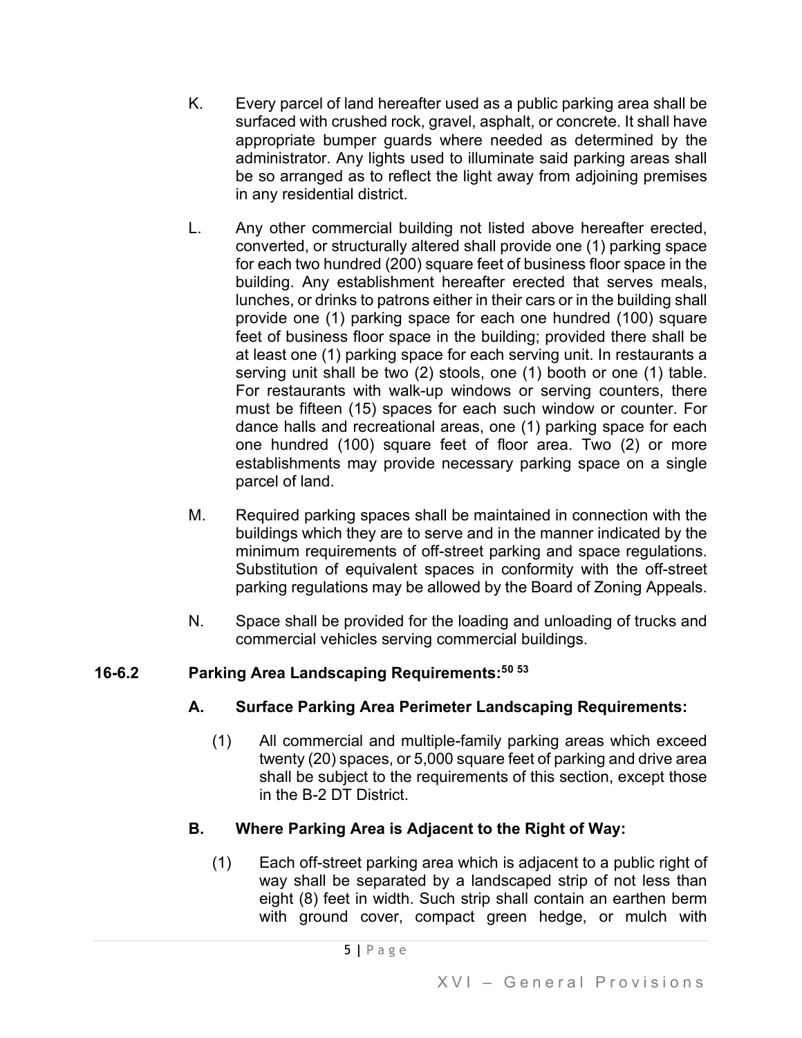K. Every parcel of land hereafter used as a public parking area shall be surfaced with crushed rock, gravel, asphalt, or concrete. It shall have appropriate bumper guards where needed as determined by the administrator. Any lights used to illuminate said parking areas shall be so arranged as to reflect the light away from adjoining premises in any residential district.

L. Any other commercial building not listed above hereafter erected, converted, or structurally altered shall provide one (1) parking space for each two hundred (200) square feet of business floor space in the building. Any establishment hereafter erected that serves meals, lunches, or drinks to patrons either in their cars or in the building shall provide one (1) parking space for each one hundred (100) square feet of business floor space in the building; provided there shall be at least one (1) parking space for each serving unit. In restaurants a serving unit shall be two (2) stools, one (1) booth or one (1) table. For restaurants with walk-up windows or serving counters, there must be fifteen (15) spaces for each such window or counter. For dance halls and recreational areas, one (1) parking space for each one hundred (100) square feet of floor area. Two (2) or more establishments may provide necessary parking space on a single parcel of land.

M. Required parking spaces shall be maintained in connection with the buildings which they are to serve and in the manner indicated by the minimum requirements of off-street parking and space regulations. Substitution of equivalent spaces in conformity with the off-street parking regulations may be allowed by the Board of Zoning Appeals.

N. Space shall be provided for the loading and unloading of trucks and commercial vehicles serving commercial buildings.

### 16-6.2 Parking Area Landscaping Requirements:[50] [53]

#### A. Surface Parking Area Perimeter Landscaping Requirements:

(1) All commercial and multiple-family parking areas which exceed twenty (20) spaces, or 5,000 square feet of parking and drive area shall be subject to the requirements of this section, except those in the B-2 DT District.

#### B. Where Parking Area is Adjacent to the Right of Way:

(1) Each off-street parking area which is adjacent to a public right of way shall be separated by a landscaped strip of not less than eight (8) feet in width. Such strip shall contain an earthen berm with ground cover, compact green hedge, or mulch with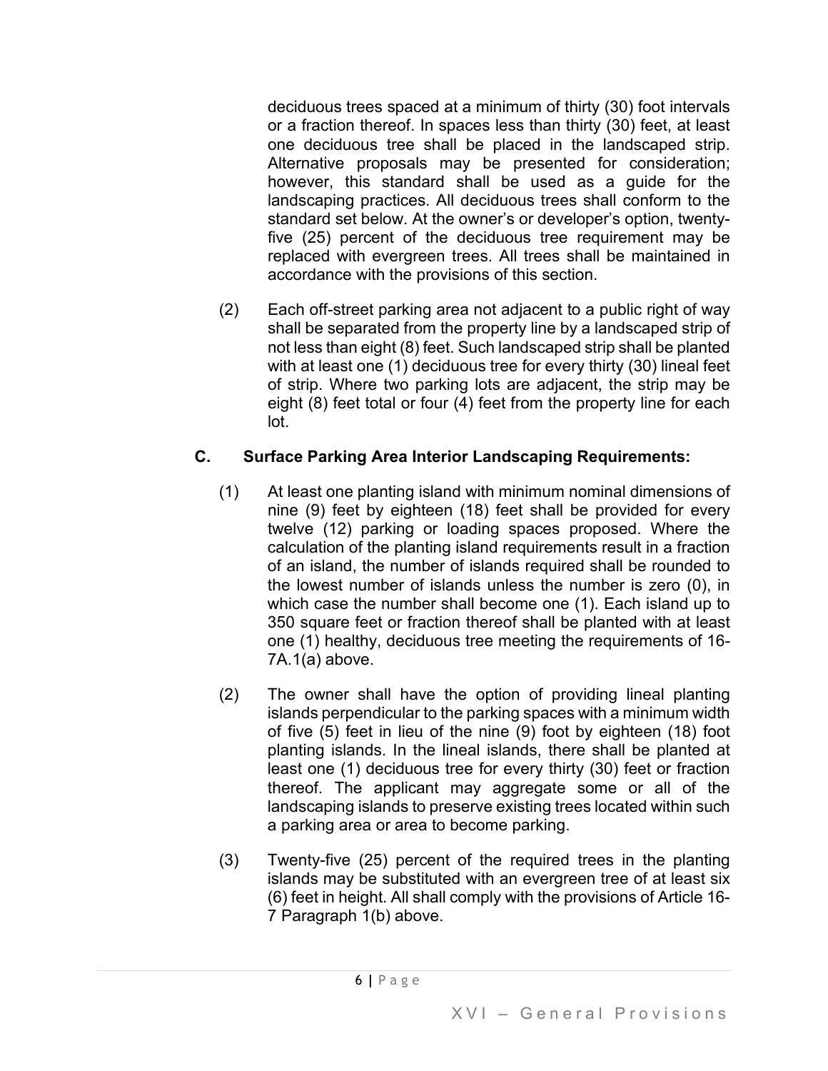deciduous trees spaced at a minimum of thirty (30) foot intervals or a fraction thereof. In spaces less than thirty (30) feet, at least one deciduous tree shall be placed in the landscaped strip. Alternative proposals may be presented for consideration; however, this standard shall be used as a guide for the landscaping practices. All deciduous trees shall conform to the standard set below. At the owner's or developer's option, twenty-five (25) percent of the deciduous tree requirement may be replaced with evergreen trees. All trees shall be maintained in accordance with the provisions of this section.

(2) Each off-street parking area not adjacent to a public right of way shall be separated from the property line by a landscaped strip of not less than eight (8) feet. Such landscaped strip shall be planted with at least one (1) deciduous tree for every thirty (30) lineal feet of strip. Where two parking lots are adjacent, the strip may be eight (8) feet total or four (4) feet from the property line for each lot.

**C. Surface Parking Area Interior Landscaping Requirements:**

(1) At least one planting island with minimum nominal dimensions of nine (9) feet by eighteen (18) feet shall be provided for every twelve (12) parking or loading spaces proposed. Where the calculation of the planting island requirements result in a fraction of an island, the number of islands required shall be rounded to the lowest number of islands unless the number is zero (0), in which case the number shall become one (1). Each island up to 350 square feet or fraction thereof shall be planted with at least one (1) healthy, deciduous tree meeting the requirements of 16-7A.1(a) above.

(2) The owner shall have the option of providing lineal planting islands perpendicular to the parking spaces with a minimum width of five (5) feet in lieu of the nine (9) foot by eighteen (18) foot planting islands. In the lineal islands, there shall be planted at least one (1) deciduous tree for every thirty (30) feet or fraction thereof. The applicant may aggregate some or all of the landscaping islands to preserve existing trees located within such a parking area or area to become parking.

(3) Twenty-five (25) percent of the required trees in the planting islands may be substituted with an evergreen tree of at least six (6) feet in height. All shall comply with the provisions of Article 16-7 Paragraph 1(b) above.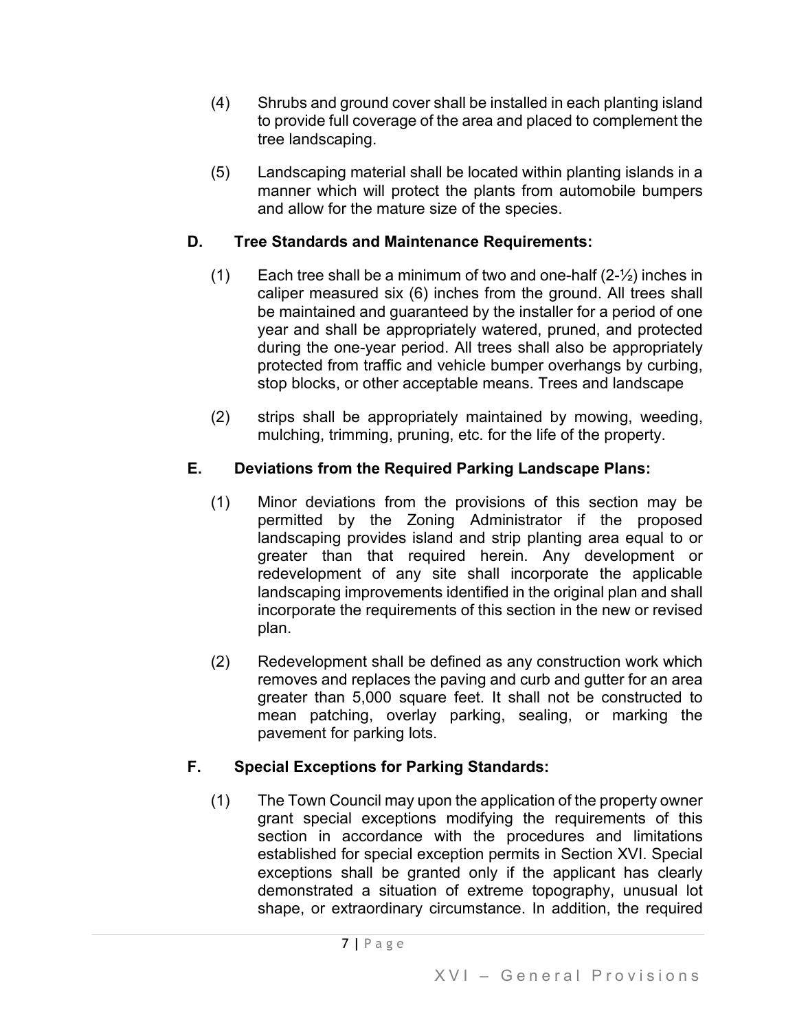(4) Shrubs and ground cover shall be installed in each planting island to provide full coverage of the area and placed to complement the tree landscaping.

(5) Landscaping material shall be located within planting islands in a manner which will protect the plants from automobile bumpers and allow for the mature size of the species.

**D. Tree Standards and Maintenance Requirements:**

(1) Each tree shall be a minimum of two and one-half (2-½) inches in caliper measured six (6) inches from the ground. All trees shall be maintained and guaranteed by the installer for a period of one year and shall be appropriately watered, pruned, and protected during the one-year period. All trees shall also be appropriately protected from traffic and vehicle bumper overhangs by curbing, stop blocks, or other acceptable means. Trees and landscape

(2) strips shall be appropriately maintained by mowing, weeding, mulching, trimming, pruning, etc. for the life of the property.

**E. Deviations from the Required Parking Landscape Plans:**

(1) Minor deviations from the provisions of this section may be permitted by the Zoning Administrator if the proposed landscaping provides island and strip planting area equal to or greater than that required herein. Any development or redevelopment of any site shall incorporate the applicable landscaping improvements identified in the original plan and shall incorporate the requirements of this section in the new or revised plan.

(2) Redevelopment shall be defined as any construction work which removes and replaces the paving and curb and gutter for an area greater than 5,000 square feet. It shall not be constructed to mean patching, overlay parking, sealing, or marking the pavement for parking lots.

**F. Special Exceptions for Parking Standards:**

(1) The Town Council may upon the application of the property owner grant special exceptions modifying the requirements of this section in accordance with the procedures and limitations established for special exception permits in Section XVI. Special exceptions shall be granted only if the applicant has clearly demonstrated a situation of extreme topography, unusual lot shape, or extraordinary circumstance. In addition, the required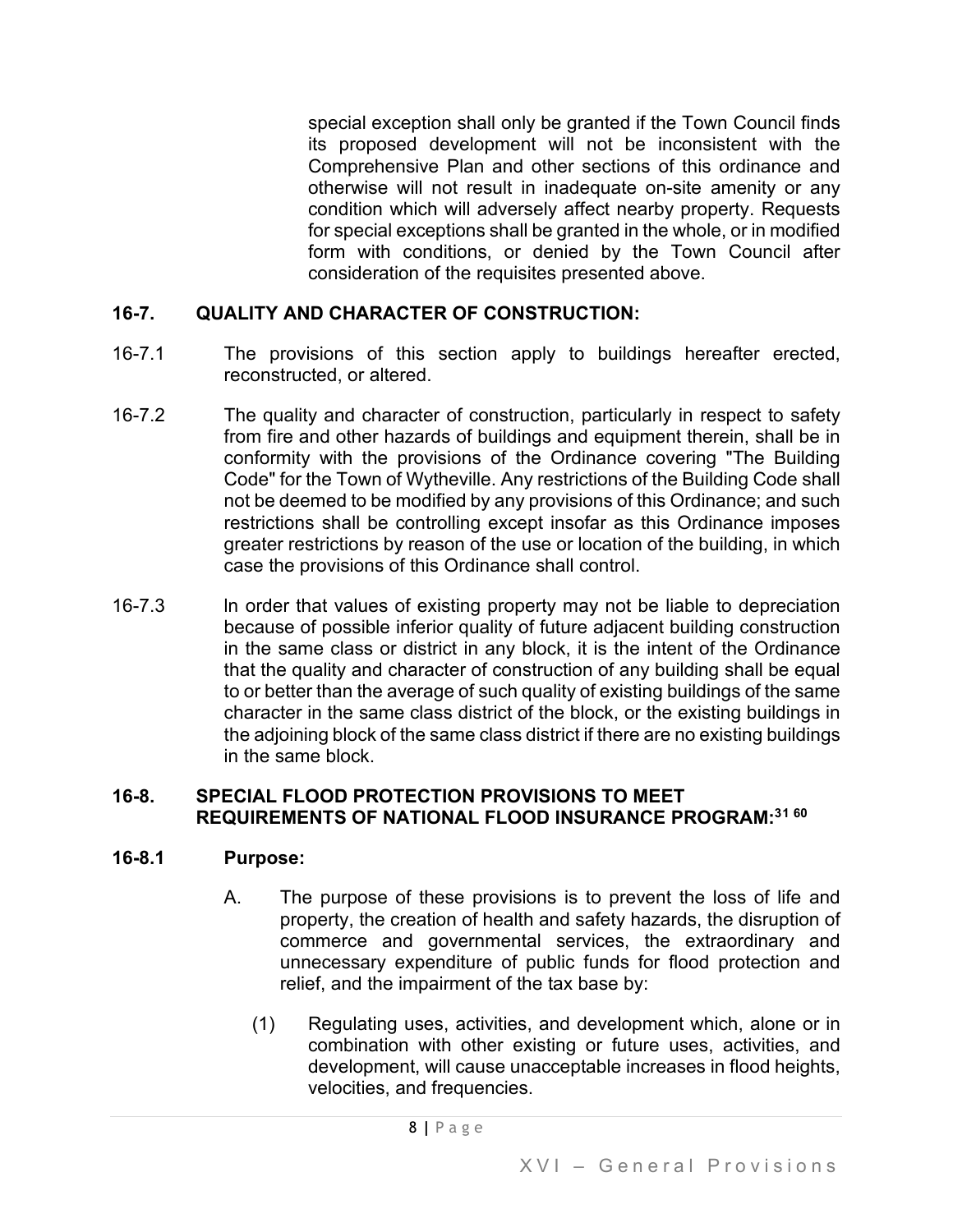special exception shall only be granted if the Town Council finds its proposed development will not be inconsistent with the Comprehensive Plan and other sections of this ordinance and otherwise will not result in inadequate on-site amenity or any condition which will adversely affect nearby property. Requests for special exceptions shall be granted in the whole, or in modified form with conditions, or denied by the Town Council after consideration of the requisites presented above.

## 16-7. QUALITY AND CHARACTER OF CONSTRUCTION:

16-7.1 The provisions of this section apply to buildings hereafter erected, reconstructed, or altered.

16-7.2 The quality and character of construction, particularly in respect to safety from fire and other hazards of buildings and equipment therein, shall be in conformity with the provisions of the Ordinance covering "The Building Code" for the Town of Wytheville. Any restrictions of the Building Code shall not be deemed to be modified by any provisions of this Ordinance; and such restrictions shall be controlling except insofar as this Ordinance imposes greater restrictions by reason of the use or location of the building, in which case the provisions of this Ordinance shall control.

16-7.3 In order that values of existing property may not be liable to depreciation because of possible inferior quality of future adjacent building construction in the same class or district in any block, it is the intent of the Ordinance that the quality and character of construction of any building shall be equal to or better than the average of such quality of existing buildings of the same character in the same class district of the block, or the existing buildings in the adjoining block of the same class district if there are no existing buildings in the same block.

## 16-8. SPECIAL FLOOD PROTECTION PROVISIONS TO MEET REQUIREMENTS OF NATIONAL FLOOD INSURANCE PROGRAM:[31 60]

### 16-8.1 Purpose:

A. The purpose of these provisions is to prevent the loss of life and property, the creation of health and safety hazards, the disruption of commerce and governmental services, the extraordinary and unnecessary expenditure of public funds for flood protection and relief, and the impairment of the tax base by:

(1) Regulating uses, activities, and development which, alone or in combination with other existing or future uses, activities, and development, will cause unacceptable increases in flood heights, velocities, and frequencies.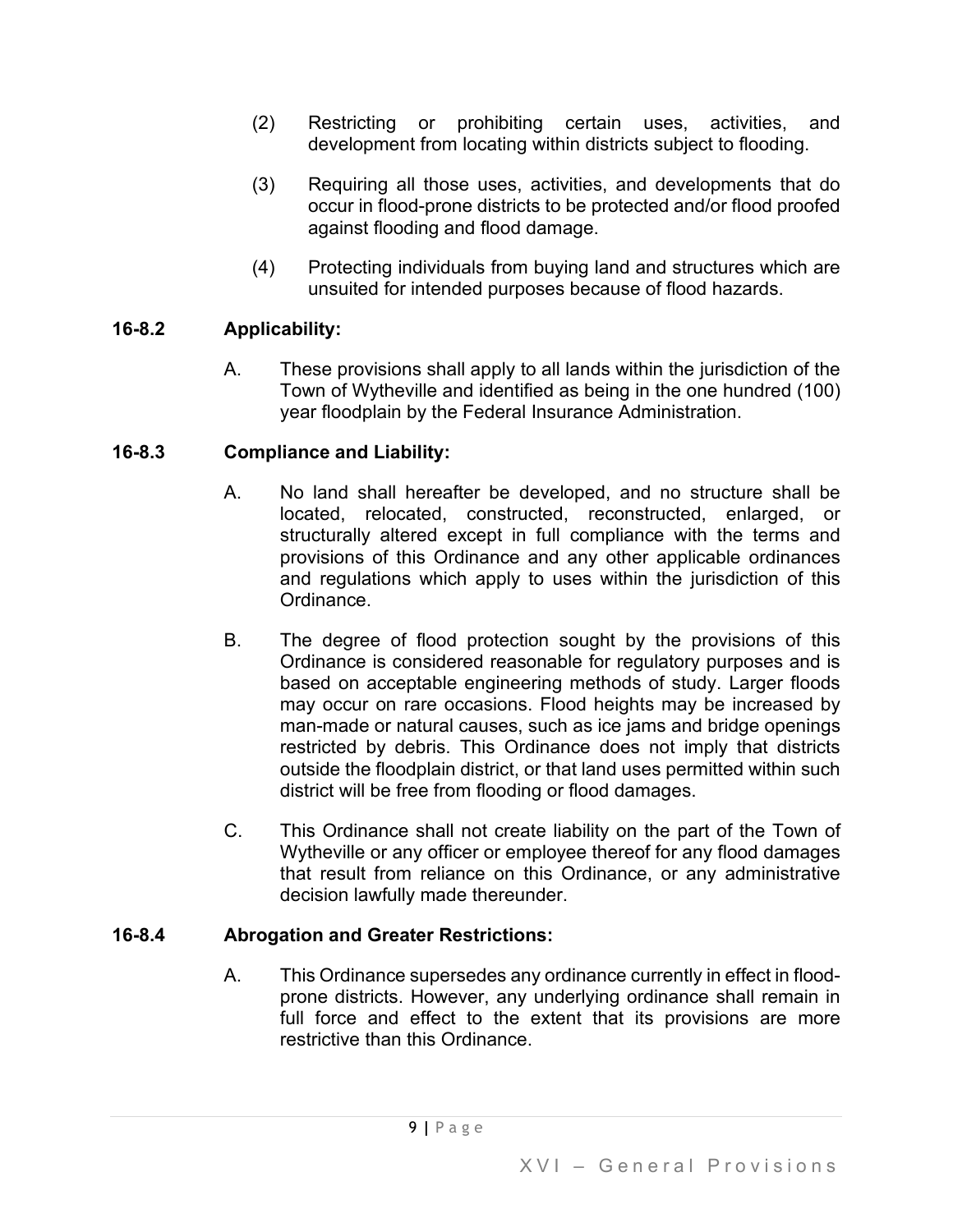(2) Restricting or prohibiting certain uses, activities, and development from locating within districts subject to flooding.

(3) Requiring all those uses, activities, and developments that do occur in flood-prone districts to be protected and/or flood proofed against flooding and flood damage.

(4) Protecting individuals from buying land and structures which are unsuited for intended purposes because of flood hazards.

**16-8.2 Applicability:**

A. These provisions shall apply to all lands within the jurisdiction of the Town of Wytheville and identified as being in the one hundred (100) year floodplain by the Federal Insurance Administration.

**16-8.3 Compliance and Liability:**

A. No land shall hereafter be developed, and no structure shall be located, relocated, constructed, reconstructed, enlarged, or structurally altered except in full compliance with the terms and provisions of this Ordinance and any other applicable ordinances and regulations which apply to uses within the jurisdiction of this Ordinance.

B. The degree of flood protection sought by the provisions of this Ordinance is considered reasonable for regulatory purposes and is based on acceptable engineering methods of study. Larger floods may occur on rare occasions. Flood heights may be increased by man-made or natural causes, such as ice jams and bridge openings restricted by debris. This Ordinance does not imply that districts outside the floodplain district, or that land uses permitted within such district will be free from flooding or flood damages.

C. This Ordinance shall not create liability on the part of the Town of Wytheville or any officer or employee thereof for any flood damages that result from reliance on this Ordinance, or any administrative decision lawfully made thereunder.

**16-8.4 Abrogation and Greater Restrictions:**

A. This Ordinance supersedes any ordinance currently in effect in flood-prone districts. However, any underlying ordinance shall remain in full force and effect to the extent that its provisions are more restrictive than this Ordinance.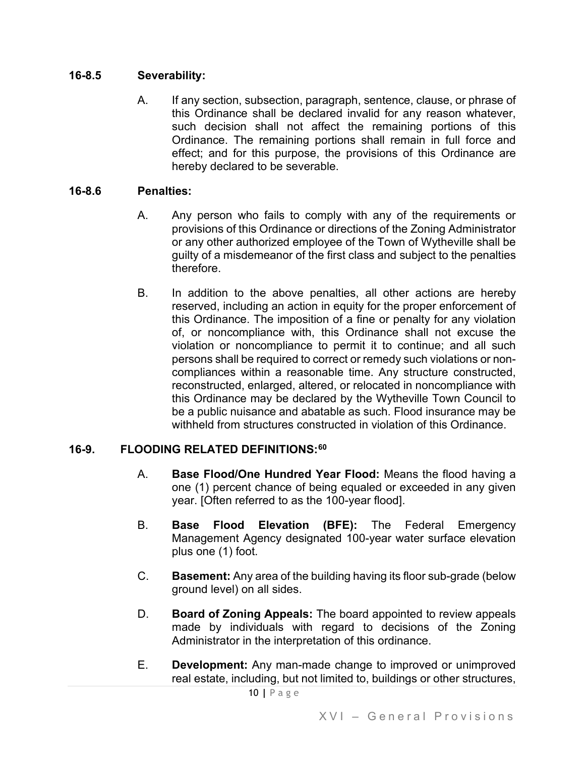### 16-8.5 Severability:

A. If any section, subsection, paragraph, sentence, clause, or phrase of this Ordinance shall be declared invalid for any reason whatever, such decision shall not affect the remaining portions of this Ordinance. The remaining portions shall remain in full force and effect; and for this purpose, the provisions of this Ordinance are hereby declared to be severable.

### 16-8.6 Penalties:

A. Any person who fails to comply with any of the requirements or provisions of this Ordinance or directions of the Zoning Administrator or any other authorized employee of the Town of Wytheville shall be guilty of a misdemeanor of the first class and subject to the penalties therefore.

B. In addition to the above penalties, all other actions are hereby reserved, including an action in equity for the proper enforcement of this Ordinance. The imposition of a fine or penalty for any violation of, or noncompliance with, this Ordinance shall not excuse the violation or noncompliance to permit it to continue; and all such persons shall be required to correct or remedy such violations or non-compliances within a reasonable time. Any structure constructed, reconstructed, enlarged, altered, or relocated in noncompliance with this Ordinance may be declared by the Wytheville Town Council to be a public nuisance and abatable as such. Flood insurance may be withheld from structures constructed in violation of this Ordinance.

## 16-9. FLOODING RELATED DEFINITIONS:[60]

A. **Base Flood/One Hundred Year Flood:** Means the flood having a one (1) percent chance of being equaled or exceeded in any given year. [Often referred to as the 100-year flood].

B. **Base Flood Elevation (BFE):** The Federal Emergency Management Agency designated 100-year water surface elevation plus one (1) foot.

C. **Basement:** Any area of the building having its floor sub-grade (below ground level) on all sides.

D. **Board of Zoning Appeals:** The board appointed to review appeals made by individuals with regard to decisions of the Zoning Administrator in the interpretation of this ordinance.

E. **Development:** Any man-made change to improved or unimproved real estate, including, but not limited to, buildings or other structures,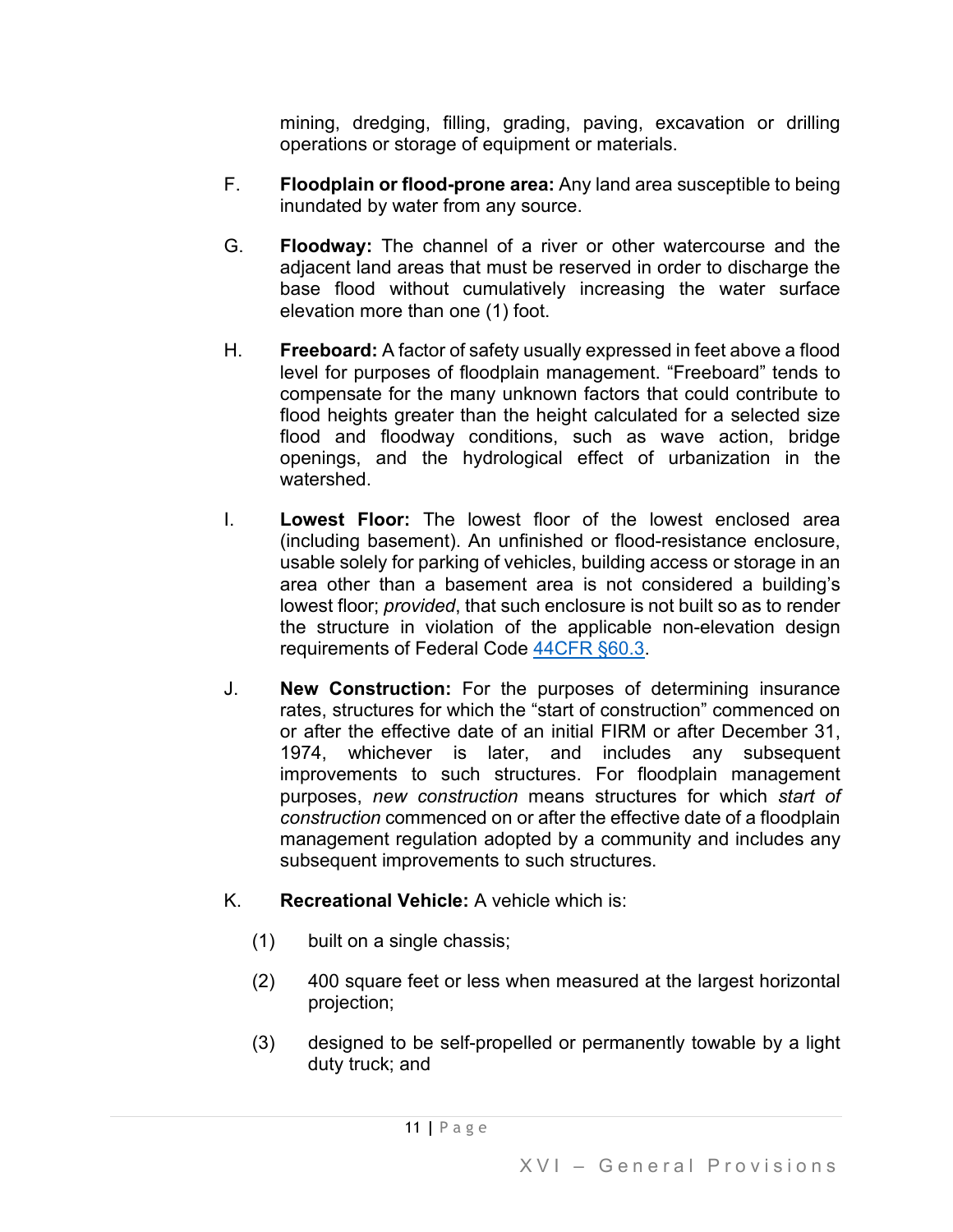mining, dredging, filling, grading, paving, excavation or drilling operations or storage of equipment or materials.

F. **Floodplain or flood-prone area:** Any land area susceptible to being inundated by water from any source.

G. **Floodway:** The channel of a river or other watercourse and the adjacent land areas that must be reserved in order to discharge the base flood without cumulatively increasing the water surface elevation more than one (1) foot.

H. **Freeboard:** A factor of safety usually expressed in feet above a flood level for purposes of floodplain management. "Freeboard" tends to compensate for the many unknown factors that could contribute to flood heights greater than the height calculated for a selected size flood and floodway conditions, such as wave action, bridge openings, and the hydrological effect of urbanization in the watershed.

I. **Lowest Floor:** The lowest floor of the lowest enclosed area (including basement). An unfinished or flood-resistance enclosure, usable solely for parking of vehicles, building access or storage in an area other than a basement area is not considered a building's lowest floor; *provided*, that such enclosure is not built so as to render the structure in violation of the applicable non-elevation design requirements of Federal Code [44CFR §60.3](44CFR §60.3).

J. **New Construction:** For the purposes of determining insurance rates, structures for which the "start of construction" commenced on or after the effective date of an initial FIRM or after December 31, 1974, whichever is later, and includes any subsequent improvements to such structures. For floodplain management purposes, *new construction* means structures for which *start of construction* commenced on or after the effective date of a floodplain management regulation adopted by a community and includes any subsequent improvements to such structures.

K. **Recreational Vehicle:** A vehicle which is:

(1) built on a single chassis;

(2) 400 square feet or less when measured at the largest horizontal projection;

(3) designed to be self-propelled or permanently towable by a light duty truck; and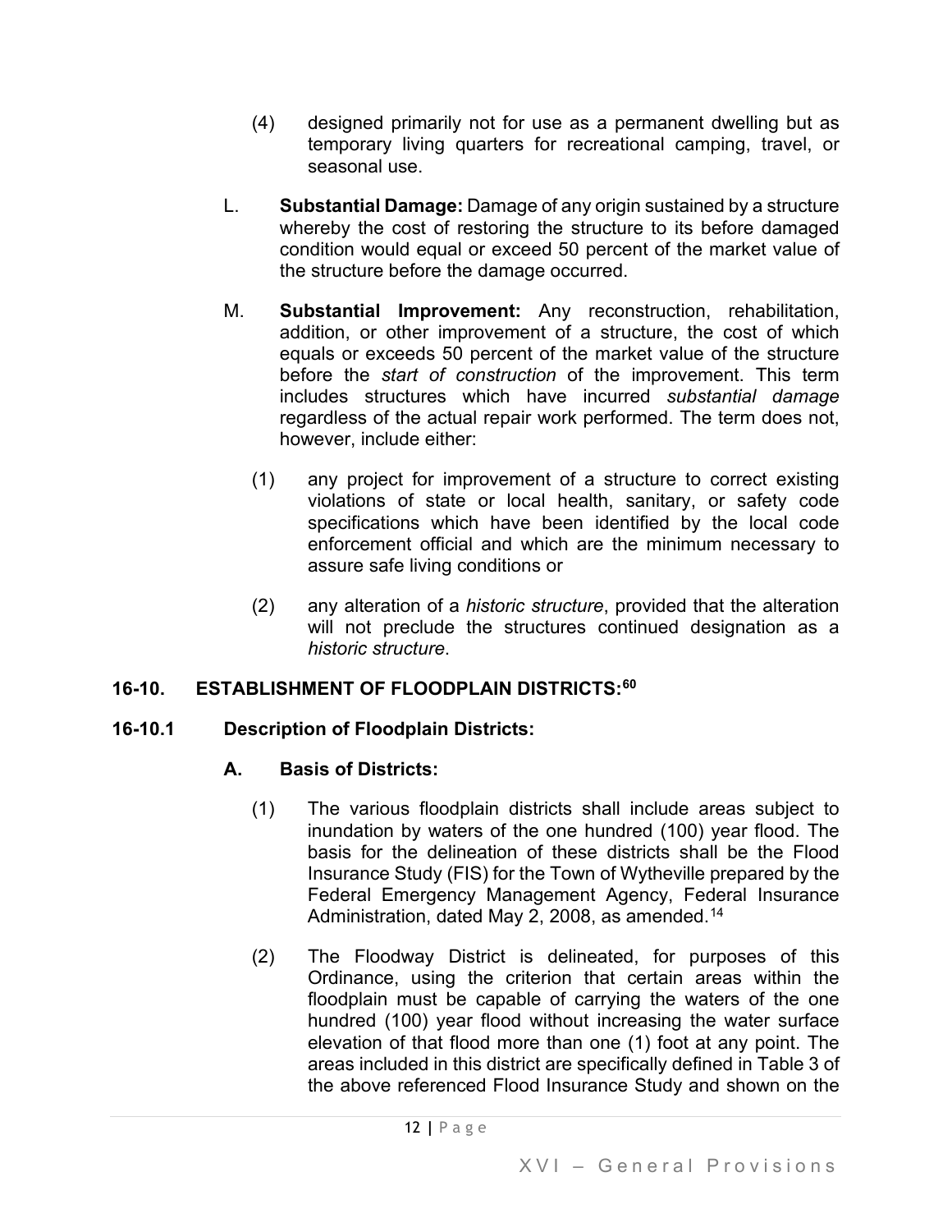(4) designed primarily not for use as a permanent dwelling but as temporary living quarters for recreational camping, travel, or seasonal use.

L. **Substantial Damage:** Damage of any origin sustained by a structure whereby the cost of restoring the structure to its before damaged condition would equal or exceed 50 percent of the market value of the structure before the damage occurred.

M. **Substantial Improvement:** Any reconstruction, rehabilitation, addition, or other improvement of a structure, the cost of which equals or exceeds 50 percent of the market value of the structure before the *start of construction* of the improvement. This term includes structures which have incurred *substantial damage* regardless of the actual repair work performed. The term does not, however, include either:

(1) any project for improvement of a structure to correct existing violations of state or local health, sanitary, or safety code specifications which have been identified by the local code enforcement official and which are the minimum necessary to assure safe living conditions or

(2) any alteration of a *historic structure*, provided that the alteration will not preclude the structures continued designation as a *historic structure*.

## 16-10. ESTABLISHMENT OF FLOODPLAIN DISTRICTS:[60]

### 16-10.1 Description of Floodplain Districts:

#### A. Basis of Districts:

(1) The various floodplain districts shall include areas subject to inundation by waters of the one hundred (100) year flood. The basis for the delineation of these districts shall be the Flood Insurance Study (FIS) for the Town of Wytheville prepared by the Federal Emergency Management Agency, Federal Insurance Administration, dated May 2, 2008, as amended.[14]

(2) The Floodway District is delineated, for purposes of this Ordinance, using the criterion that certain areas within the floodplain must be capable of carrying the waters of the one hundred (100) year flood without increasing the water surface elevation of that flood more than one (1) foot at any point. The areas included in this district are specifically defined in Table 3 of the above referenced Flood Insurance Study and shown on the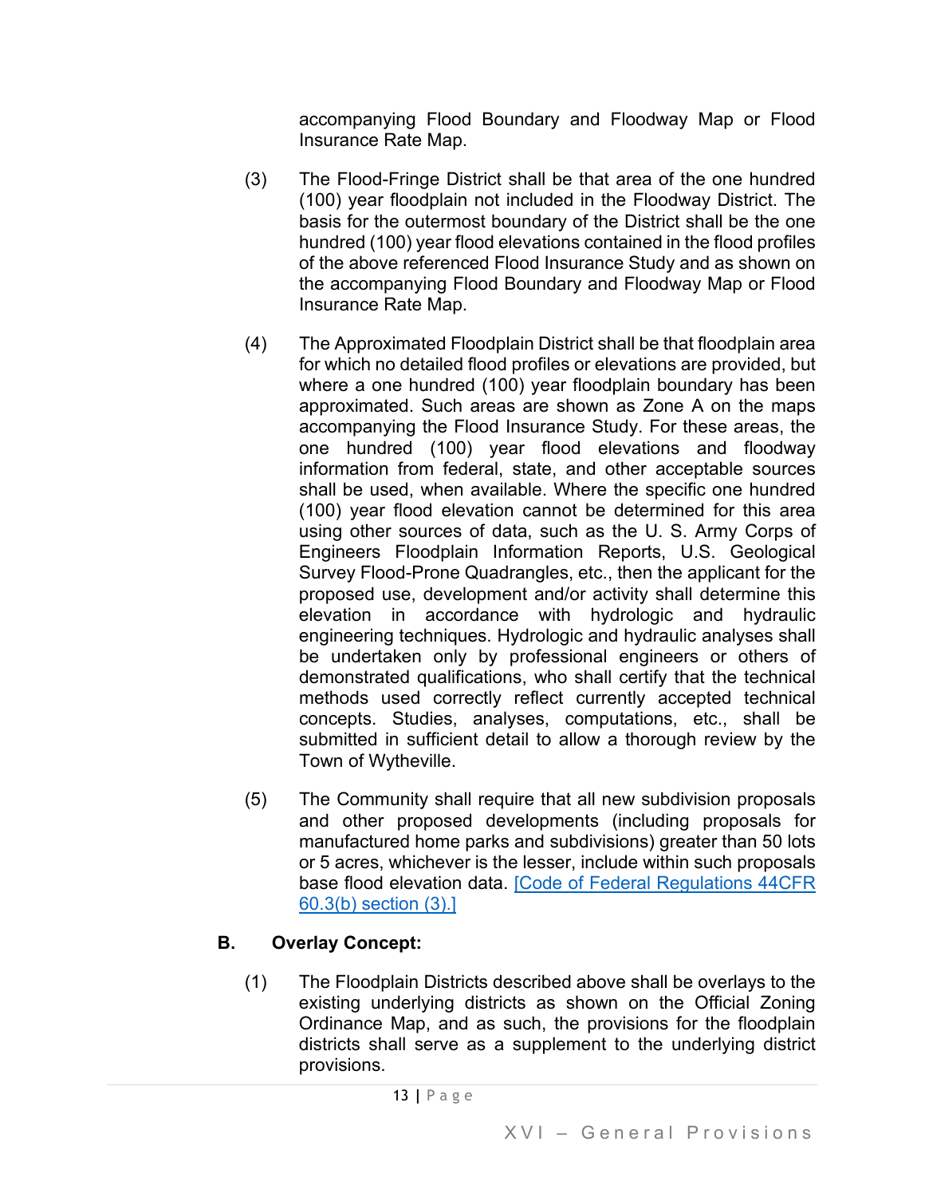accompanying Flood Boundary and Floodway Map or Flood Insurance Rate Map.

(3) The Flood-Fringe District shall be that area of the one hundred (100) year floodplain not included in the Floodway District. The basis for the outermost boundary of the District shall be the one hundred (100) year flood elevations contained in the flood profiles of the above referenced Flood Insurance Study and as shown on the accompanying Flood Boundary and Floodway Map or Flood Insurance Rate Map.

(4) The Approximated Floodplain District shall be that floodplain area for which no detailed flood profiles or elevations are provided, but where a one hundred (100) year floodplain boundary has been approximated. Such areas are shown as Zone A on the maps accompanying the Flood Insurance Study. For these areas, the one hundred (100) year flood elevations and floodway information from federal, state, and other acceptable sources shall be used, when available. Where the specific one hundred (100) year flood elevation cannot be determined for this area using other sources of data, such as the U. S. Army Corps of Engineers Floodplain Information Reports, U.S. Geological Survey Flood-Prone Quadrangles, etc., then the applicant for the proposed use, development and/or activity shall determine this elevation in accordance with hydrologic and hydraulic engineering techniques. Hydrologic and hydraulic analyses shall be undertaken only by professional engineers or others of demonstrated qualifications, who shall certify that the technical methods used correctly reflect currently accepted technical concepts. Studies, analyses, computations, etc., shall be submitted in sufficient detail to allow a thorough review by the Town of Wytheville.

(5) The Community shall require that all new subdivision proposals and other proposed developments (including proposals for manufactured home parks and subdivisions) greater than 50 lots or 5 acres, whichever is the lesser, include within such proposals base flood elevation data. [Code of Federal Regulations 44CFR 60.3(b) section (3).]

**B. Overlay Concept:**

(1) The Floodplain Districts described above shall be overlays to the existing underlying districts as shown on the Official Zoning Ordinance Map, and as such, the provisions for the floodplain districts shall serve as a supplement to the underlying district provisions.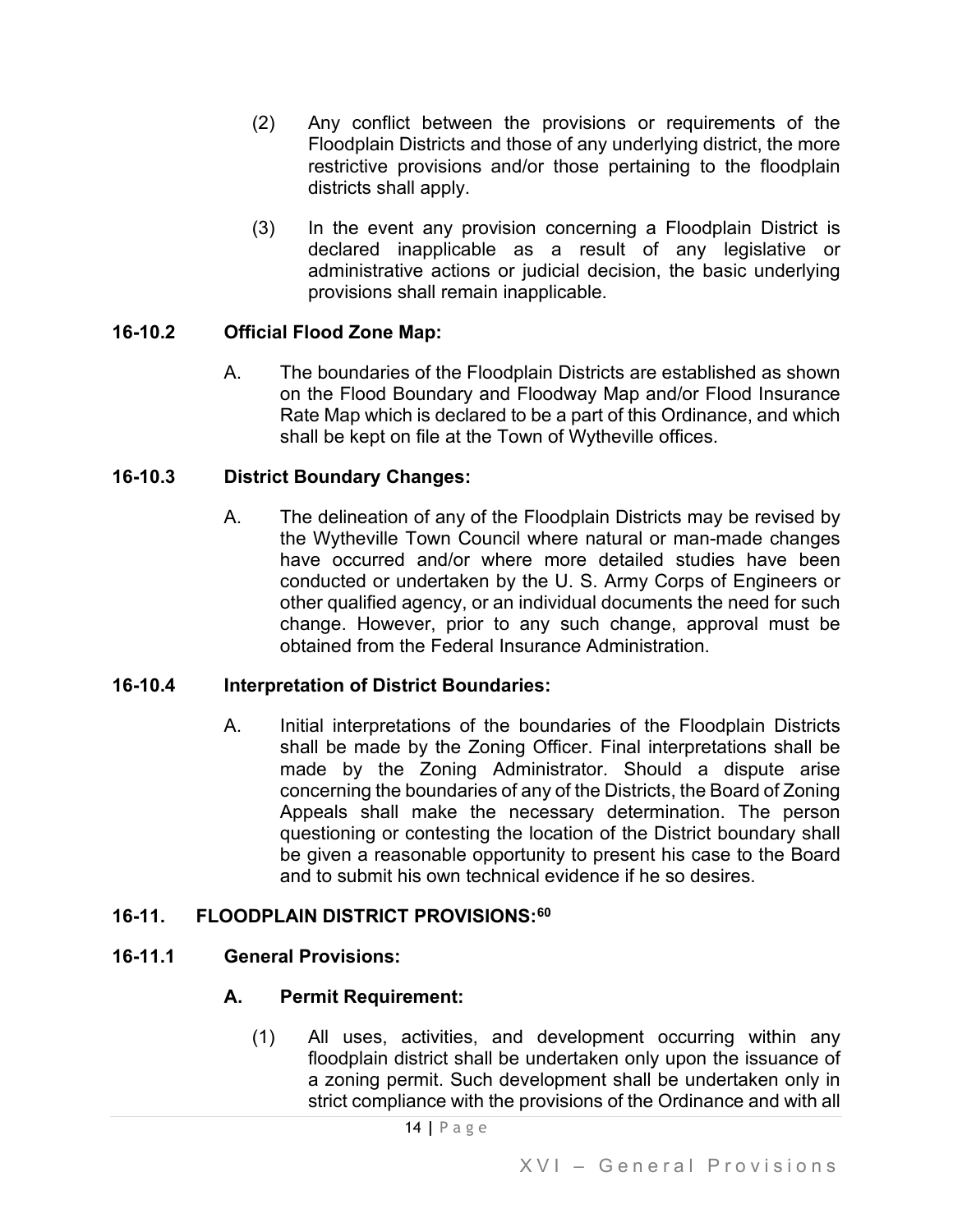(2) Any conflict between the provisions or requirements of the Floodplain Districts and those of any underlying district, the more restrictive provisions and/or those pertaining to the floodplain districts shall apply.

(3) In the event any provision concerning a Floodplain District is declared inapplicable as a result of any legislative or administrative actions or judicial decision, the basic underlying provisions shall remain inapplicable.

**16-10.2 Official Flood Zone Map:**

A. The boundaries of the Floodplain Districts are established as shown on the Flood Boundary and Floodway Map and/or Flood Insurance Rate Map which is declared to be a part of this Ordinance, and which shall be kept on file at the Town of Wytheville offices.

**16-10.3 District Boundary Changes:**

A. The delineation of any of the Floodplain Districts may be revised by the Wytheville Town Council where natural or man-made changes have occurred and/or where more detailed studies have been conducted or undertaken by the U. S. Army Corps of Engineers or other qualified agency, or an individual documents the need for such change. However, prior to any such change, approval must be obtained from the Federal Insurance Administration.

**16-10.4 Interpretation of District Boundaries:**

A. Initial interpretations of the boundaries of the Floodplain Districts shall be made by the Zoning Officer. Final interpretations shall be made by the Zoning Administrator. Should a dispute arise concerning the boundaries of any of the Districts, the Board of Zoning Appeals shall make the necessary determination. The person questioning or contesting the location of the District boundary shall be given a reasonable opportunity to present his case to the Board and to submit his own technical evidence if he so desires.

**16-11. FLOODPLAIN DISTRICT PROVISIONS:[60]**

**16-11.1 General Provisions:**

**A. Permit Requirement:**

(1) All uses, activities, and development occurring within any floodplain district shall be undertaken only upon the issuance of a zoning permit. Such development shall be undertaken only in strict compliance with the provisions of the Ordinance and with all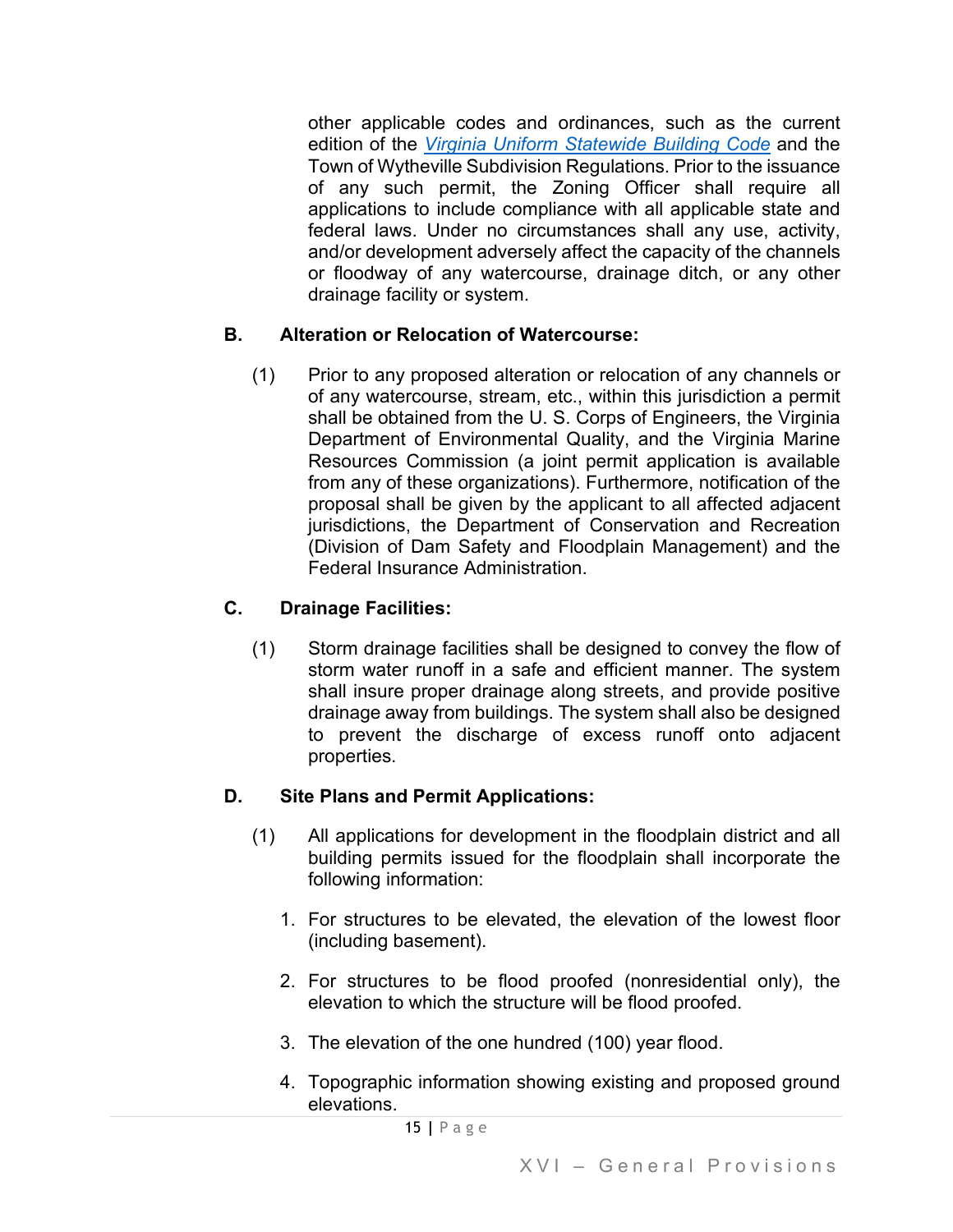other applicable codes and ordinances, such as the current edition of the *Virginia Uniform Statewide Building Code* and the Town of Wytheville Subdivision Regulations. Prior to the issuance of any such permit, the Zoning Officer shall require all applications to include compliance with all applicable state and federal laws. Under no circumstances shall any use, activity, and/or development adversely affect the capacity of the channels or floodway of any watercourse, drainage ditch, or any other drainage facility or system.

**B. Alteration or Relocation of Watercourse:**

(1) Prior to any proposed alteration or relocation of any channels or of any watercourse, stream, etc., within this jurisdiction a permit shall be obtained from the U. S. Corps of Engineers, the Virginia Department of Environmental Quality, and the Virginia Marine Resources Commission (a joint permit application is available from any of these organizations). Furthermore, notification of the proposal shall be given by the applicant to all affected adjacent jurisdictions, the Department of Conservation and Recreation (Division of Dam Safety and Floodplain Management) and the Federal Insurance Administration.

**C. Drainage Facilities:**

(1) Storm drainage facilities shall be designed to convey the flow of storm water runoff in a safe and efficient manner. The system shall insure proper drainage along streets, and provide positive drainage away from buildings. The system shall also be designed to prevent the discharge of excess runoff onto adjacent properties.

**D. Site Plans and Permit Applications:**

(1) All applications for development in the floodplain district and all building permits issued for the floodplain shall incorporate the following information:

1. For structures to be elevated, the elevation of the lowest floor (including basement).
2. For structures to be flood proofed (nonresidential only), the elevation to which the structure will be flood proofed.
3. The elevation of the one hundred (100) year flood.
4. Topographic information showing existing and proposed ground elevations.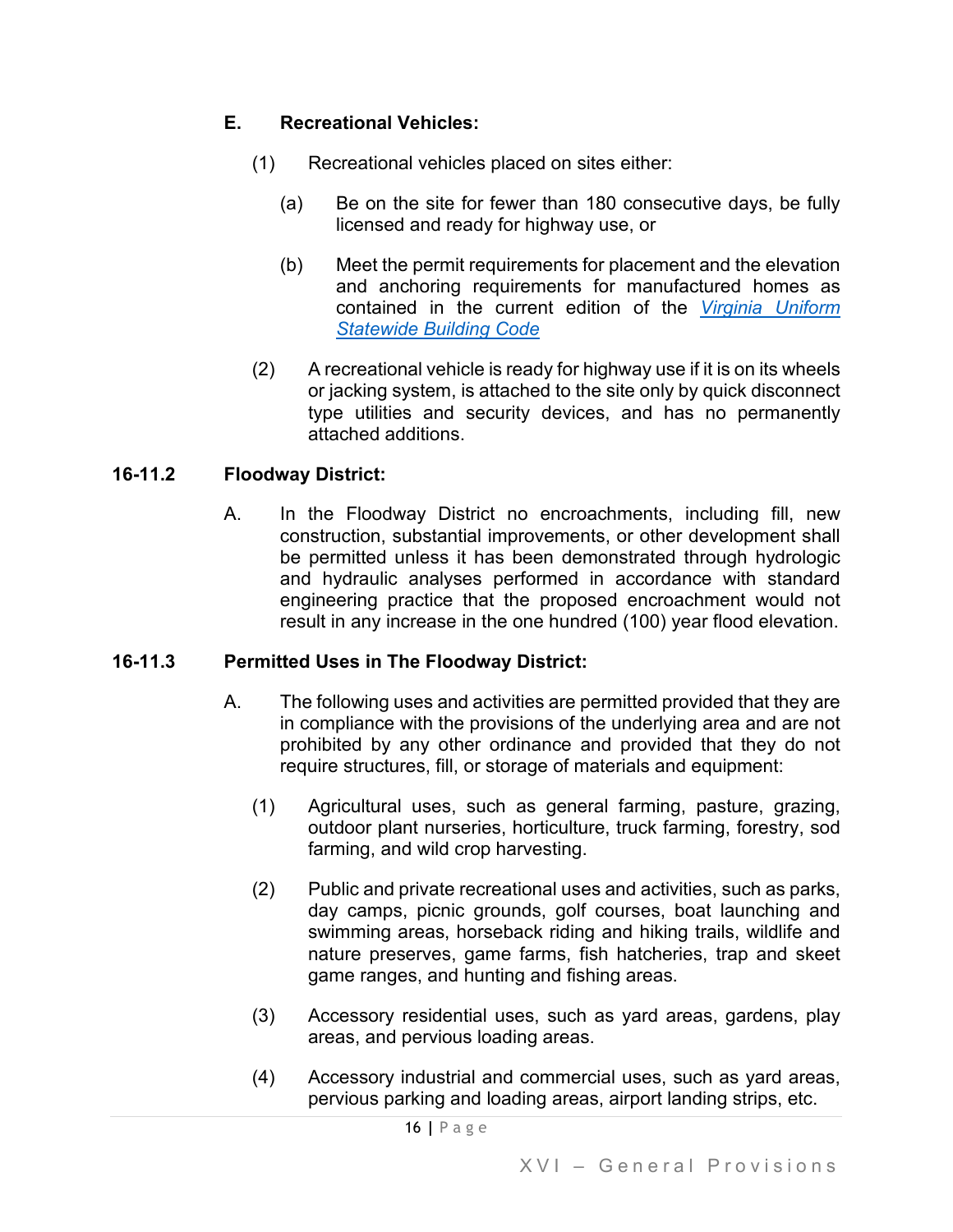**E. Recreational Vehicles:**

(1) Recreational vehicles placed on sites either:

(a) Be on the site for fewer than 180 consecutive days, be fully licensed and ready for highway use, or

(b) Meet the permit requirements for placement and the elevation and anchoring requirements for manufactured homes as contained in the current edition of the *Virginia Uniform Statewide Building Code*

(2) A recreational vehicle is ready for highway use if it is on its wheels or jacking system, is attached to the site only by quick disconnect type utilities and security devices, and has no permanently attached additions.

**16-11.2 Floodway District:**

A. In the Floodway District no encroachments, including fill, new construction, substantial improvements, or other development shall be permitted unless it has been demonstrated through hydrologic and hydraulic analyses performed in accordance with standard engineering practice that the proposed encroachment would not result in any increase in the one hundred (100) year flood elevation.

**16-11.3 Permitted Uses in The Floodway District:**

A. The following uses and activities are permitted provided that they are in compliance with the provisions of the underlying area and are not prohibited by any other ordinance and provided that they do not require structures, fill, or storage of materials and equipment:

(1) Agricultural uses, such as general farming, pasture, grazing, outdoor plant nurseries, horticulture, truck farming, forestry, sod farming, and wild crop harvesting.

(2) Public and private recreational uses and activities, such as parks, day camps, picnic grounds, golf courses, boat launching and swimming areas, horseback riding and hiking trails, wildlife and nature preserves, game farms, fish hatcheries, trap and skeet game ranges, and hunting and fishing areas.

(3) Accessory residential uses, such as yard areas, gardens, play areas, and pervious loading areas.

(4) Accessory industrial and commercial uses, such as yard areas, pervious parking and loading areas, airport landing strips, etc.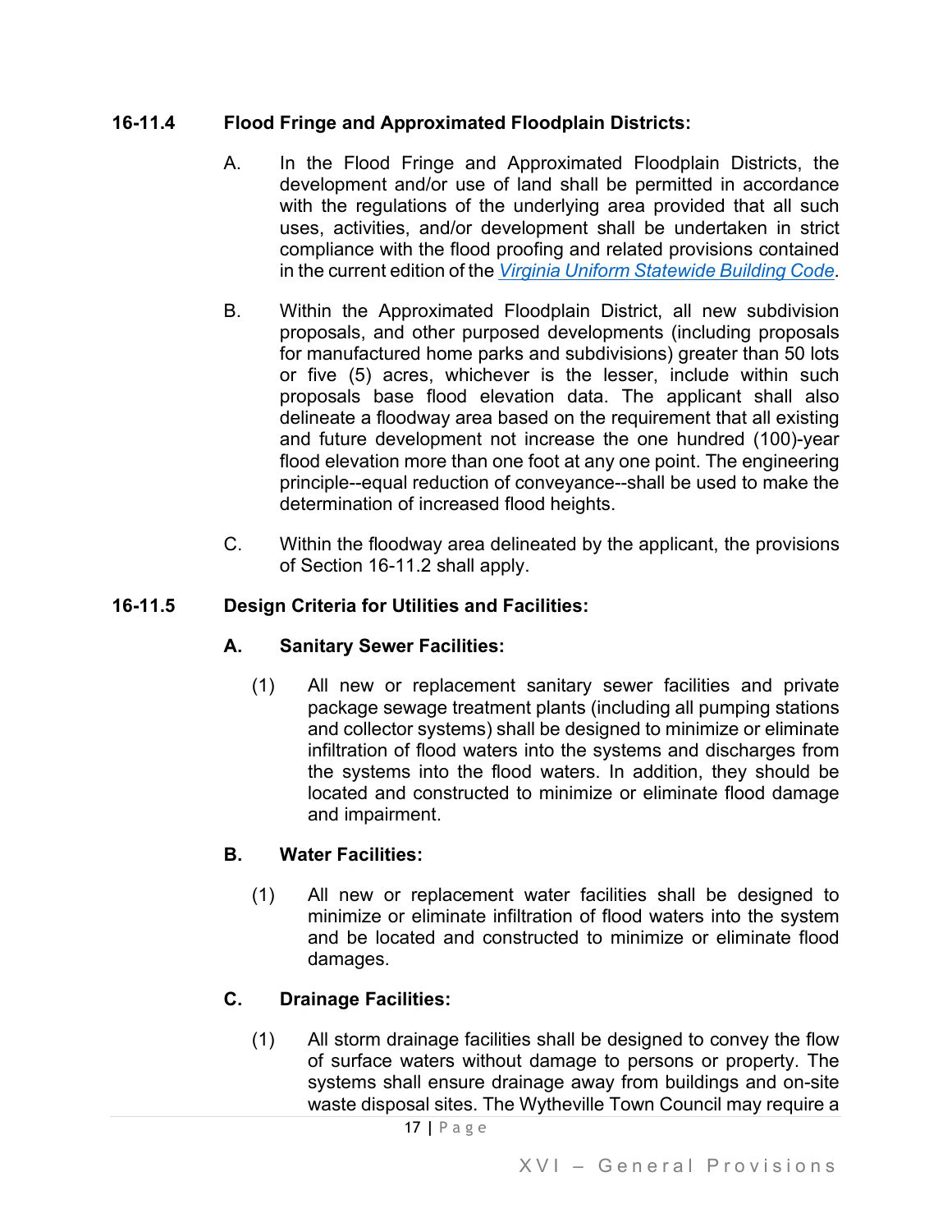**16-11.4 Flood Fringe and Approximated Floodplain Districts:**

A. In the Flood Fringe and Approximated Floodplain Districts, the development and/or use of land shall be permitted in accordance with the regulations of the underlying area provided that all such uses, activities, and/or development shall be undertaken in strict compliance with the flood proofing and related provisions contained in the current edition of the *Virginia Uniform Statewide Building Code*.

B. Within the Approximated Floodplain District, all new subdivision proposals, and other purposed developments (including proposals for manufactured home parks and subdivisions) greater than 50 lots or five (5) acres, whichever is the lesser, include within such proposals base flood elevation data. The applicant shall also delineate a floodway area based on the requirement that all existing and future development not increase the one hundred (100)-year flood elevation more than one foot at any one point. The engineering principle--equal reduction of conveyance--shall be used to make the determination of increased flood heights.

C. Within the floodway area delineated by the applicant, the provisions of Section 16-11.2 shall apply.

**16-11.5 Design Criteria for Utilities and Facilities:**

**A. Sanitary Sewer Facilities:**

(1) All new or replacement sanitary sewer facilities and private package sewage treatment plants (including all pumping stations and collector systems) shall be designed to minimize or eliminate infiltration of flood waters into the systems and discharges from the systems into the flood waters. In addition, they should be located and constructed to minimize or eliminate flood damage and impairment.

**B. Water Facilities:**

(1) All new or replacement water facilities shall be designed to minimize or eliminate infiltration of flood waters into the system and be located and constructed to minimize or eliminate flood damages.

**C. Drainage Facilities:**

(1) All storm drainage facilities shall be designed to convey the flow of surface waters without damage to persons or property. The systems shall ensure drainage away from buildings and on-site waste disposal sites. The Wytheville Town Council may require a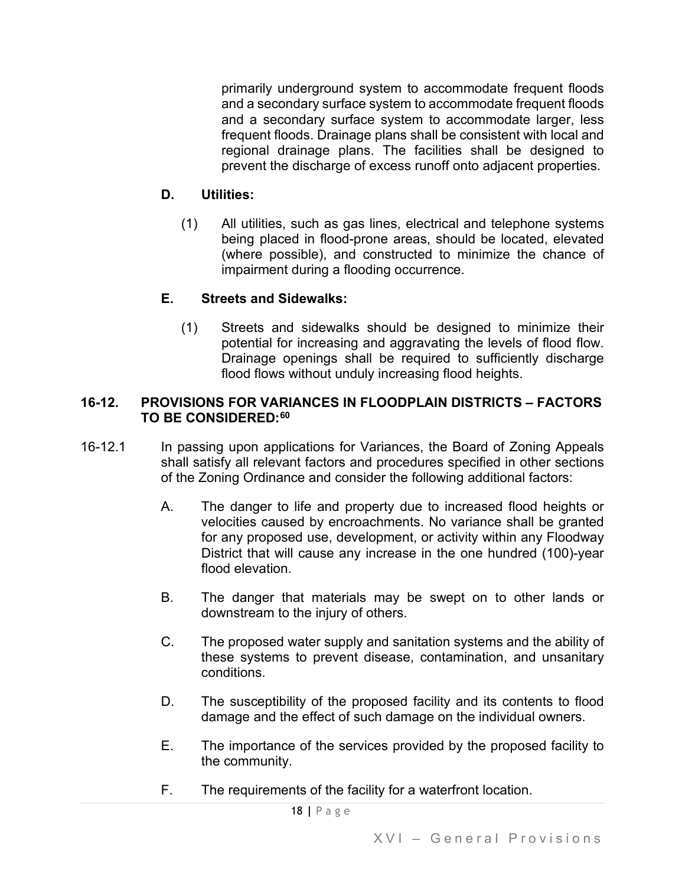primarily underground system to accommodate frequent floods and a secondary surface system to accommodate frequent floods and a secondary surface system to accommodate larger, less frequent floods. Drainage plans shall be consistent with local and regional drainage plans. The facilities shall be designed to prevent the discharge of excess runoff onto adjacent properties.

**D. Utilities:**

(1) All utilities, such as gas lines, electrical and telephone systems being placed in flood-prone areas, should be located, elevated (where possible), and constructed to minimize the chance of impairment during a flooding occurrence.

**E. Streets and Sidewalks:**

(1) Streets and sidewalks should be designed to minimize their potential for increasing and aggravating the levels of flood flow. Drainage openings shall be required to sufficiently discharge flood flows without unduly increasing flood heights.

### 16-12. PROVISIONS FOR VARIANCES IN FLOODPLAIN DISTRICTS – FACTORS TO BE CONSIDERED:[60]

16-12.1 In passing upon applications for Variances, the Board of Zoning Appeals shall satisfy all relevant factors and procedures specified in other sections of the Zoning Ordinance and consider the following additional factors:

A. The danger to life and property due to increased flood heights or velocities caused by encroachments. No variance shall be granted for any proposed use, development, or activity within any Floodway District that will cause any increase in the one hundred (100)-year flood elevation.

B. The danger that materials may be swept on to other lands or downstream to the injury of others.

C. The proposed water supply and sanitation systems and the ability of these systems to prevent disease, contamination, and unsanitary conditions.

D. The susceptibility of the proposed facility and its contents to flood damage and the effect of such damage on the individual owners.

E. The importance of the services provided by the proposed facility to the community.

F. The requirements of the facility for a waterfront location.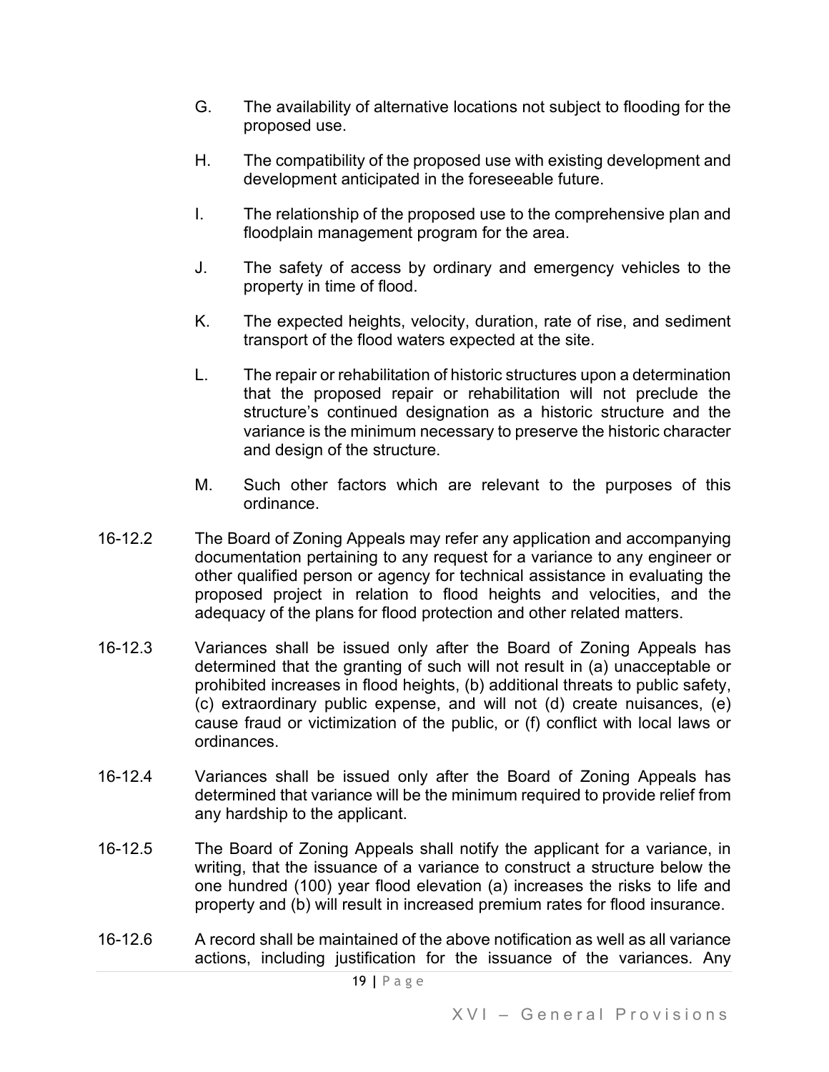G. The availability of alternative locations not subject to flooding for the proposed use.

H. The compatibility of the proposed use with existing development and development anticipated in the foreseeable future.

I. The relationship of the proposed use to the comprehensive plan and floodplain management program for the area.

J. The safety of access by ordinary and emergency vehicles to the property in time of flood.

K. The expected heights, velocity, duration, rate of rise, and sediment transport of the flood waters expected at the site.

L. The repair or rehabilitation of historic structures upon a determination that the proposed repair or rehabilitation will not preclude the structure's continued designation as a historic structure and the variance is the minimum necessary to preserve the historic character and design of the structure.

M. Such other factors which are relevant to the purposes of this ordinance.

16-12.2 The Board of Zoning Appeals may refer any application and accompanying documentation pertaining to any request for a variance to any engineer or other qualified person or agency for technical assistance in evaluating the proposed project in relation to flood heights and velocities, and the adequacy of the plans for flood protection and other related matters.

16-12.3 Variances shall be issued only after the Board of Zoning Appeals has determined that the granting of such will not result in (a) unacceptable or prohibited increases in flood heights, (b) additional threats to public safety, (c) extraordinary public expense, and will not (d) create nuisances, (e) cause fraud or victimization of the public, or (f) conflict with local laws or ordinances.

16-12.4 Variances shall be issued only after the Board of Zoning Appeals has determined that variance will be the minimum required to provide relief from any hardship to the applicant.

16-12.5 The Board of Zoning Appeals shall notify the applicant for a variance, in writing, that the issuance of a variance to construct a structure below the one hundred (100) year flood elevation (a) increases the risks to life and property and (b) will result in increased premium rates for flood insurance.

16-12.6 A record shall be maintained of the above notification as well as all variance actions, including justification for the issuance of the variances. Any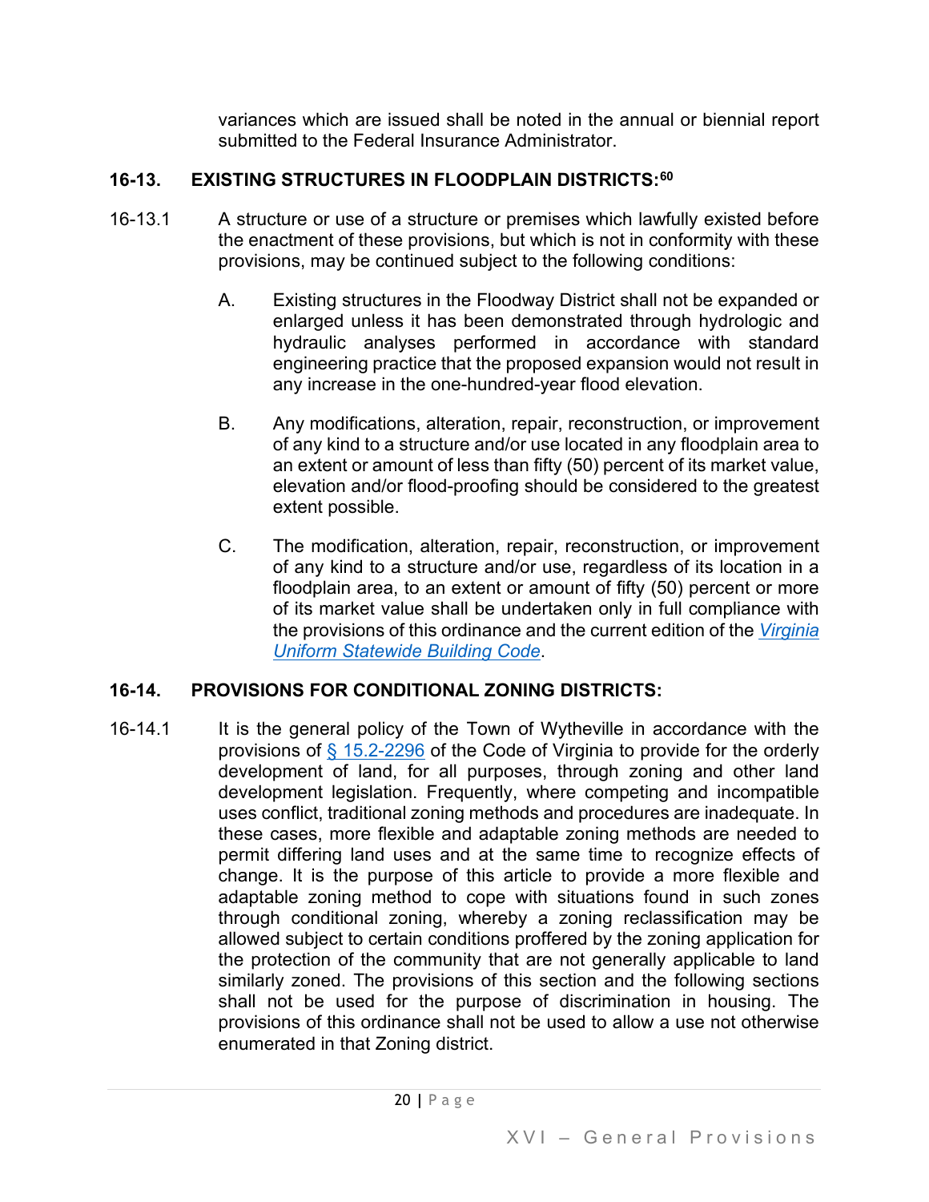variances which are issued shall be noted in the annual or biennial report submitted to the Federal Insurance Administrator.

## 16-13. EXISTING STRUCTURES IN FLOODPLAIN DISTRICTS:[60]

16-13.1 A structure or use of a structure or premises which lawfully existed before the enactment of these provisions, but which is not in conformity with these provisions, may be continued subject to the following conditions:

A. Existing structures in the Floodway District shall not be expanded or enlarged unless it has been demonstrated through hydrologic and hydraulic analyses performed in accordance with standard engineering practice that the proposed expansion would not result in any increase in the one-hundred-year flood elevation.

B. Any modifications, alteration, repair, reconstruction, or improvement of any kind to a structure and/or use located in any floodplain area to an extent or amount of less than fifty (50) percent of its market value, elevation and/or flood-proofing should be considered to the greatest extent possible.

C. The modification, alteration, repair, reconstruction, or improvement of any kind to a structure and/or use, regardless of its location in a floodplain area, to an extent or amount of fifty (50) percent or more of its market value shall be undertaken only in full compliance with the provisions of this ordinance and the current edition of the *Virginia Uniform Statewide Building Code*.

## 16-14. PROVISIONS FOR CONDITIONAL ZONING DISTRICTS:

16-14.1 It is the general policy of the Town of Wytheville in accordance with the provisions of § 15.2-2296 of the Code of Virginia to provide for the orderly development of land, for all purposes, through zoning and other land development legislation. Frequently, where competing and incompatible uses conflict, traditional zoning methods and procedures are inadequate. In these cases, more flexible and adaptable zoning methods are needed to permit differing land uses and at the same time to recognize effects of change. It is the purpose of this article to provide a more flexible and adaptable zoning method to cope with situations found in such zones through conditional zoning, whereby a zoning reclassification may be allowed subject to certain conditions proffered by the zoning application for the protection of the community that are not generally applicable to land similarly zoned. The provisions of this section and the following sections shall not be used for the purpose of discrimination in housing. The provisions of this ordinance shall not be used to allow a use not otherwise enumerated in that Zoning district.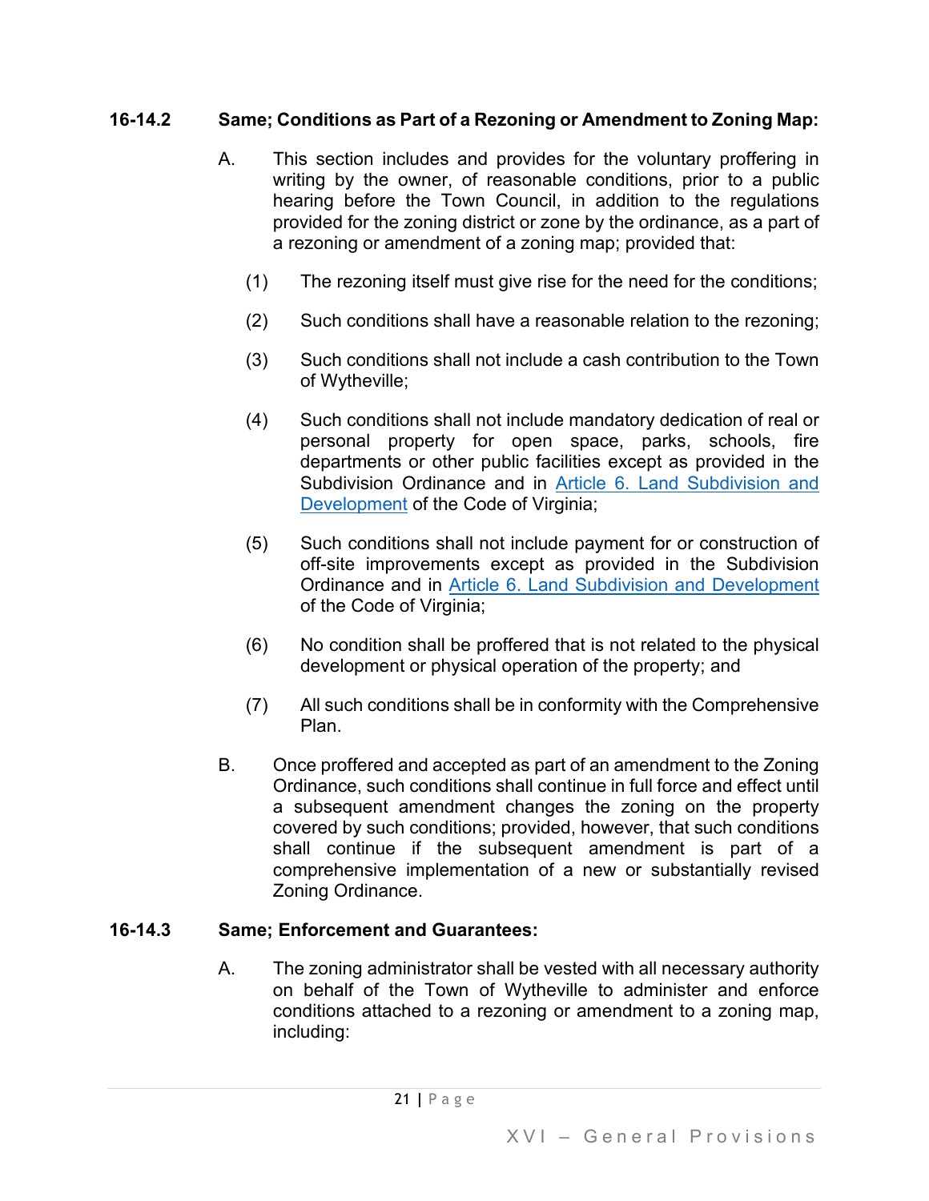**16-14.2 Same; Conditions as Part of a Rezoning or Amendment to Zoning Map:**

A. This section includes and provides for the voluntary proffering in writing by the owner, of reasonable conditions, prior to a public hearing before the Town Council, in addition to the regulations provided for the zoning district or zone by the ordinance, as a part of a rezoning or amendment of a zoning map; provided that:

(1) The rezoning itself must give rise for the need for the conditions;

(2) Such conditions shall have a reasonable relation to the rezoning;

(3) Such conditions shall not include a cash contribution to the Town of Wytheville;

(4) Such conditions shall not include mandatory dedication of real or personal property for open space, parks, schools, fire departments or other public facilities except as provided in the Subdivision Ordinance and in Article 6. Land Subdivision and Development of the Code of Virginia;

(5) Such conditions shall not include payment for or construction of off-site improvements except as provided in the Subdivision Ordinance and in Article 6. Land Subdivision and Development of the Code of Virginia;

(6) No condition shall be proffered that is not related to the physical development or physical operation of the property; and

(7) All such conditions shall be in conformity with the Comprehensive Plan.

B. Once proffered and accepted as part of an amendment to the Zoning Ordinance, such conditions shall continue in full force and effect until a subsequent amendment changes the zoning on the property covered by such conditions; provided, however, that such conditions shall continue if the subsequent amendment is part of a comprehensive implementation of a new or substantially revised Zoning Ordinance.

**16-14.3 Same; Enforcement and Guarantees:**

A. The zoning administrator shall be vested with all necessary authority on behalf of the Town of Wytheville to administer and enforce conditions attached to a rezoning or amendment to a zoning map, including: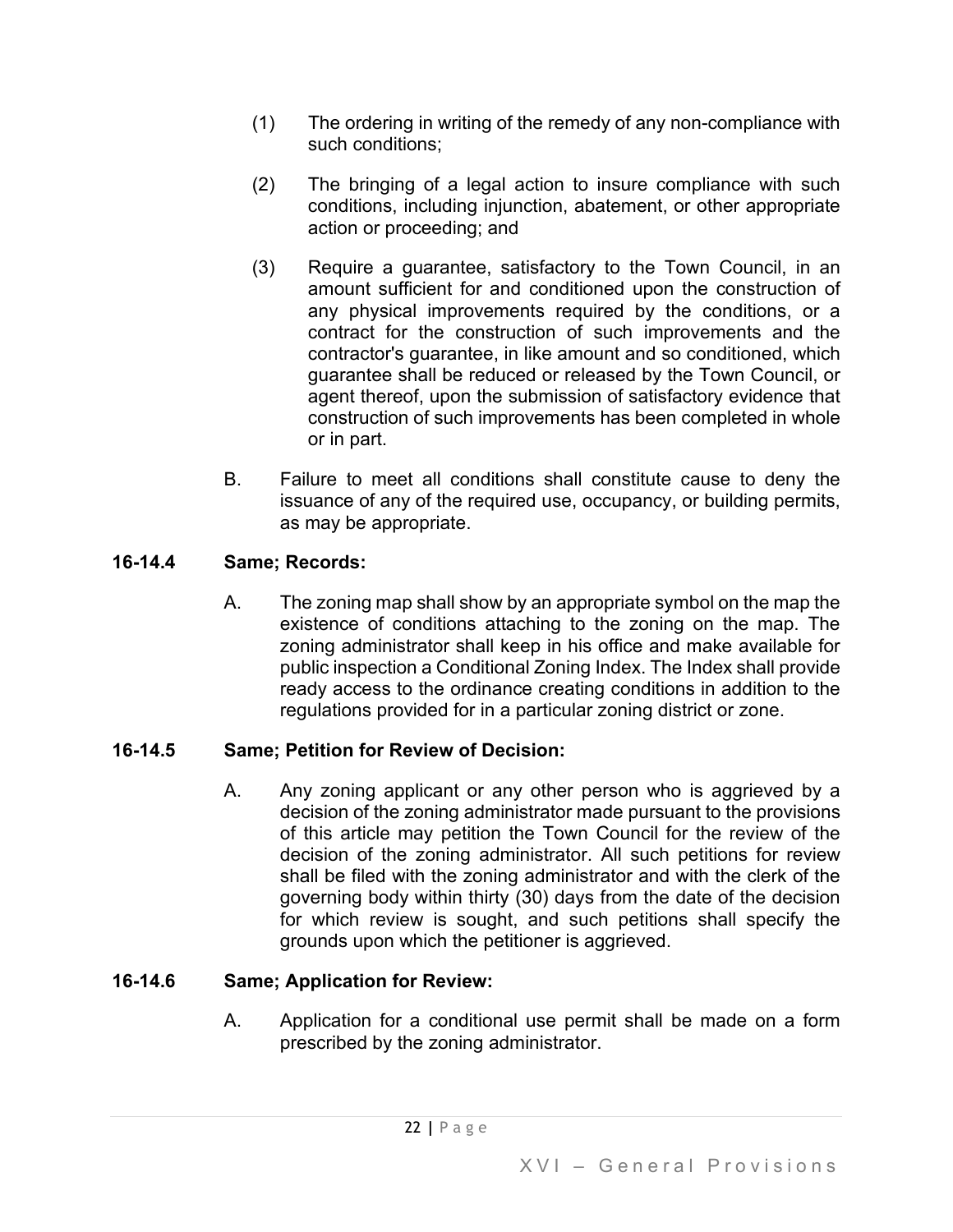(1) The ordering in writing of the remedy of any non-compliance with such conditions;

(2) The bringing of a legal action to insure compliance with such conditions, including injunction, abatement, or other appropriate action or proceeding; and

(3) Require a guarantee, satisfactory to the Town Council, in an amount sufficient for and conditioned upon the construction of any physical improvements required by the conditions, or a contract for the construction of such improvements and the contractor's guarantee, in like amount and so conditioned, which guarantee shall be reduced or released by the Town Council, or agent thereof, upon the submission of satisfactory evidence that construction of such improvements has been completed in whole or in part.

B. Failure to meet all conditions shall constitute cause to deny the issuance of any of the required use, occupancy, or building permits, as may be appropriate.

**16-14.4 Same; Records:**

A. The zoning map shall show by an appropriate symbol on the map the existence of conditions attaching to the zoning on the map. The zoning administrator shall keep in his office and make available for public inspection a Conditional Zoning Index. The Index shall provide ready access to the ordinance creating conditions in addition to the regulations provided for in a particular zoning district or zone.

**16-14.5 Same; Petition for Review of Decision:**

A. Any zoning applicant or any other person who is aggrieved by a decision of the zoning administrator made pursuant to the provisions of this article may petition the Town Council for the review of the decision of the zoning administrator. All such petitions for review shall be filed with the zoning administrator and with the clerk of the governing body within thirty (30) days from the date of the decision for which review is sought, and such petitions shall specify the grounds upon which the petitioner is aggrieved.

**16-14.6 Same; Application for Review:**

A. Application for a conditional use permit shall be made on a form prescribed by the zoning administrator.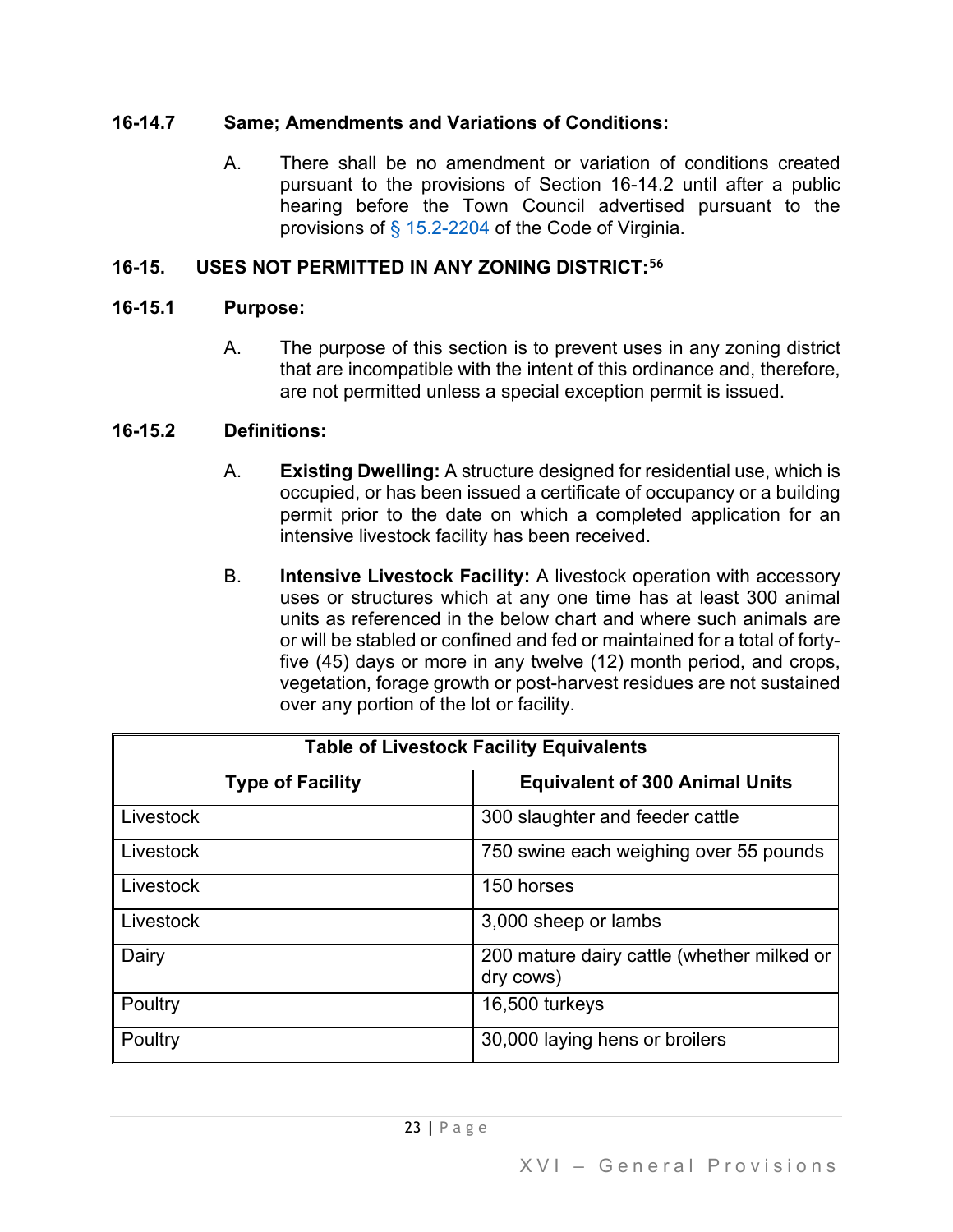### 16-14.7 Same; Amendments and Variations of Conditions:

A. There shall be no amendment or variation of conditions created pursuant to the provisions of Section 16-14.2 until after a public hearing before the Town Council advertised pursuant to the provisions of [§ 15.2-2204](#) of the Code of Virginia.

## 16-15. USES NOT PERMITTED IN ANY ZONING DISTRICT:[56]

### 16-15.1 Purpose:

A. The purpose of this section is to prevent uses in any zoning district that are incompatible with the intent of this ordinance and, therefore, are not permitted unless a special exception permit is issued.

### 16-15.2 Definitions:

A. **Existing Dwelling:** A structure designed for residential use, which is occupied, or has been issued a certificate of occupancy or a building permit prior to the date on which a completed application for an intensive livestock facility has been received.

B. **Intensive Livestock Facility:** A livestock operation with accessory uses or structures which at any one time has at least 300 animal units as referenced in the below chart and where such animals are or will be stabled or confined and fed or maintained for a total of forty-five (45) days or more in any twelve (12) month period, and crops, vegetation, forage growth or post-harvest residues are not sustained over any portion of the lot or facility.

| Table of Livestock Facility Equivalents | |
|---|---|
| **Type of Facility** | **Equivalent of 300 Animal Units** |
| Livestock | 300 slaughter and feeder cattle |
| Livestock | 750 swine each weighing over 55 pounds |
| Livestock | 150 horses |
| Livestock | 3,000 sheep or lambs |
| Dairy | 200 mature dairy cattle (whether milked or dry cows) |
| Poultry | 16,500 turkeys |
| Poultry | 30,000 laying hens or broilers |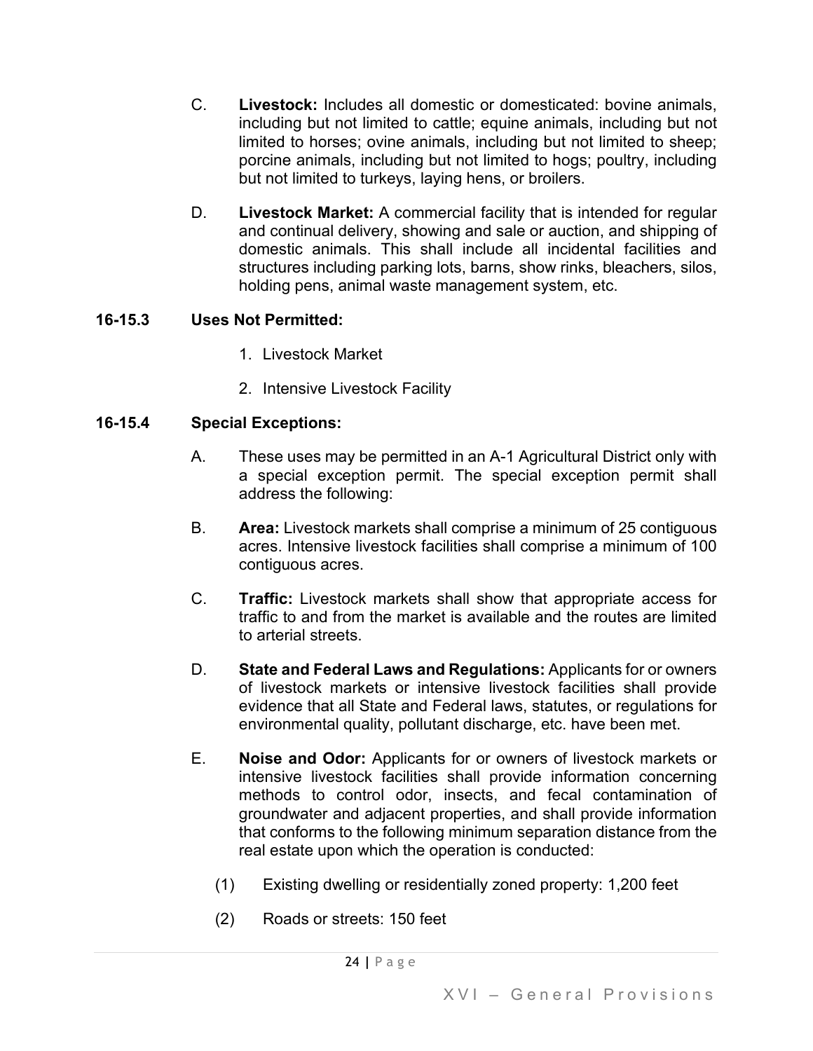C. **Livestock:** Includes all domestic or domesticated: bovine animals, including but not limited to cattle; equine animals, including but not limited to horses; ovine animals, including but not limited to sheep; porcine animals, including but not limited to hogs; poultry, including but not limited to turkeys, laying hens, or broilers.

D. **Livestock Market:** A commercial facility that is intended for regular and continual delivery, showing and sale or auction, and shipping of domestic animals. This shall include all incidental facilities and structures including parking lots, barns, show rinks, bleachers, silos, holding pens, animal waste management system, etc.

### 16-15.3 Uses Not Permitted:

1. Livestock Market
2. Intensive Livestock Facility

### 16-15.4 Special Exceptions:

A. These uses may be permitted in an A-1 Agricultural District only with a special exception permit. The special exception permit shall address the following:

B. **Area:** Livestock markets shall comprise a minimum of 25 contiguous acres. Intensive livestock facilities shall comprise a minimum of 100 contiguous acres.

C. **Traffic:** Livestock markets shall show that appropriate access for traffic to and from the market is available and the routes are limited to arterial streets.

D. **State and Federal Laws and Regulations:** Applicants for or owners of livestock markets or intensive livestock facilities shall provide evidence that all State and Federal laws, statutes, or regulations for environmental quality, pollutant discharge, etc. have been met.

E. **Noise and Odor:** Applicants for or owners of livestock markets or intensive livestock facilities shall provide information concerning methods to control odor, insects, and fecal contamination of groundwater and adjacent properties, and shall provide information that conforms to the following minimum separation distance from the real estate upon which the operation is conducted:

(1) Existing dwelling or residentially zoned property: 1,200 feet

(2) Roads or streets: 150 feet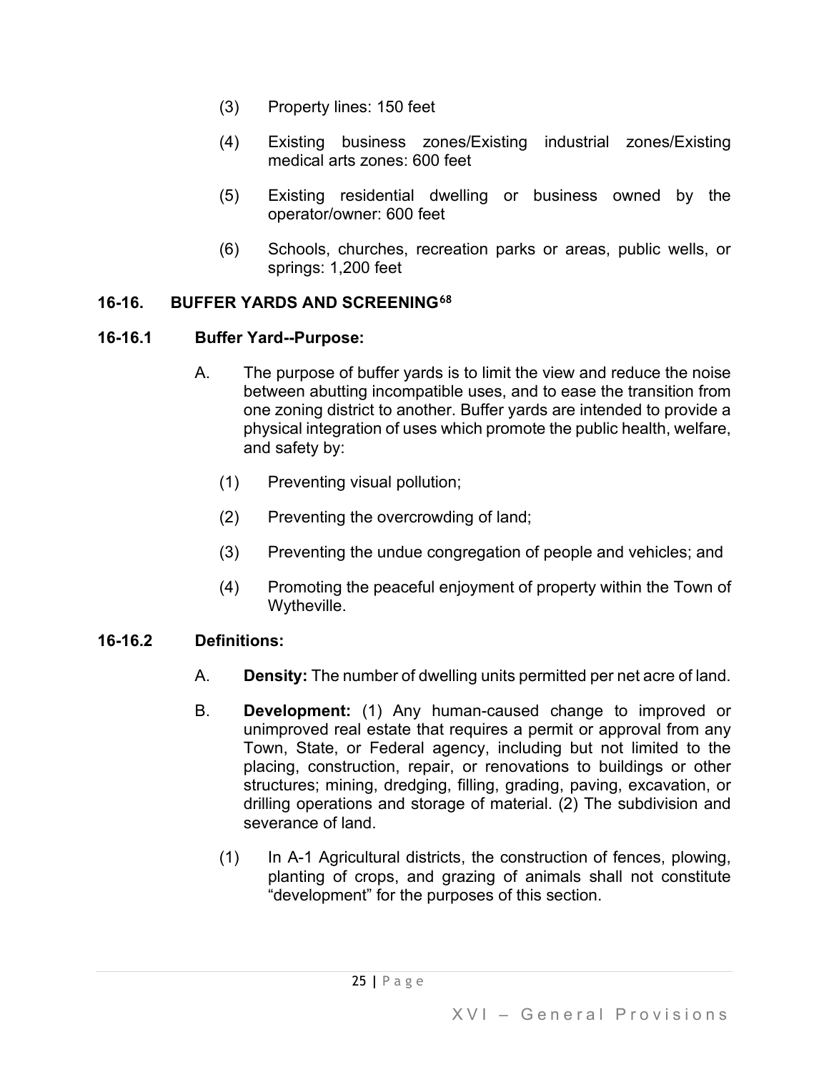(3) Property lines: 150 feet

(4) Existing business zones/Existing industrial zones/Existing medical arts zones: 600 feet

(5) Existing residential dwelling or business owned by the operator/owner: 600 feet

(6) Schools, churches, recreation parks or areas, public wells, or springs: 1,200 feet

## 16-16. BUFFER YARDS AND SCREENING[68]

### 16-16.1 Buffer Yard--Purpose:

A. The purpose of buffer yards is to limit the view and reduce the noise between abutting incompatible uses, and to ease the transition from one zoning district to another. Buffer yards are intended to provide a physical integration of uses which promote the public health, welfare, and safety by:

(1) Preventing visual pollution;

(2) Preventing the overcrowding of land;

(3) Preventing the undue congregation of people and vehicles; and

(4) Promoting the peaceful enjoyment of property within the Town of Wytheville.

### 16-16.2 Definitions:

A. **Density:** The number of dwelling units permitted per net acre of land.

B. **Development:** (1) Any human-caused change to improved or unimproved real estate that requires a permit or approval from any Town, State, or Federal agency, including but not limited to the placing, construction, repair, or renovations to buildings or other structures; mining, dredging, filling, grading, paving, excavation, or drilling operations and storage of material. (2) The subdivision and severance of land.

(1) In A-1 Agricultural districts, the construction of fences, plowing, planting of crops, and grazing of animals shall not constitute "development" for the purposes of this section.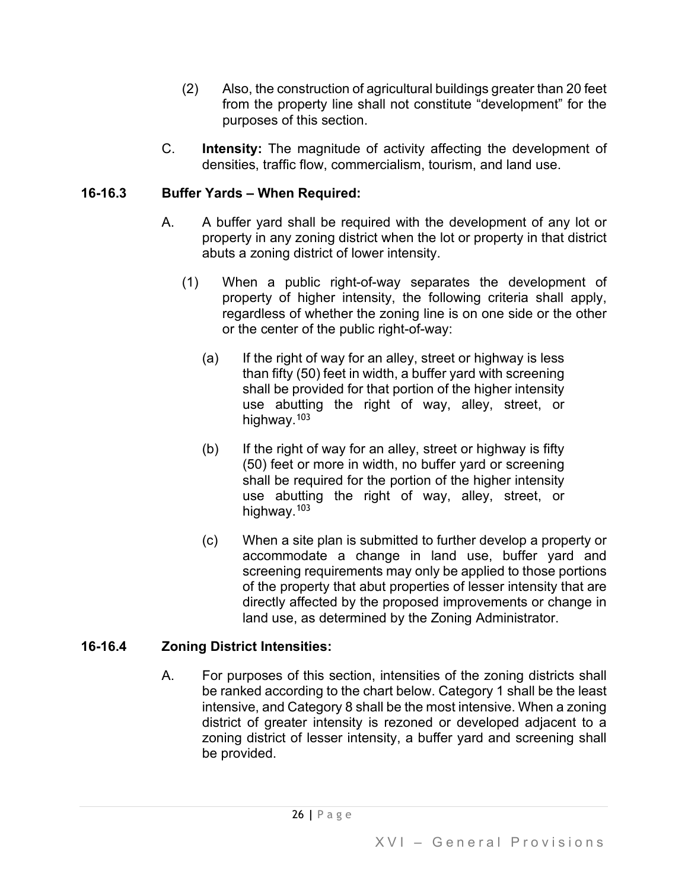(2) Also, the construction of agricultural buildings greater than 20 feet from the property line shall not constitute “development” for the purposes of this section.

C. **Intensity:** The magnitude of activity affecting the development of densities, traffic flow, commercialism, tourism, and land use.

## 16-16.3 Buffer Yards – When Required:

A. A buffer yard shall be required with the development of any lot or property in any zoning district when the lot or property in that district abuts a zoning district of lower intensity.

(1) When a public right-of-way separates the development of property of higher intensity, the following criteria shall apply, regardless of whether the zoning line is on one side or the other or the center of the public right-of-way:

(a) If the right of way for an alley, street or highway is less than fifty (50) feet in width, a buffer yard with screening shall be provided for that portion of the higher intensity use abutting the right of way, alley, street, or highway.[103]

(b) If the right of way for an alley, street or highway is fifty (50) feet or more in width, no buffer yard or screening shall be required for the portion of the higher intensity use abutting the right of way, alley, street, or highway.[103]

(c) When a site plan is submitted to further develop a property or accommodate a change in land use, buffer yard and screening requirements may only be applied to those portions of the property that abut properties of lesser intensity that are directly affected by the proposed improvements or change in land use, as determined by the Zoning Administrator.

## 16-16.4 Zoning District Intensities:

A. For purposes of this section, intensities of the zoning districts shall be ranked according to the chart below. Category 1 shall be the least intensive, and Category 8 shall be the most intensive. When a zoning district of greater intensity is rezoned or developed adjacent to a zoning district of lesser intensity, a buffer yard and screening shall be provided.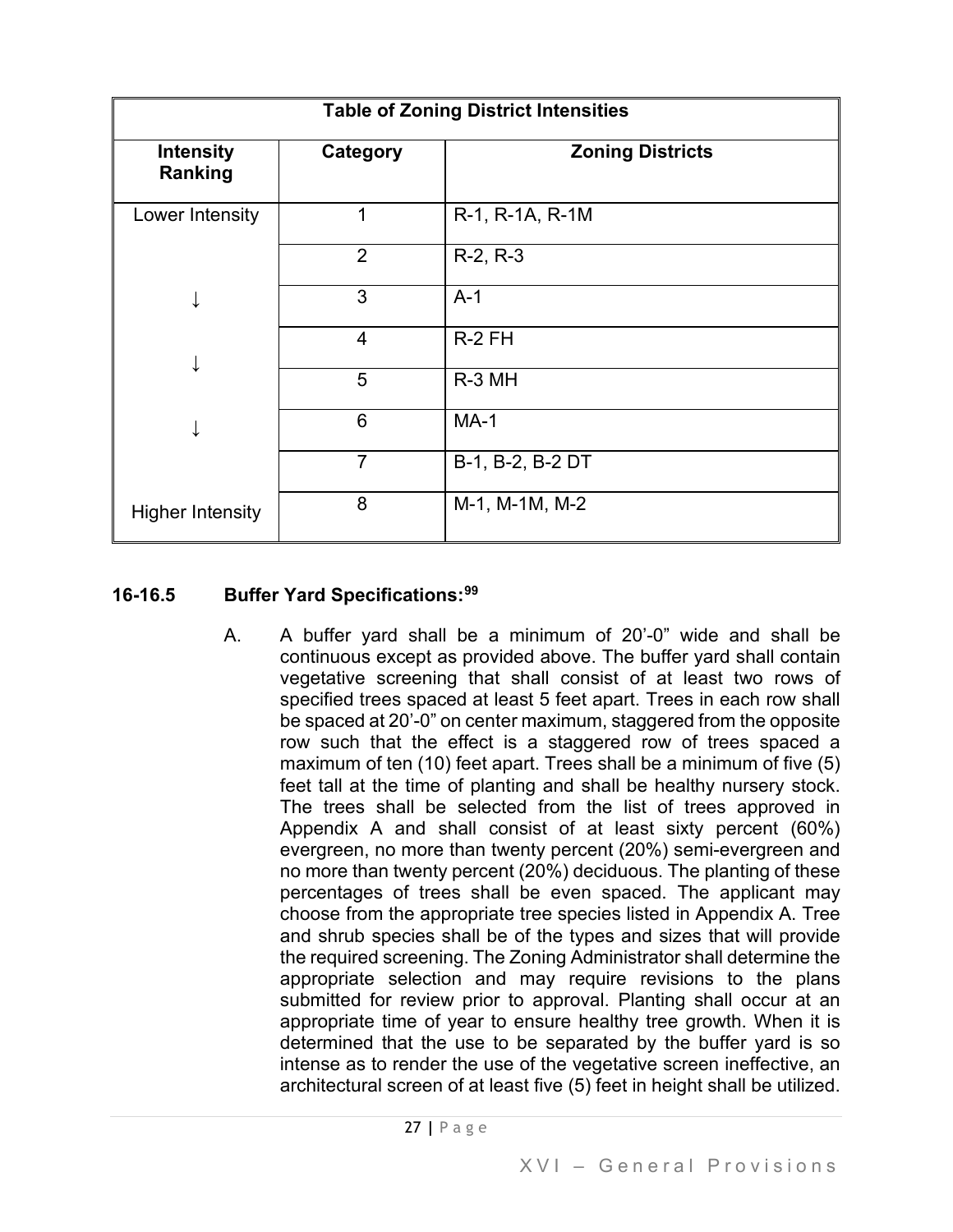| Table of Zoning District Intensities | | |
|---|---|---|
| **Intensity Ranking** | **Category** | **Zoning Districts** |
| Lower Intensity | 1 | R-1, R-1A, R-1M |
| | 2 | R-2, R-3 |
| ↓ | 3 | A-1 |
| | 4 | R-2 FH |
| ↓ | 5 | R-3 MH |
| ↓ | 6 | MA-1 |
| | 7 | B-1, B-2, B-2 DT |
| Higher Intensity | 8 | M-1, M-1M, M-2 |

**16-16.5 Buffer Yard Specifications:**[99]

A. A buffer yard shall be a minimum of 20'-0" wide and shall be continuous except as provided above. The buffer yard shall contain vegetative screening that shall consist of at least two rows of specified trees spaced at least 5 feet apart. Trees in each row shall be spaced at 20'-0" on center maximum, staggered from the opposite row such that the effect is a staggered row of trees spaced a maximum of ten (10) feet apart. Trees shall be a minimum of five (5) feet tall at the time of planting and shall be healthy nursery stock. The trees shall be selected from the list of trees approved in Appendix A and shall consist of at least sixty percent (60%) evergreen, no more than twenty percent (20%) semi-evergreen and no more than twenty percent (20%) deciduous. The planting of these percentages of trees shall be even spaced. The applicant may choose from the appropriate tree species listed in Appendix A. Tree and shrub species shall be of the types and sizes that will provide the required screening. The Zoning Administrator shall determine the appropriate selection and may require revisions to the plans submitted for review prior to approval. Planting shall occur at an appropriate time of year to ensure healthy tree growth. When it is determined that the use to be separated by the buffer yard is so intense as to render the use of the vegetative screen ineffective, an architectural screen of at least five (5) feet in height shall be utilized.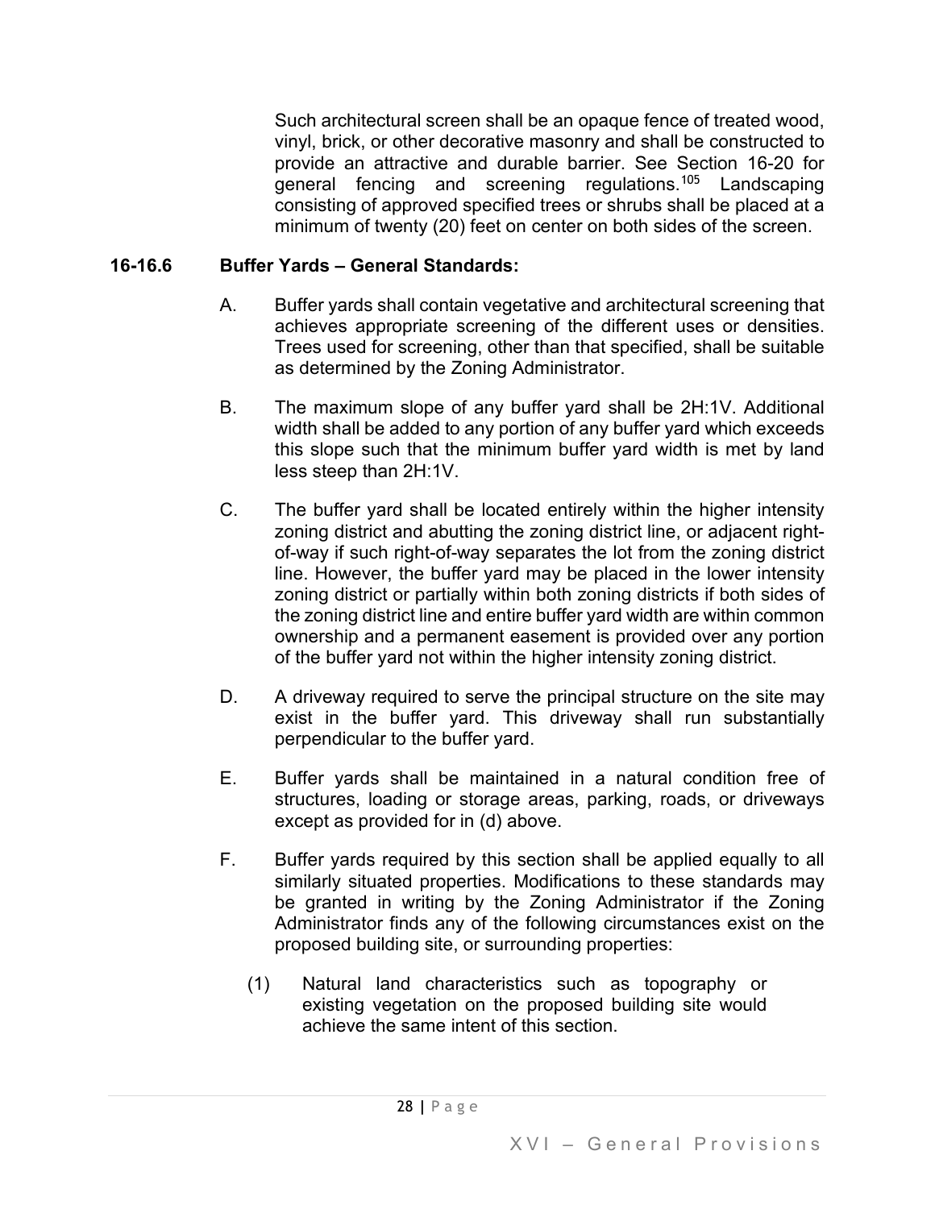Such architectural screen shall be an opaque fence of treated wood, vinyl, brick, or other decorative masonry and shall be constructed to provide an attractive and durable barrier. See Section 16-20 for general fencing and screening regulations.[105] Landscaping consisting of approved specified trees or shrubs shall be placed at a minimum of twenty (20) feet on center on both sides of the screen.

### 16-16.6 Buffer Yards – General Standards:

A. Buffer yards shall contain vegetative and architectural screening that achieves appropriate screening of the different uses or densities. Trees used for screening, other than that specified, shall be suitable as determined by the Zoning Administrator.

B. The maximum slope of any buffer yard shall be 2H:1V. Additional width shall be added to any portion of any buffer yard which exceeds this slope such that the minimum buffer yard width is met by land less steep than 2H:1V.

C. The buffer yard shall be located entirely within the higher intensity zoning district and abutting the zoning district line, or adjacent right-of-way if such right-of-way separates the lot from the zoning district line. However, the buffer yard may be placed in the lower intensity zoning district or partially within both zoning districts if both sides of the zoning district line and entire buffer yard width are within common ownership and a permanent easement is provided over any portion of the buffer yard not within the higher intensity zoning district.

D. A driveway required to serve the principal structure on the site may exist in the buffer yard. This driveway shall run substantially perpendicular to the buffer yard.

E. Buffer yards shall be maintained in a natural condition free of structures, loading or storage areas, parking, roads, or driveways except as provided for in (d) above.

F. Buffer yards required by this section shall be applied equally to all similarly situated properties. Modifications to these standards may be granted in writing by the Zoning Administrator if the Zoning Administrator finds any of the following circumstances exist on the proposed building site, or surrounding properties:

   (1) Natural land characteristics such as topography or existing vegetation on the proposed building site would achieve the same intent of this section.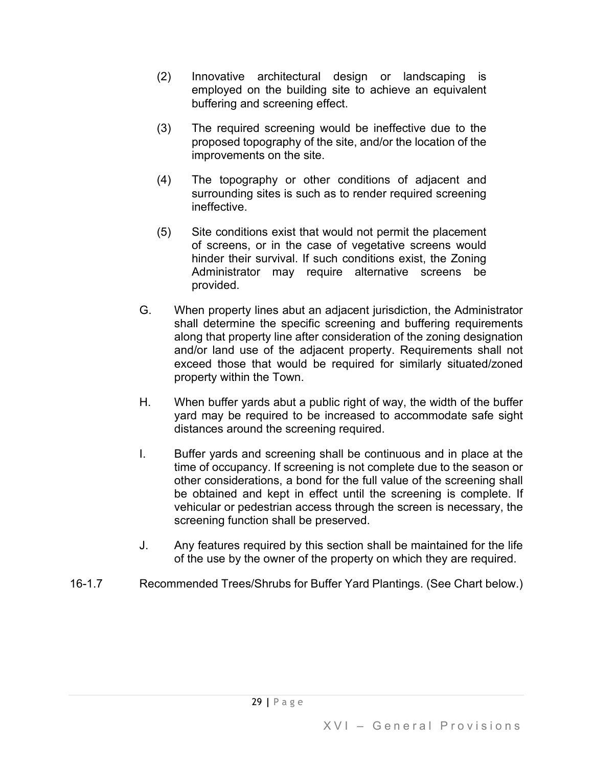(2) Innovative architectural design or landscaping is employed on the building site to achieve an equivalent buffering and screening effect.

(3) The required screening would be ineffective due to the proposed topography of the site, and/or the location of the improvements on the site.

(4) The topography or other conditions of adjacent and surrounding sites is such as to render required screening ineffective.

(5) Site conditions exist that would not permit the placement of screens, or in the case of vegetative screens would hinder their survival. If such conditions exist, the Zoning Administrator may require alternative screens be provided.

G. When property lines abut an adjacent jurisdiction, the Administrator shall determine the specific screening and buffering requirements along that property line after consideration of the zoning designation and/or land use of the adjacent property. Requirements shall not exceed those that would be required for similarly situated/zoned property within the Town.

H. When buffer yards abut a public right of way, the width of the buffer yard may be required to be increased to accommodate safe sight distances around the screening required.

I. Buffer yards and screening shall be continuous and in place at the time of occupancy. If screening is not complete due to the season or other considerations, a bond for the full value of the screening shall be obtained and kept in effect until the screening is complete. If vehicular or pedestrian access through the screen is necessary, the screening function shall be preserved.

J. Any features required by this section shall be maintained for the life of the use by the owner of the property on which they are required.

16-1.7 Recommended Trees/Shrubs for Buffer Yard Plantings. (See Chart below.)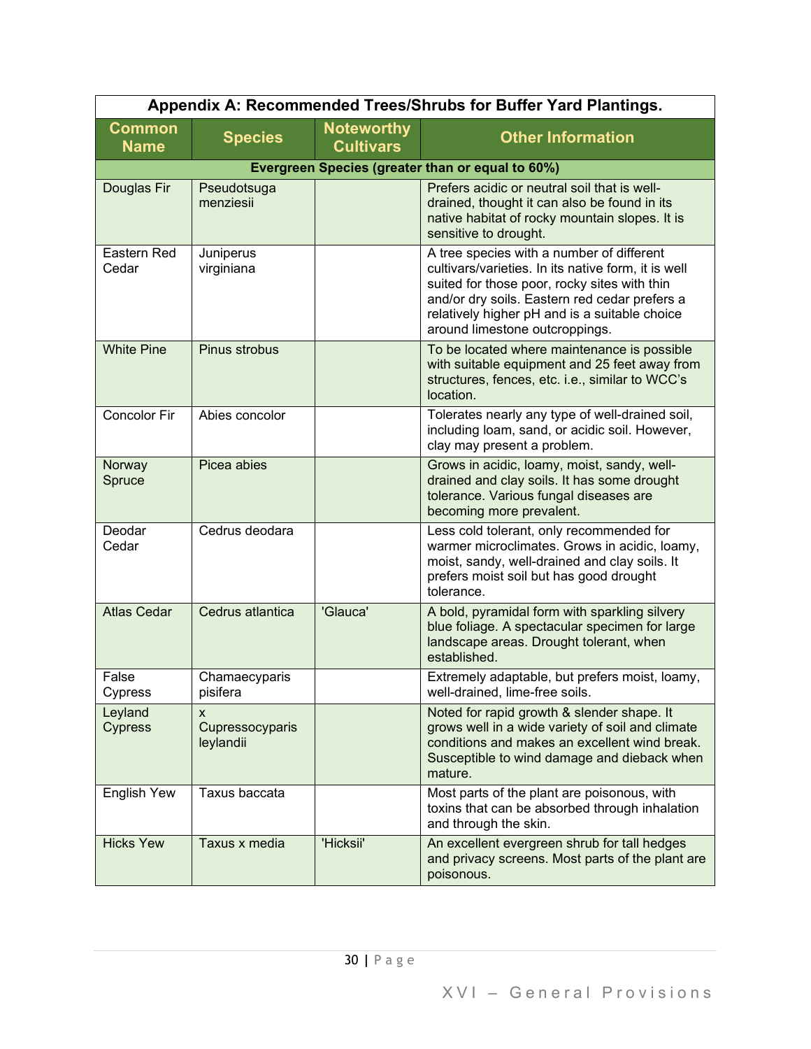**Appendix A: Recommended Trees/Shrubs for Buffer Yard Plantings.**

| Common Name | Species | Noteworthy Cultivars | Other Information |
|---|---|---|---|
| **Evergreen Species (greater than or equal to 60%)** | | | |
| Douglas Fir | Pseudotsuga menziesii | | Prefers acidic or neutral soil that is well-drained, thought it can also be found in its native habitat of rocky mountain slopes. It is sensitive to drought. |
| Eastern Red Cedar | Juniperus virginiana | | A tree species with a number of different cultivars/varieties. In its native form, it is well suited for those poor, rocky sites with thin and/or dry soils. Eastern red cedar prefers a relatively higher pH and is a suitable choice around limestone outcroppings. |
| White Pine | Pinus strobus | | To be located where maintenance is possible with suitable equipment and 25 feet away from structures, fences, etc. i.e., similar to WCC's location. |
| Concolor Fir | Abies concolor | | Tolerates nearly any type of well-drained soil, including loam, sand, or acidic soil. However, clay may present a problem. |
| Norway Spruce | Picea abies | | Grows in acidic, loamy, moist, sandy, well-drained and clay soils. It has some drought tolerance. Various fungal diseases are becoming more prevalent. |
| Deodar Cedar | Cedrus deodara | | Less cold tolerant, only recommended for warmer microclimates. Grows in acidic, loamy, moist, sandy, well-drained and clay soils. It prefers moist soil but has good drought tolerance. |
| Atlas Cedar | Cedrus atlantica | 'Glauca' | A bold, pyramidal form with sparkling silvery blue foliage. A spectacular specimen for large landscape areas. Drought tolerant, when established. |
| False Cypress | Chamaecyparis pisifera | | Extremely adaptable, but prefers moist, loamy, well-drained, lime-free soils. |
| Leyland Cypress | x Cupressocyparis leylandii | | Noted for rapid growth & slender shape. It grows well in a wide variety of soil and climate conditions and makes an excellent wind break. Susceptible to wind damage and dieback when mature. |
| English Yew | Taxus baccata | | Most parts of the plant are poisonous, with toxins that can be absorbed through inhalation and through the skin. |
| Hicks Yew | Taxus x media | 'Hicksii' | An excellent evergreen shrub for tall hedges and privacy screens. Most parts of the plant are poisonous. |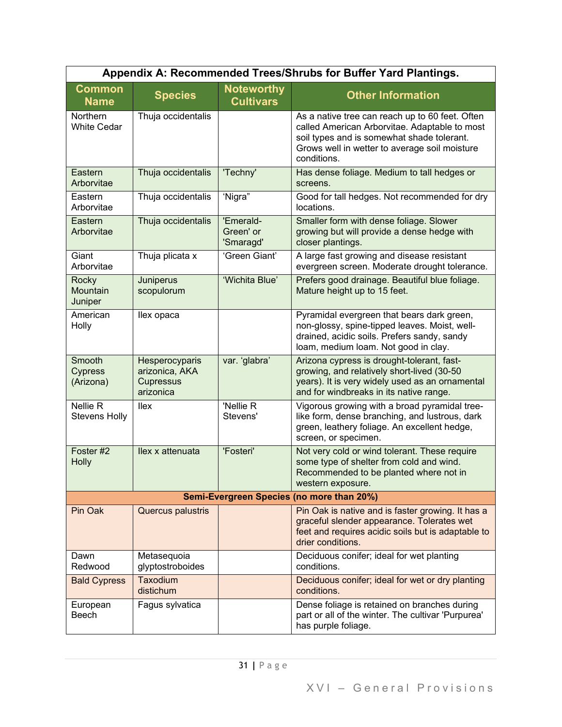| Appendix A: Recommended Trees/Shrubs for Buffer Yard Plantings. | | | |
|---|---|---|---|
| **Common Name** | **Species** | **Noteworthy Cultivars** | **Other Information** |
| Northern White Cedar | Thuja occidentalis | | As a native tree can reach up to 60 feet. Often called American Arborvitae. Adaptable to most soil types and is somewhat shade tolerant. Grows well in wetter to average soil moisture conditions. |
| Eastern Arborvitae | Thuja occidentalis | 'Techny' | Has dense foliage. Medium to tall hedges or screens. |
| Eastern Arborvitae | Thuja occidentalis | 'Nigra" | Good for tall hedges. Not recommended for dry locations. |
| Eastern Arborvitae | Thuja occidentalis | 'Emerald-Green' or 'Smaragd' | Smaller form with dense foliage. Slower growing but will provide a dense hedge with closer plantings. |
| Giant Arborvitae | Thuja plicata x | 'Green Giant' | A large fast growing and disease resistant evergreen screen. Moderate drought tolerance. |
| Rocky Mountain Juniper | Juniperus scopulorum | 'Wichita Blue' | Prefers good drainage. Beautiful blue foliage. Mature height up to 15 feet. |
| American Holly | Ilex opaca | | Pyramidal evergreen that bears dark green, non-glossy, spine-tipped leaves. Moist, well-drained, acidic soils. Prefers sandy, sandy loam, medium loam. Not good in clay. |
| Smooth Cypress (Arizona) | Hesperocyparis arizonica, AKA Cupressus arizonica | var. 'glabra' | Arizona cypress is drought-tolerant, fast-growing, and relatively short-lived (30-50 years). It is very widely used as an ornamental and for windbreaks in its native range. |
| Nellie R Stevens Holly | Ilex | 'Nellie R Stevens' | Vigorous growing with a broad pyramidal tree-like form, dense branching, and lustrous, dark green, leathery foliage. An excellent hedge, screen, or specimen. |
| Foster #2 Holly | Ilex x attenuata | 'Fosteri' | Not very cold or wind tolerant. These require some type of shelter from cold and wind. Recommended to be planted where not in western exposure. |
| **Semi-Evergreen Species (no more than 20%)** | | | |
| Pin Oak | Quercus palustris | | Pin Oak is native and is faster growing. It has a graceful slender appearance. Tolerates wet feet and requires acidic soils but is adaptable to drier conditions. |
| Dawn Redwood | Metasequoia glyptostroboides | | Deciduous conifer; ideal for wet planting conditions. |
| Bald Cypress | Taxodium distichum | | Deciduous conifer; ideal for wet or dry planting conditions. |
| European Beech | Fagus sylvatica | | Dense foliage is retained on branches during part or all of the winter. The cultivar 'Purpurea' has purple foliage. |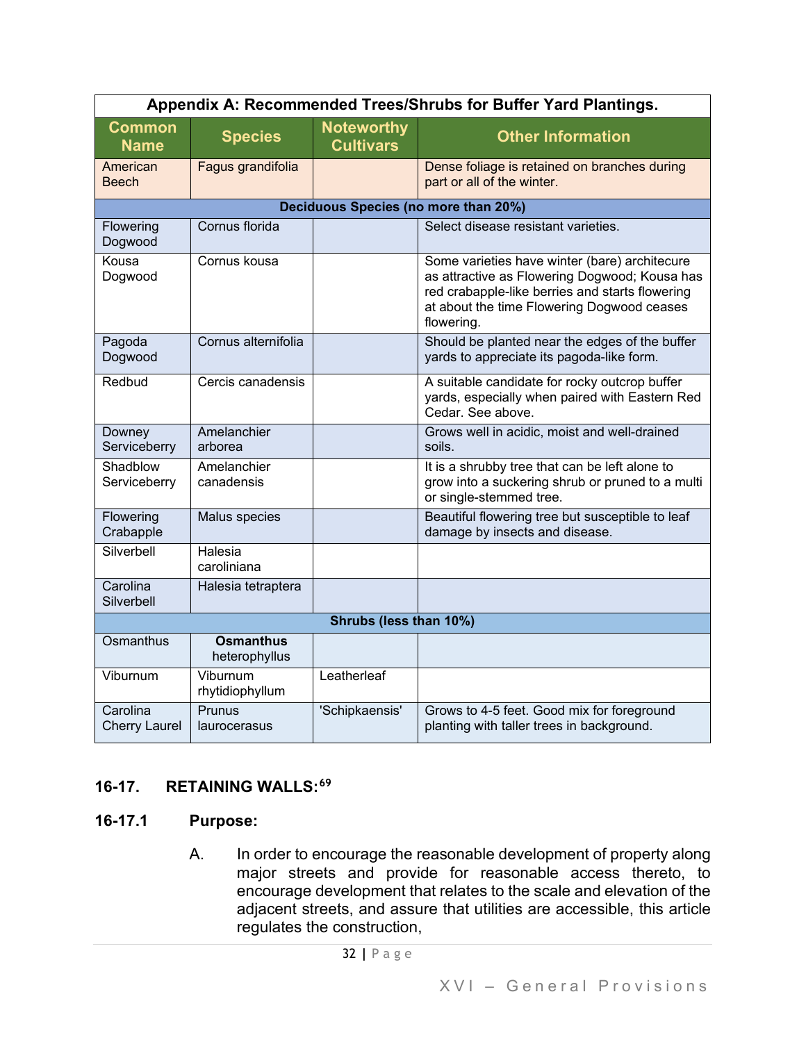| Appendix A: Recommended Trees/Shrubs for Buffer Yard Plantings. | | | |
|---|---|---|---|
| **Common Name** | **Species** | **Noteworthy Cultivars** | **Other Information** |
| American Beech | Fagus grandifolia | | Dense foliage is retained on branches during part or all of the winter. |
| **Deciduous Species (no more than 20%)** | | | |
| Flowering Dogwood | Cornus florida | | Select disease resistant varieties. |
| Kousa Dogwood | Cornus kousa | | Some varieties have winter (bare) architecure as attractive as Flowering Dogwood; Kousa has red crabapple-like berries and starts flowering at about the time Flowering Dogwood ceases flowering. |
| Pagoda Dogwood | Cornus alternifolia | | Should be planted near the edges of the buffer yards to appreciate its pagoda-like form. |
| Redbud | Cercis canadensis | | A suitable candidate for rocky outcrop buffer yards, especially when paired with Eastern Red Cedar. See above. |
| Downey Serviceberry | Amelanchier arborea | | Grows well in acidic, moist and well-drained soils. |
| Shadblow Serviceberry | Amelanchier canadensis | | It is a shrubby tree that can be left alone to grow into a suckering shrub or pruned to a multi or single-stemmed tree. |
| Flowering Crabapple | Malus species | | Beautiful flowering tree but susceptible to leaf damage by insects and disease. |
| Silverbell | Halesia caroliniana | | |
| Carolina Silverbell | Halesia tetraptera | | |
| **Shrubs (less than 10%)** | | | |
| Osmanthus | **Osmanthus** heterophyllus | | |
| Viburnum | Viburnum rhytidiophyllum | Leatherleaf | |
| Carolina Cherry Laurel | Prunus laurocerasus | 'Schipkaensis' | Grows to 4-5 feet. Good mix for foreground planting with taller trees in background. |

## 16-17. RETAINING WALLS:[69]

### 16-17.1 Purpose:

A. In order to encourage the reasonable development of property along major streets and provide for reasonable access thereto, to encourage development that relates to the scale and elevation of the adjacent streets, and assure that utilities are accessible, this article regulates the construction,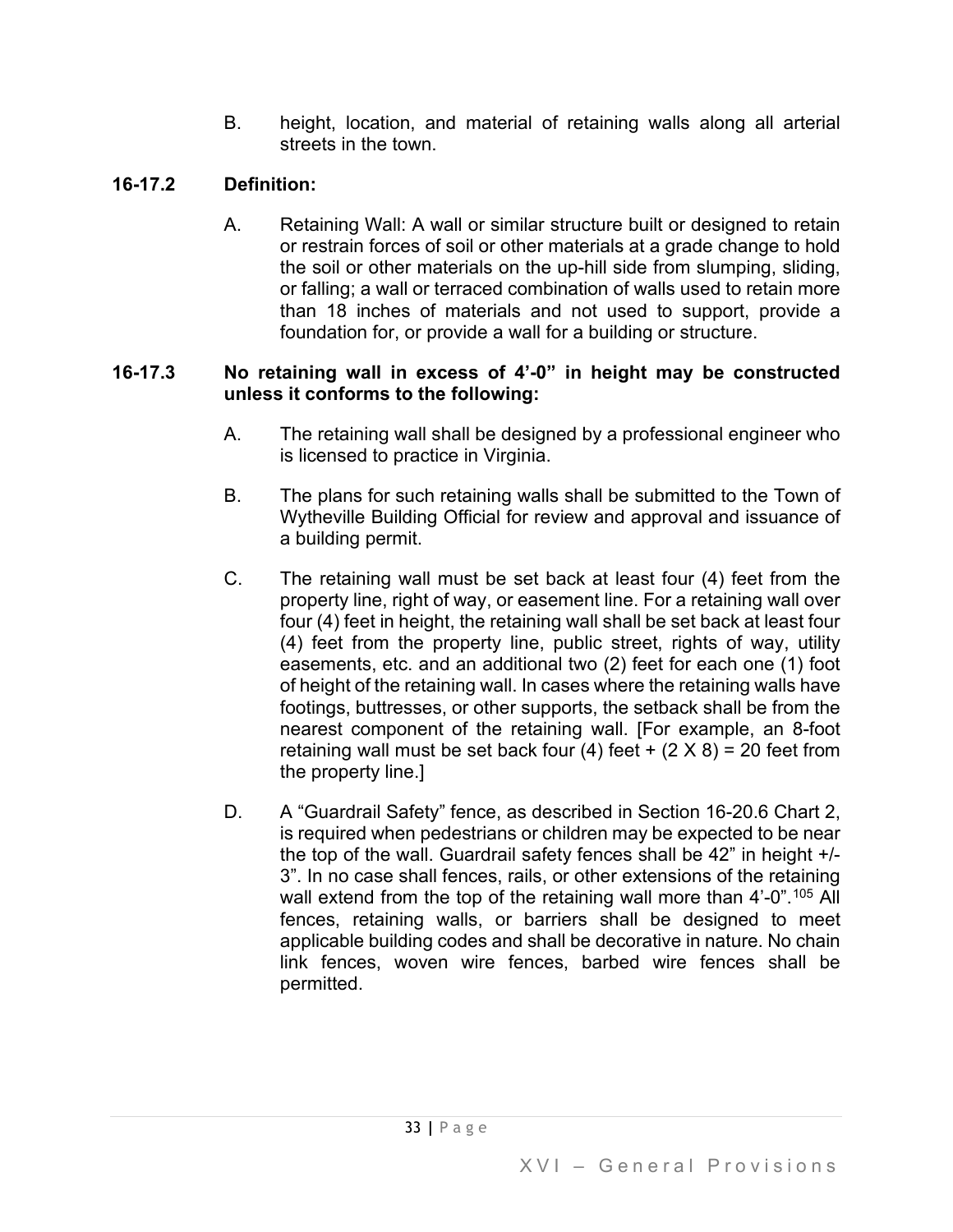B. height, location, and material of retaining walls along all arterial streets in the town.

### 16-17.2 Definition:

A. Retaining Wall: A wall or similar structure built or designed to retain or restrain forces of soil or other materials at a grade change to hold the soil or other materials on the up-hill side from slumping, sliding, or falling; a wall or terraced combination of walls used to retain more than 18 inches of materials and not used to support, provide a foundation for, or provide a wall for a building or structure.

### 16-17.3 No retaining wall in excess of 4'-0" in height may be constructed unless it conforms to the following:

A. The retaining wall shall be designed by a professional engineer who is licensed to practice in Virginia.

B. The plans for such retaining walls shall be submitted to the Town of Wytheville Building Official for review and approval and issuance of a building permit.

C. The retaining wall must be set back at least four (4) feet from the property line, right of way, or easement line. For a retaining wall over four (4) feet in height, the retaining wall shall be set back at least four (4) feet from the property line, public street, rights of way, utility easements, etc. and an additional two (2) feet for each one (1) foot of height of the retaining wall. In cases where the retaining walls have footings, buttresses, or other supports, the setback shall be from the nearest component of the retaining wall. [For example, an 8-foot retaining wall must be set back four (4) feet + (2 X 8) = 20 feet from the property line.]

D. A "Guardrail Safety" fence, as described in Section 16-20.6 Chart 2, is required when pedestrians or children may be expected to be near the top of the wall. Guardrail safety fences shall be 42" in height +/- 3". In no case shall fences, rails, or other extensions of the retaining wall extend from the top of the retaining wall more than 4'-0".[105] All fences, retaining walls, or barriers shall be designed to meet applicable building codes and shall be decorative in nature. No chain link fences, woven wire fences, barbed wire fences shall be permitted.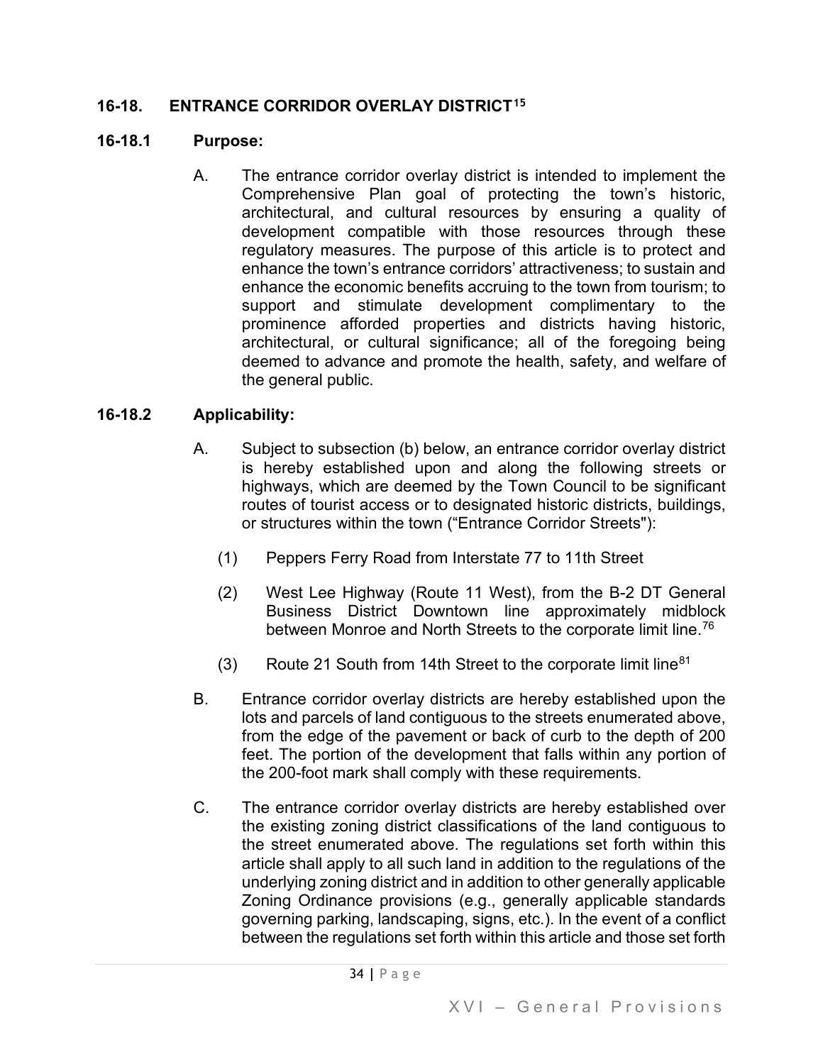## 16-18. ENTRANCE CORRIDOR OVERLAY DISTRICT[15]

### 16-18.1 Purpose:

A. The entrance corridor overlay district is intended to implement the Comprehensive Plan goal of protecting the town's historic, architectural, and cultural resources by ensuring a quality of development compatible with those resources through these regulatory measures. The purpose of this article is to protect and enhance the town's entrance corridors' attractiveness; to sustain and enhance the economic benefits accruing to the town from tourism; to support and stimulate development complimentary to the prominence afforded properties and districts having historic, architectural, or cultural significance; all of the foregoing being deemed to advance and promote the health, safety, and welfare of the general public.

### 16-18.2 Applicability:

A. Subject to subsection (b) below, an entrance corridor overlay district is hereby established upon and along the following streets or highways, which are deemed by the Town Council to be significant routes of tourist access or to designated historic districts, buildings, or structures within the town ("Entrance Corridor Streets"):

   (1) Peppers Ferry Road from Interstate 77 to 11th Street

   (2) West Lee Highway (Route 11 West), from the B-2 DT General Business District Downtown line approximately midblock between Monroe and North Streets to the corporate limit line.[76]

   (3) Route 21 South from 14th Street to the corporate limit line[81]

B. Entrance corridor overlay districts are hereby established upon the lots and parcels of land contiguous to the streets enumerated above, from the edge of the pavement or back of curb to the depth of 200 feet. The portion of the development that falls within any portion of the 200-foot mark shall comply with these requirements.

C. The entrance corridor overlay districts are hereby established over the existing zoning district classifications of the land contiguous to the street enumerated above. The regulations set forth within this article shall apply to all such land in addition to the regulations of the underlying zoning district and in addition to other generally applicable Zoning Ordinance provisions (e.g., generally applicable standards governing parking, landscaping, signs, etc.). In the event of a conflict between the regulations set forth within this article and those set forth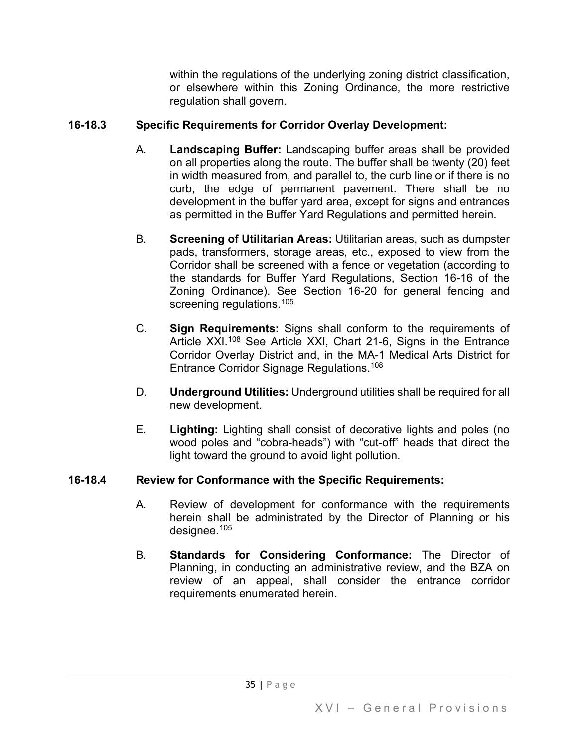within the regulations of the underlying zoning district classification, or elsewhere within this Zoning Ordinance, the more restrictive regulation shall govern.

### 16-18.3 Specific Requirements for Corridor Overlay Development:

A. **Landscaping Buffer:** Landscaping buffer areas shall be provided on all properties along the route. The buffer shall be twenty (20) feet in width measured from, and parallel to, the curb line or if there is no curb, the edge of permanent pavement. There shall be no development in the buffer yard area, except for signs and entrances as permitted in the Buffer Yard Regulations and permitted herein.

B. **Screening of Utilitarian Areas:** Utilitarian areas, such as dumpster pads, transformers, storage areas, etc., exposed to view from the Corridor shall be screened with a fence or vegetation (according to the standards for Buffer Yard Regulations, Section 16-16 of the Zoning Ordinance). See Section 16-20 for general fencing and screening regulations.[105]

C. **Sign Requirements:** Signs shall conform to the requirements of Article XXI.[108] See Article XXI, Chart 21-6, Signs in the Entrance Corridor Overlay District and, in the MA-1 Medical Arts District for Entrance Corridor Signage Regulations.[108]

D. **Underground Utilities:** Underground utilities shall be required for all new development.

E. **Lighting:** Lighting shall consist of decorative lights and poles (no wood poles and "cobra-heads") with "cut-off" heads that direct the light toward the ground to avoid light pollution.

### 16-18.4 Review for Conformance with the Specific Requirements:

A. Review of development for conformance with the requirements herein shall be administrated by the Director of Planning or his designee.[105]

B. **Standards for Considering Conformance:** The Director of Planning, in conducting an administrative review, and the BZA on review of an appeal, shall consider the entrance corridor requirements enumerated herein.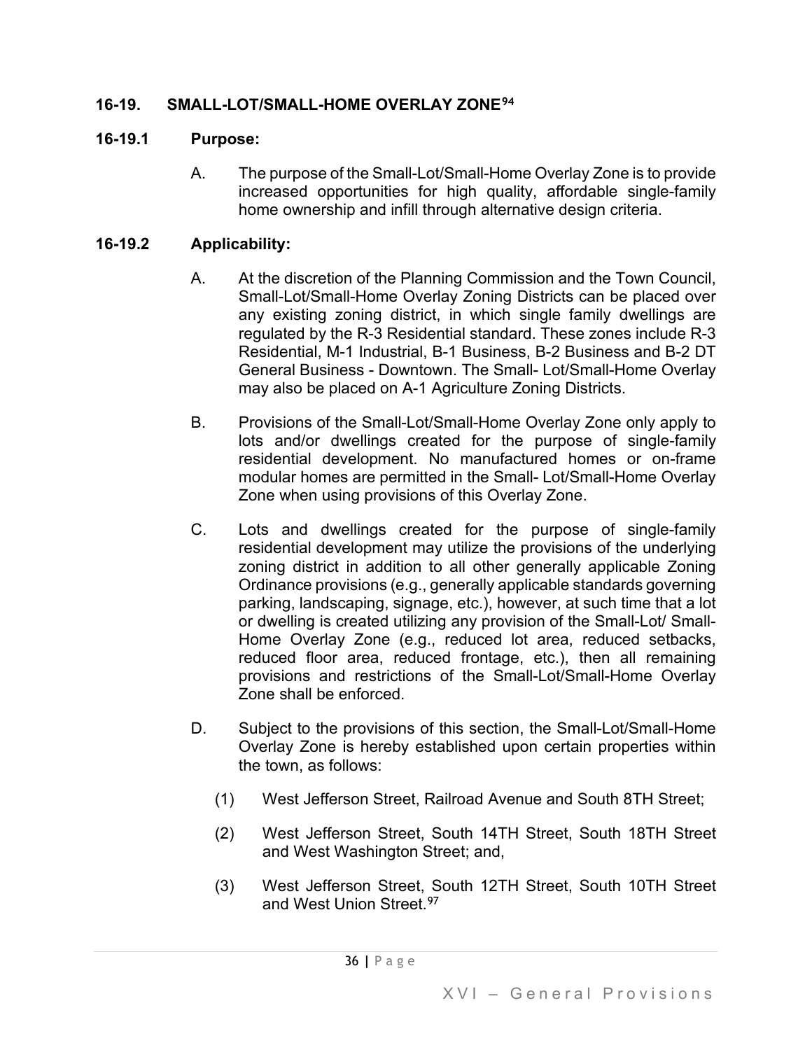## 16-19. SMALL-LOT/SMALL-HOME OVERLAY ZONE[94]

### 16-19.1 Purpose:

A. The purpose of the Small-Lot/Small-Home Overlay Zone is to provide increased opportunities for high quality, affordable single-family home ownership and infill through alternative design criteria.

### 16-19.2 Applicability:

A. At the discretion of the Planning Commission and the Town Council, Small-Lot/Small-Home Overlay Zoning Districts can be placed over any existing zoning district, in which single family dwellings are regulated by the R-3 Residential standard. These zones include R-3 Residential, M-1 Industrial, B-1 Business, B-2 Business and B-2 DT General Business - Downtown. The Small- Lot/Small-Home Overlay may also be placed on A-1 Agriculture Zoning Districts.

B. Provisions of the Small-Lot/Small-Home Overlay Zone only apply to lots and/or dwellings created for the purpose of single-family residential development. No manufactured homes or on-frame modular homes are permitted in the Small- Lot/Small-Home Overlay Zone when using provisions of this Overlay Zone.

C. Lots and dwellings created for the purpose of single-family residential development may utilize the provisions of the underlying zoning district in addition to all other generally applicable Zoning Ordinance provisions (e.g., generally applicable standards governing parking, landscaping, signage, etc.), however, at such time that a lot or dwelling is created utilizing any provision of the Small-Lot/ Small-Home Overlay Zone (e.g., reduced lot area, reduced setbacks, reduced floor area, reduced frontage, etc.), then all remaining provisions and restrictions of the Small-Lot/Small-Home Overlay Zone shall be enforced.

D. Subject to the provisions of this section, the Small-Lot/Small-Home Overlay Zone is hereby established upon certain properties within the town, as follows:

(1) West Jefferson Street, Railroad Avenue and South 8TH Street;

(2) West Jefferson Street, South 14TH Street, South 18TH Street and West Washington Street; and,

(3) West Jefferson Street, South 12TH Street, South 10TH Street and West Union Street.[97]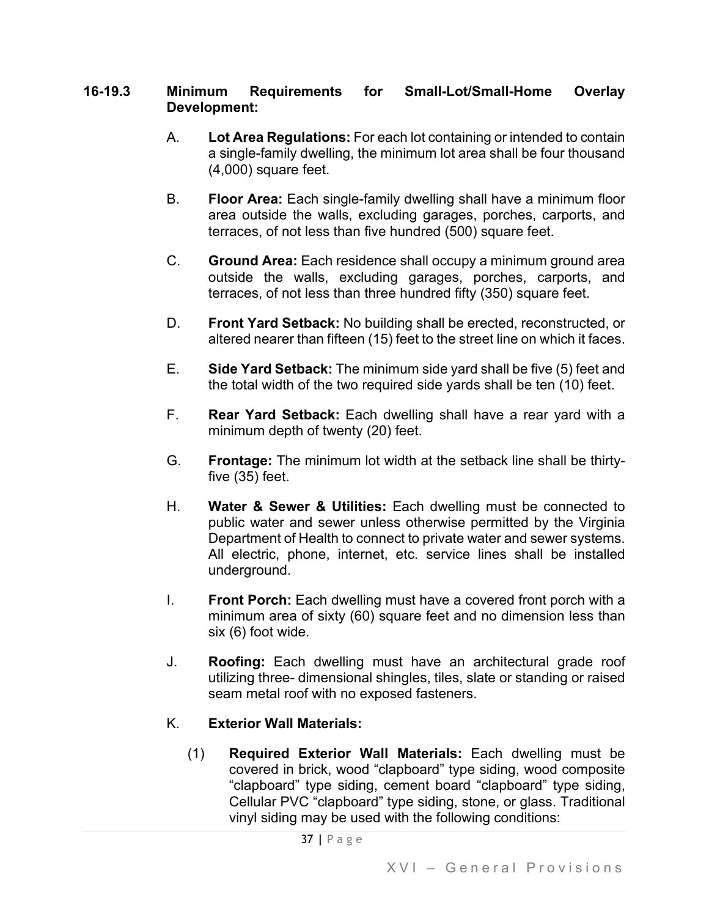### 16-19.3 Minimum Requirements for Small-Lot/Small-Home Overlay Development:

A. **Lot Area Regulations:** For each lot containing or intended to contain a single-family dwelling, the minimum lot area shall be four thousand (4,000) square feet.

B. **Floor Area:** Each single-family dwelling shall have a minimum floor area outside the walls, excluding garages, porches, carports, and terraces, of not less than five hundred (500) square feet.

C. **Ground Area:** Each residence shall occupy a minimum ground area outside the walls, excluding garages, porches, carports, and terraces, of not less than three hundred fifty (350) square feet.

D. **Front Yard Setback:** No building shall be erected, reconstructed, or altered nearer than fifteen (15) feet to the street line on which it faces.

E. **Side Yard Setback:** The minimum side yard shall be five (5) feet and the total width of the two required side yards shall be ten (10) feet.

F. **Rear Yard Setback:** Each dwelling shall have a rear yard with a minimum depth of twenty (20) feet.

G. **Frontage:** The minimum lot width at the setback line shall be thirty-five (35) feet.

H. **Water & Sewer & Utilities:** Each dwelling must be connected to public water and sewer unless otherwise permitted by the Virginia Department of Health to connect to private water and sewer systems. All electric, phone, internet, etc. service lines shall be installed underground.

I. **Front Porch:** Each dwelling must have a covered front porch with a minimum area of sixty (60) square feet and no dimension less than six (6) foot wide.

J. **Roofing:** Each dwelling must have an architectural grade roof utilizing three- dimensional shingles, tiles, slate or standing or raised seam metal roof with no exposed fasteners.

K. **Exterior Wall Materials:**

(1) **Required Exterior Wall Materials:** Each dwelling must be covered in brick, wood "clapboard" type siding, wood composite "clapboard" type siding, cement board "clapboard" type siding, Cellular PVC "clapboard" type siding, stone, or glass. Traditional vinyl siding may be used with the following conditions: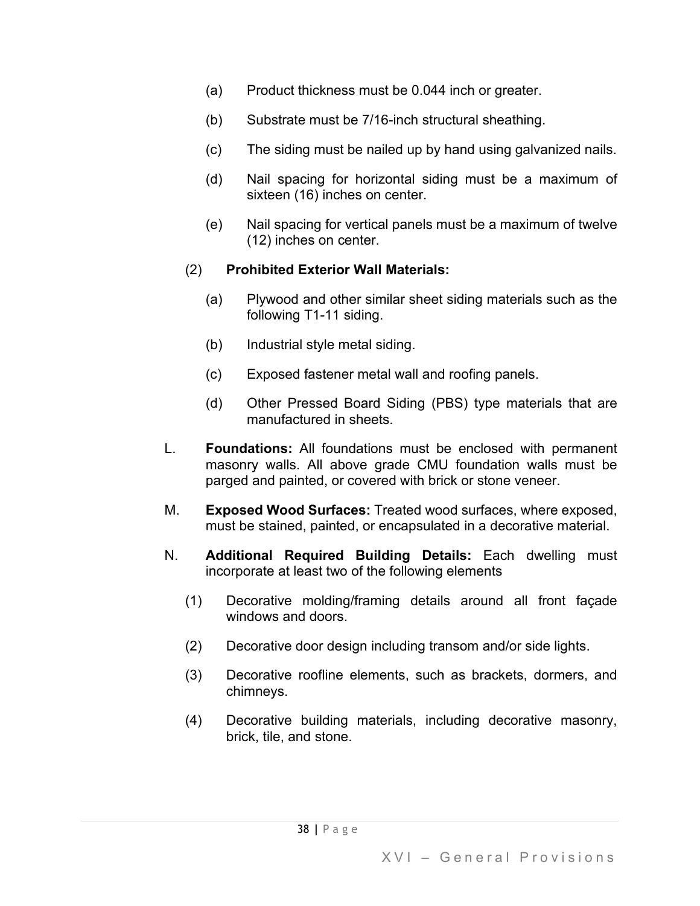(a) Product thickness must be 0.044 inch or greater.

(b) Substrate must be 7/16-inch structural sheathing.

(c) The siding must be nailed up by hand using galvanized nails.

(d) Nail spacing for horizontal siding must be a maximum of sixteen (16) inches on center.

(e) Nail spacing for vertical panels must be a maximum of twelve (12) inches on center.

(2) **Prohibited Exterior Wall Materials:**

(a) Plywood and other similar sheet siding materials such as the following T1-11 siding.

(b) Industrial style metal siding.

(c) Exposed fastener metal wall and roofing panels.

(d) Other Pressed Board Siding (PBS) type materials that are manufactured in sheets.

L. **Foundations:** All foundations must be enclosed with permanent masonry walls. All above grade CMU foundation walls must be parged and painted, or covered with brick or stone veneer.

M. **Exposed Wood Surfaces:** Treated wood surfaces, where exposed, must be stained, painted, or encapsulated in a decorative material.

N. **Additional Required Building Details:** Each dwelling must incorporate at least two of the following elements

(1) Decorative molding/framing details around all front façade windows and doors.

(2) Decorative door design including transom and/or side lights.

(3) Decorative roofline elements, such as brackets, dormers, and chimneys.

(4) Decorative building materials, including decorative masonry, brick, tile, and stone.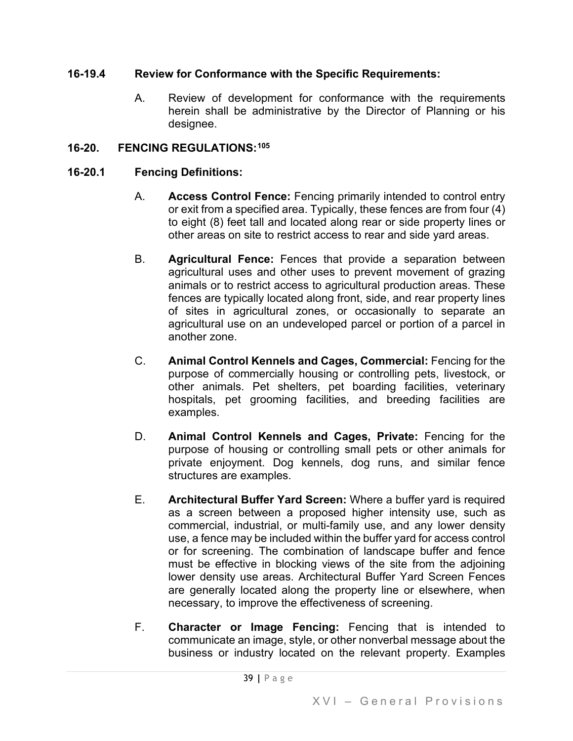### 16-19.4 Review for Conformance with the Specific Requirements:

A. Review of development for conformance with the requirements herein shall be administrative by the Director of Planning or his designee.

## 16-20. FENCING REGULATIONS:[105]

### 16-20.1 Fencing Definitions:

A. **Access Control Fence:** Fencing primarily intended to control entry or exit from a specified area. Typically, these fences are from four (4) to eight (8) feet tall and located along rear or side property lines or other areas on site to restrict access to rear and side yard areas.

B. **Agricultural Fence:** Fences that provide a separation between agricultural uses and other uses to prevent movement of grazing animals or to restrict access to agricultural production areas. These fences are typically located along front, side, and rear property lines of sites in agricultural zones, or occasionally to separate an agricultural use on an undeveloped parcel or portion of a parcel in another zone.

C. **Animal Control Kennels and Cages, Commercial:** Fencing for the purpose of commercially housing or controlling pets, livestock, or other animals. Pet shelters, pet boarding facilities, veterinary hospitals, pet grooming facilities, and breeding facilities are examples.

D. **Animal Control Kennels and Cages, Private:** Fencing for the purpose of housing or controlling small pets or other animals for private enjoyment. Dog kennels, dog runs, and similar fence structures are examples.

E. **Architectural Buffer Yard Screen:** Where a buffer yard is required as a screen between a proposed higher intensity use, such as commercial, industrial, or multi-family use, and any lower density use, a fence may be included within the buffer yard for access control or for screening. The combination of landscape buffer and fence must be effective in blocking views of the site from the adjoining lower density use areas. Architectural Buffer Yard Screen Fences are generally located along the property line or elsewhere, when necessary, to improve the effectiveness of screening.

F. **Character or Image Fencing:** Fencing that is intended to communicate an image, style, or other nonverbal message about the business or industry located on the relevant property. Examples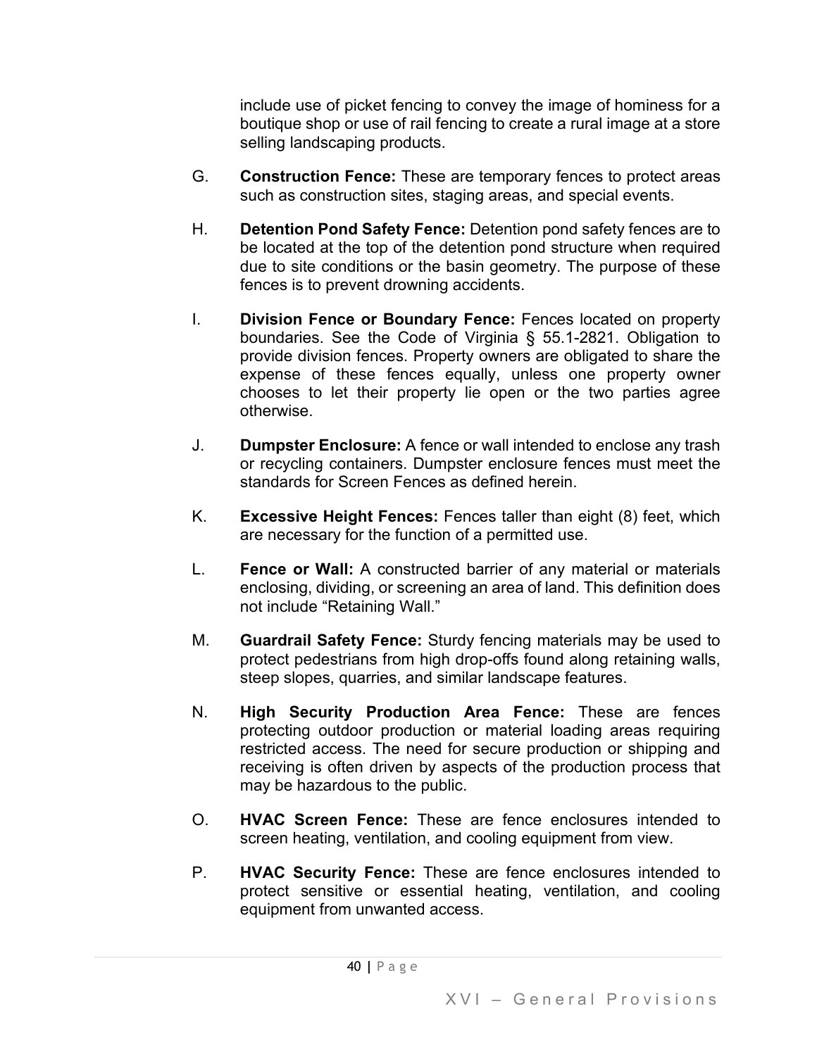include use of picket fencing to convey the image of hominess for a boutique shop or use of rail fencing to create a rural image at a store selling landscaping products.

G. **Construction Fence:** These are temporary fences to protect areas such as construction sites, staging areas, and special events.

H. **Detention Pond Safety Fence:** Detention pond safety fences are to be located at the top of the detention pond structure when required due to site conditions or the basin geometry. The purpose of these fences is to prevent drowning accidents.

I. **Division Fence or Boundary Fence:** Fences located on property boundaries. See the Code of Virginia § 55.1-2821. Obligation to provide division fences. Property owners are obligated to share the expense of these fences equally, unless one property owner chooses to let their property lie open or the two parties agree otherwise.

J. **Dumpster Enclosure:** A fence or wall intended to enclose any trash or recycling containers. Dumpster enclosure fences must meet the standards for Screen Fences as defined herein.

K. **Excessive Height Fences:** Fences taller than eight (8) feet, which are necessary for the function of a permitted use.

L. **Fence or Wall:** A constructed barrier of any material or materials enclosing, dividing, or screening an area of land. This definition does not include "Retaining Wall."

M. **Guardrail Safety Fence:** Sturdy fencing materials may be used to protect pedestrians from high drop-offs found along retaining walls, steep slopes, quarries, and similar landscape features.

N. **High Security Production Area Fence:** These are fences protecting outdoor production or material loading areas requiring restricted access. The need for secure production or shipping and receiving is often driven by aspects of the production process that may be hazardous to the public.

O. **HVAC Screen Fence:** These are fence enclosures intended to screen heating, ventilation, and cooling equipment from view.

P. **HVAC Security Fence:** These are fence enclosures intended to protect sensitive or essential heating, ventilation, and cooling equipment from unwanted access.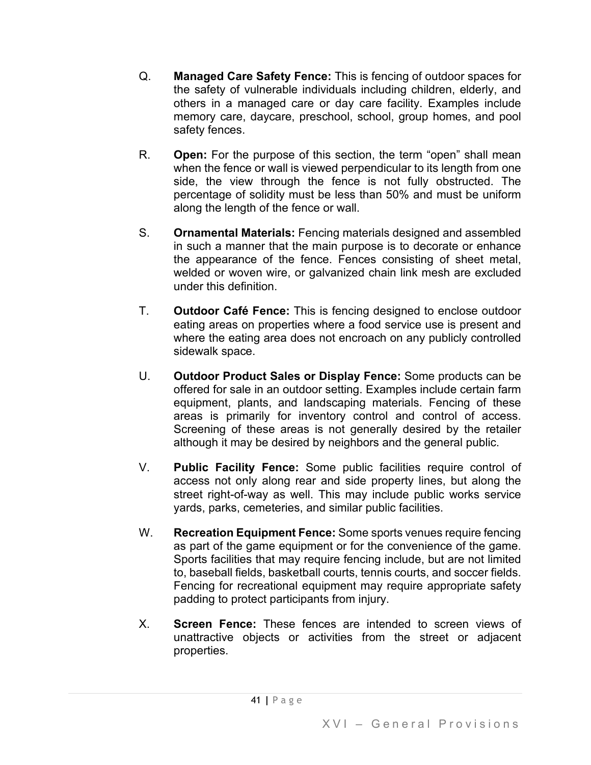Q. **Managed Care Safety Fence:** This is fencing of outdoor spaces for the safety of vulnerable individuals including children, elderly, and others in a managed care or day care facility. Examples include memory care, daycare, preschool, school, group homes, and pool safety fences.

R. **Open:** For the purpose of this section, the term “open” shall mean when the fence or wall is viewed perpendicular to its length from one side, the view through the fence is not fully obstructed. The percentage of solidity must be less than 50% and must be uniform along the length of the fence or wall.

S. **Ornamental Materials:** Fencing materials designed and assembled in such a manner that the main purpose is to decorate or enhance the appearance of the fence. Fences consisting of sheet metal, welded or woven wire, or galvanized chain link mesh are excluded under this definition.

T. **Outdoor Café Fence:** This is fencing designed to enclose outdoor eating areas on properties where a food service use is present and where the eating area does not encroach on any publicly controlled sidewalk space.

U. **Outdoor Product Sales or Display Fence:** Some products can be offered for sale in an outdoor setting. Examples include certain farm equipment, plants, and landscaping materials. Fencing of these areas is primarily for inventory control and control of access. Screening of these areas is not generally desired by the retailer although it may be desired by neighbors and the general public.

V. **Public Facility Fence:** Some public facilities require control of access not only along rear and side property lines, but along the street right-of-way as well. This may include public works service yards, parks, cemeteries, and similar public facilities.

W. **Recreation Equipment Fence:** Some sports venues require fencing as part of the game equipment or for the convenience of the game. Sports facilities that may require fencing include, but are not limited to, baseball fields, basketball courts, tennis courts, and soccer fields. Fencing for recreational equipment may require appropriate safety padding to protect participants from injury.

X. **Screen Fence:** These fences are intended to screen views of unattractive objects or activities from the street or adjacent properties.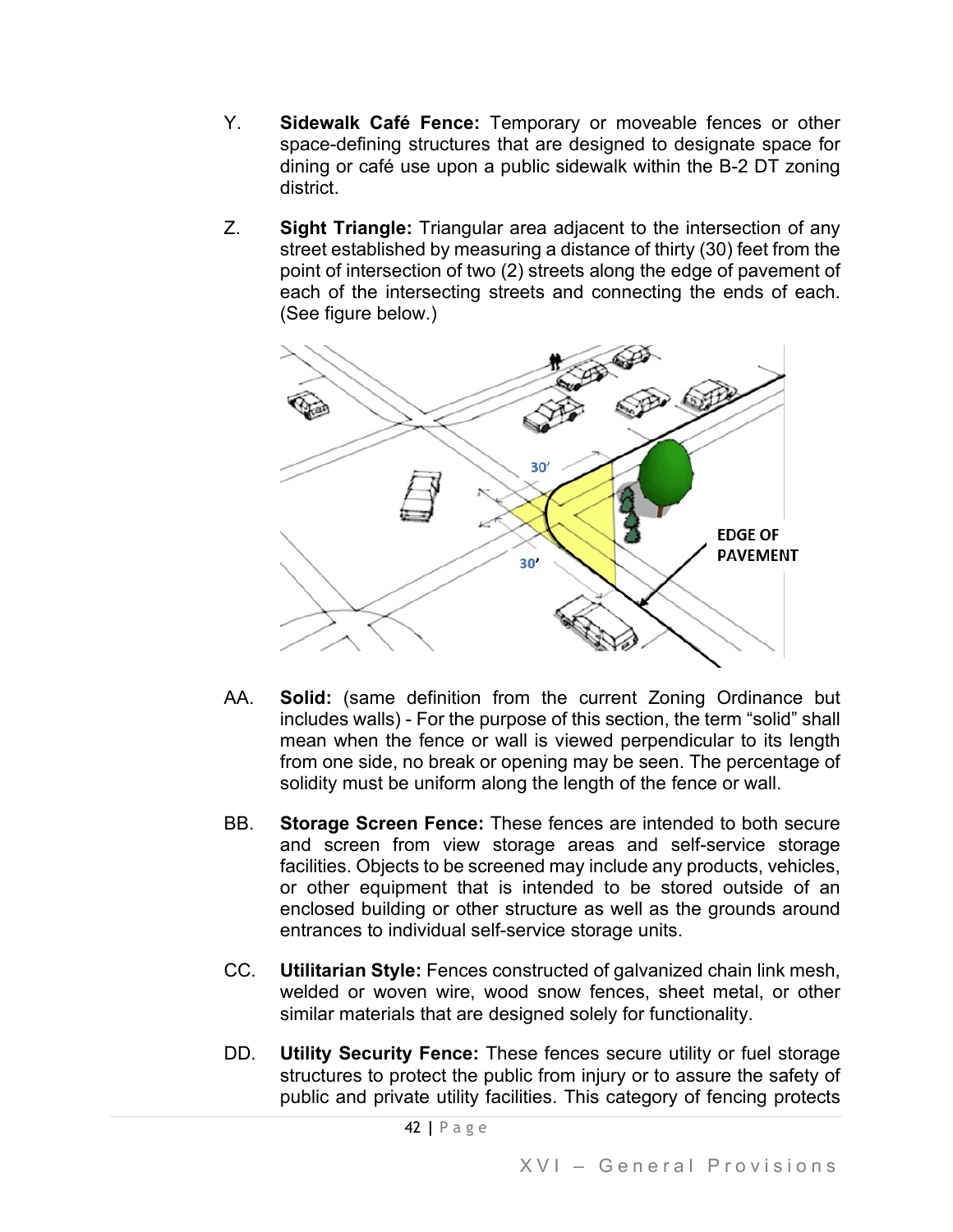Y. **Sidewalk Café Fence:** Temporary or moveable fences or other space-defining structures that are designed to designate space for dining or café use upon a public sidewalk within the B-2 DT zoning district.

Z. **Sight Triangle:** Triangular area adjacent to the intersection of any street established by measuring a distance of thirty (30) feet from the point of intersection of two (2) streets along the edge of pavement of each of the intersecting streets and connecting the ends of each. (See figure below.)

AA. **Solid:** (same definition from the current Zoning Ordinance but includes walls) - For the purpose of this section, the term "solid" shall mean when the fence or wall is viewed perpendicular to its length from one side, no break or opening may be seen. The percentage of solidity must be uniform along the length of the fence or wall.

BB. **Storage Screen Fence:** These fences are intended to both secure and screen from view storage areas and self-service storage facilities. Objects to be screened may include any products, vehicles, or other equipment that is intended to be stored outside of an enclosed building or other structure as well as the grounds around entrances to individual self-service storage units.

CC. **Utilitarian Style:** Fences constructed of galvanized chain link mesh, welded or woven wire, wood snow fences, sheet metal, or other similar materials that are designed solely for functionality.

DD. **Utility Security Fence:** These fences secure utility or fuel storage structures to protect the public from injury or to assure the safety of public and private utility facilities. This category of fencing protects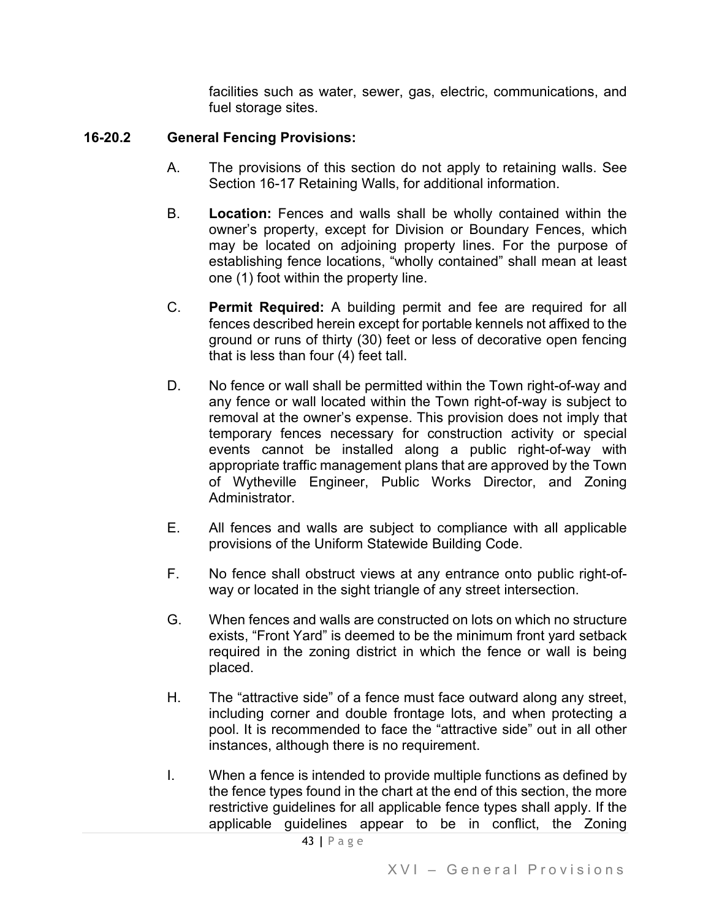facilities such as water, sewer, gas, electric, communications, and fuel storage sites.

### 16-20.2 General Fencing Provisions:

A. The provisions of this section do not apply to retaining walls. See Section 16-17 Retaining Walls, for additional information.

B. **Location:** Fences and walls shall be wholly contained within the owner's property, except for Division or Boundary Fences, which may be located on adjoining property lines. For the purpose of establishing fence locations, "wholly contained" shall mean at least one (1) foot within the property line.

C. **Permit Required:** A building permit and fee are required for all fences described herein except for portable kennels not affixed to the ground or runs of thirty (30) feet or less of decorative open fencing that is less than four (4) feet tall.

D. No fence or wall shall be permitted within the Town right-of-way and any fence or wall located within the Town right-of-way is subject to removal at the owner's expense. This provision does not imply that temporary fences necessary for construction activity or special events cannot be installed along a public right-of-way with appropriate traffic management plans that are approved by the Town of Wytheville Engineer, Public Works Director, and Zoning Administrator.

E. All fences and walls are subject to compliance with all applicable provisions of the Uniform Statewide Building Code.

F. No fence shall obstruct views at any entrance onto public right-of-way or located in the sight triangle of any street intersection.

G. When fences and walls are constructed on lots on which no structure exists, "Front Yard" is deemed to be the minimum front yard setback required in the zoning district in which the fence or wall is being placed.

H. The "attractive side" of a fence must face outward along any street, including corner and double frontage lots, and when protecting a pool. It is recommended to face the "attractive side" out in all other instances, although there is no requirement.

I. When a fence is intended to provide multiple functions as defined by the fence types found in the chart at the end of this section, the more restrictive guidelines for all applicable fence types shall apply. If the applicable guidelines appear to be in conflict, the Zoning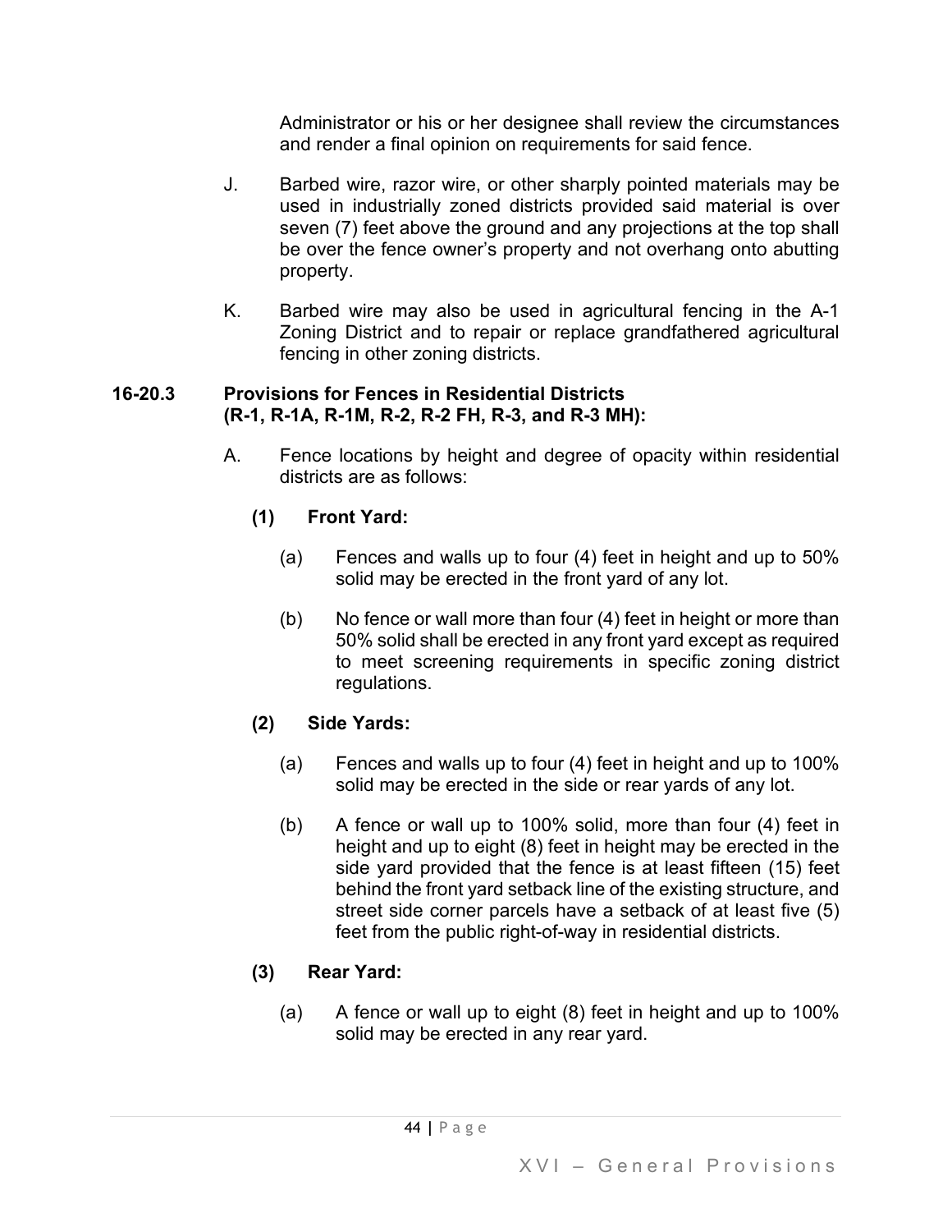Administrator or his or her designee shall review the circumstances and render a final opinion on requirements for said fence.

J. Barbed wire, razor wire, or other sharply pointed materials may be used in industrially zoned districts provided said material is over seven (7) feet above the ground and any projections at the top shall be over the fence owner's property and not overhang onto abutting property.

K. Barbed wire may also be used in agricultural fencing in the A-1 Zoning District and to repair or replace grandfathered agricultural fencing in other zoning districts.

### 16-20.3 Provisions for Fences in Residential Districts (R-1, R-1A, R-1M, R-2, R-2 FH, R-3, and R-3 MH):

A. Fence locations by height and degree of opacity within residential districts are as follows:

**(1) Front Yard:**

(a) Fences and walls up to four (4) feet in height and up to 50% solid may be erected in the front yard of any lot.

(b) No fence or wall more than four (4) feet in height or more than 50% solid shall be erected in any front yard except as required to meet screening requirements in specific zoning district regulations.

**(2) Side Yards:**

(a) Fences and walls up to four (4) feet in height and up to 100% solid may be erected in the side or rear yards of any lot.

(b) A fence or wall up to 100% solid, more than four (4) feet in height and up to eight (8) feet in height may be erected in the side yard provided that the fence is at least fifteen (15) feet behind the front yard setback line of the existing structure, and street side corner parcels have a setback of at least five (5) feet from the public right-of-way in residential districts.

**(3) Rear Yard:**

(a) A fence or wall up to eight (8) feet in height and up to 100% solid may be erected in any rear yard.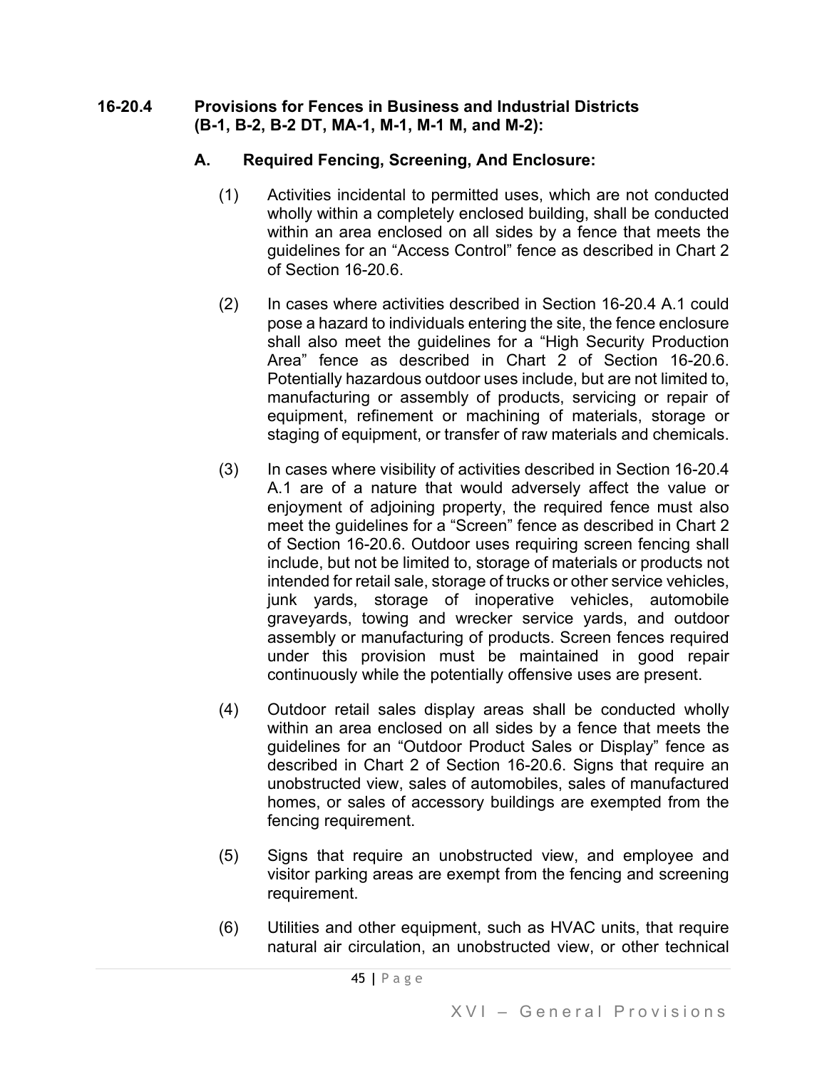### 16-20.4 Provisions for Fences in Business and Industrial Districts (B-1, B-2, B-2 DT, MA-1, M-1, M-1 M, and M-2):

#### A. Required Fencing, Screening, And Enclosure:

(1) Activities incidental to permitted uses, which are not conducted wholly within a completely enclosed building, shall be conducted within an area enclosed on all sides by a fence that meets the guidelines for an "Access Control" fence as described in Chart 2 of Section 16-20.6.

(2) In cases where activities described in Section 16-20.4 A.1 could pose a hazard to individuals entering the site, the fence enclosure shall also meet the guidelines for a "High Security Production Area" fence as described in Chart 2 of Section 16-20.6. Potentially hazardous outdoor uses include, but are not limited to, manufacturing or assembly of products, servicing or repair of equipment, refinement or machining of materials, storage or staging of equipment, or transfer of raw materials and chemicals.

(3) In cases where visibility of activities described in Section 16-20.4 A.1 are of a nature that would adversely affect the value or enjoyment of adjoining property, the required fence must also meet the guidelines for a "Screen" fence as described in Chart 2 of Section 16-20.6. Outdoor uses requiring screen fencing shall include, but not be limited to, storage of materials or products not intended for retail sale, storage of trucks or other service vehicles, junk yards, storage of inoperative vehicles, automobile graveyards, towing and wrecker service yards, and outdoor assembly or manufacturing of products. Screen fences required under this provision must be maintained in good repair continuously while the potentially offensive uses are present.

(4) Outdoor retail sales display areas shall be conducted wholly within an area enclosed on all sides by a fence that meets the guidelines for an "Outdoor Product Sales or Display" fence as described in Chart 2 of Section 16-20.6. Signs that require an unobstructed view, sales of automobiles, sales of manufactured homes, or sales of accessory buildings are exempted from the fencing requirement.

(5) Signs that require an unobstructed view, and employee and visitor parking areas are exempt from the fencing and screening requirement.

(6) Utilities and other equipment, such as HVAC units, that require natural air circulation, an unobstructed view, or other technical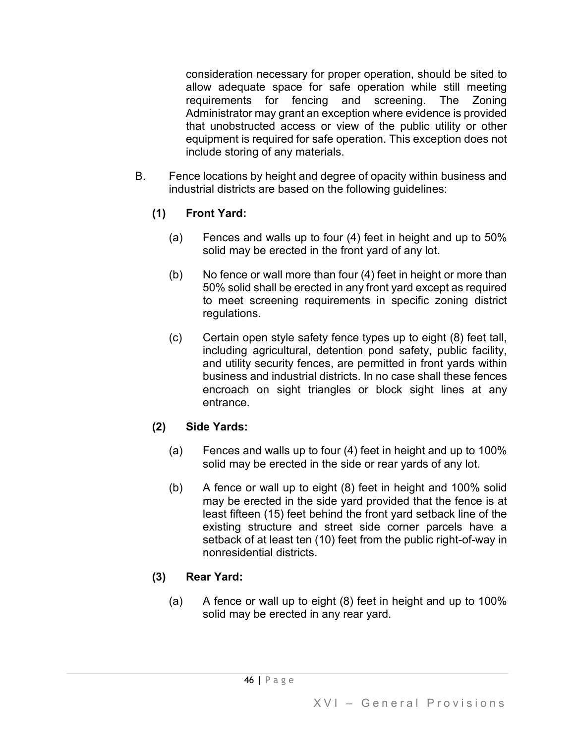consideration necessary for proper operation, should be sited to allow adequate space for safe operation while still meeting requirements for fencing and screening. The Zoning Administrator may grant an exception where evidence is provided that unobstructed access or view of the public utility or other equipment is required for safe operation. This exception does not include storing of any materials.

B. Fence locations by height and degree of opacity within business and industrial districts are based on the following guidelines:

**(1) Front Yard:**

(a) Fences and walls up to four (4) feet in height and up to 50% solid may be erected in the front yard of any lot.

(b) No fence or wall more than four (4) feet in height or more than 50% solid shall be erected in any front yard except as required to meet screening requirements in specific zoning district regulations.

(c) Certain open style safety fence types up to eight (8) feet tall, including agricultural, detention pond safety, public facility, and utility security fences, are permitted in front yards within business and industrial districts. In no case shall these fences encroach on sight triangles or block sight lines at any entrance.

**(2) Side Yards:**

(a) Fences and walls up to four (4) feet in height and up to 100% solid may be erected in the side or rear yards of any lot.

(b) A fence or wall up to eight (8) feet in height and 100% solid may be erected in the side yard provided that the fence is at least fifteen (15) feet behind the front yard setback line of the existing structure and street side corner parcels have a setback of at least ten (10) feet from the public right-of-way in nonresidential districts.

**(3) Rear Yard:**

(a) A fence or wall up to eight (8) feet in height and up to 100% solid may be erected in any rear yard.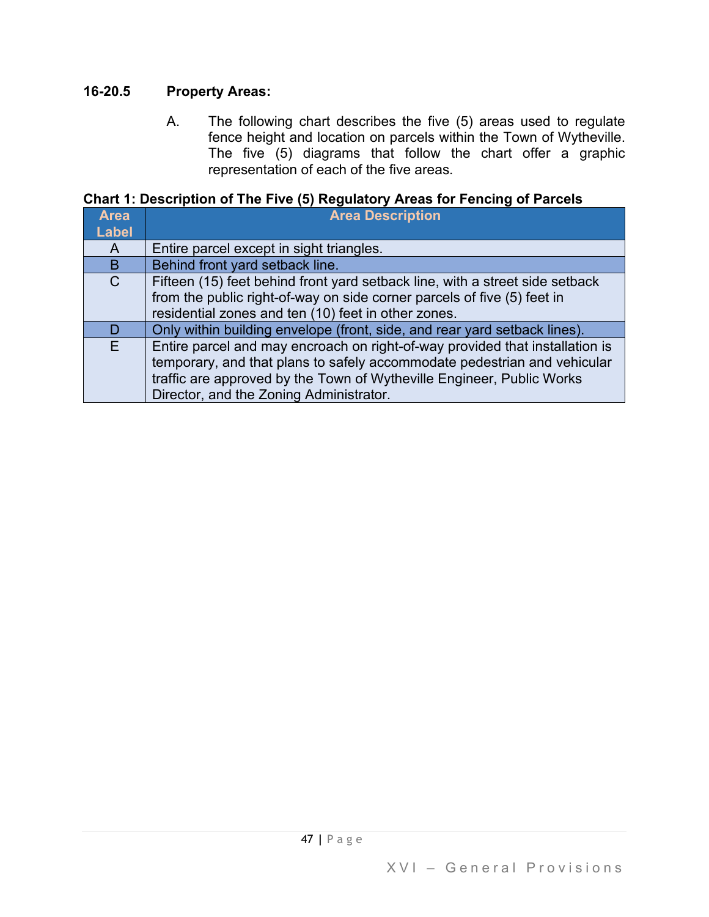#### 16-20.5 Property Areas:

A. The following chart describes the five (5) areas used to regulate fence height and location on parcels within the Town of Wytheville. The five (5) diagrams that follow the chart offer a graphic representation of each of the five areas.

**Chart 1: Description of The Five (5) Regulatory Areas for Fencing of Parcels**

| Area Label | Area Description |
|---|---|
| A | Entire parcel except in sight triangles. |
| B | Behind front yard setback line. |
| C | Fifteen (15) feet behind front yard setback line, with a street side setback from the public right-of-way on side corner parcels of five (5) feet in residential zones and ten (10) feet in other zones. |
| D | Only within building envelope (front, side, and rear yard setback lines). |
| E | Entire parcel and may encroach on right-of-way provided that installation is temporary, and that plans to safely accommodate pedestrian and vehicular traffic are approved by the Town of Wytheville Engineer, Public Works Director, and the Zoning Administrator. |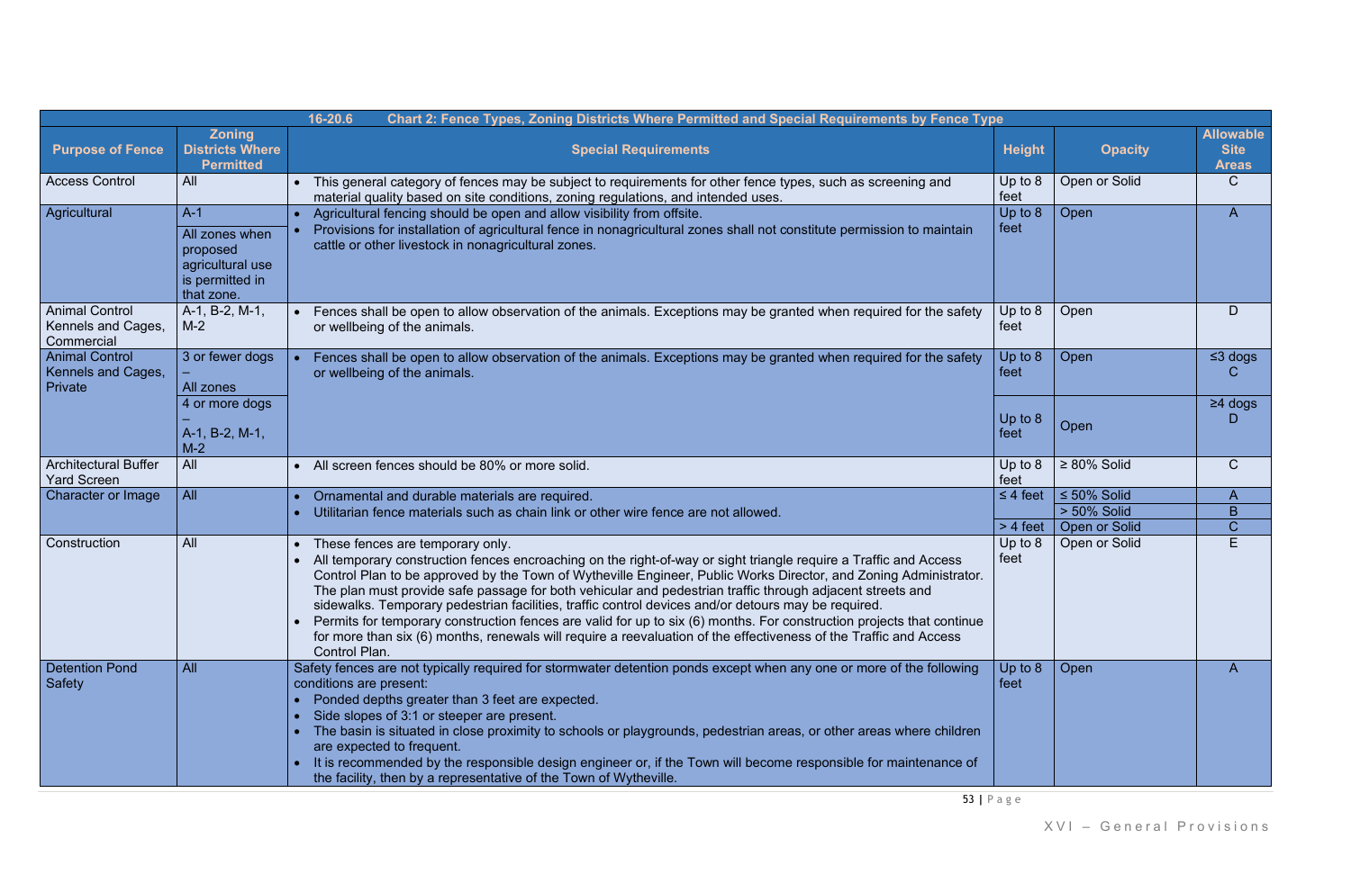| 16-20.6 Chart 2: Fence Types, Zoning Districts Where Permitted and Special Requirements by Fence Type | | | | | |
|---|---|---|---|---|---|
| **Purpose of Fence** | **Zoning Districts Where Permitted** | **Special Requirements** | **Height** | **Opacity** | **Allowable Site Areas** |
| Access Control | All | • This general category of fences may be subject to requirements for other fence types, such as screening and material quality based on site conditions, zoning regulations, and intended uses. | Up to 8 feet | Open or Solid | C |
| Agricultural | A-1<br>All zones when proposed agricultural use is permitted in that zone. | • Agricultural fencing should be open and allow visibility from offsite.<br>• Provisions for installation of agricultural fence in nonagricultural zones shall not constitute permission to maintain cattle or other livestock in nonagricultural zones. | Up to 8 feet | Open | A |
| Animal Control Kennels and Cages, Commercial | A-1, B-2, M-1, M-2 | • Fences shall be open to allow observation of the animals. Exceptions may be granted when required for the safety or wellbeing of the animals. | Up to 8 feet | Open | D |
| Animal Control Kennels and Cages, Private | 3 or fewer dogs – All zones | • Fences shall be open to allow observation of the animals. Exceptions may be granted when required for the safety or wellbeing of the animals. | Up to 8 feet | Open | ≤3 dogs C |
| | 4 or more dogs – A-1, B-2, M-1, M-2 | | Up to 8 feet | Open | ≥4 dogs D |
| Architectural Buffer Yard Screen | All | • All screen fences should be 80% or more solid. | Up to 8 feet | ≥ 80% Solid | C |
| Character or Image | All | • Ornamental and durable materials are required.<br>• Utilitarian fence materials such as chain link or other wire fence are not allowed. | ≤ 4 feet | ≤ 50% Solid | A |
| | | | | > 50% Solid | B |
| | | | > 4 feet | Open or Solid | C |
| Construction | All | • These fences are temporary only.<br>• All temporary construction fences encroaching on the right-of-way or sight triangle require a Traffic and Access Control Plan to be approved by the Town of Wytheville Engineer, Public Works Director, and Zoning Administrator. The plan must provide safe passage for both vehicular and pedestrian traffic through adjacent streets and sidewalks. Temporary pedestrian facilities, traffic control devices and/or detours may be required.<br>• Permits for temporary construction fences are valid for up to six (6) months. For construction projects that continue for more than six (6) months, renewals will require a reevaluation of the effectiveness of the Traffic and Access Control Plan. | Up to 8 feet | Open or Solid | E |
| Detention Pond Safety | All | Safety fences are not typically required for stormwater detention ponds except when any one or more of the following conditions are present:<br>• Ponded depths greater than 3 feet are expected.<br>• Side slopes of 3:1 or steeper are present.<br>• The basin is situated in close proximity to schools or playgrounds, pedestrian areas, or other areas where children are expected to frequent.<br>• It is recommended by the responsible design engineer or, if the Town will become responsible for maintenance of the facility, then by a representative of the Town of Wytheville. | Up to 8 feet | Open | A |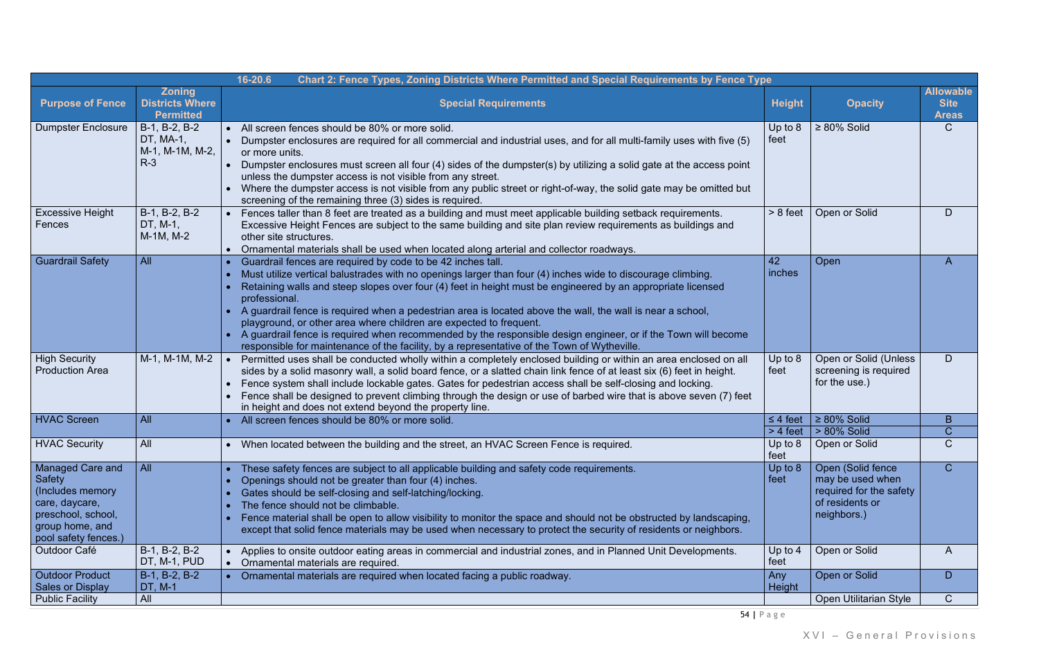| 16-20.6 Chart 2: Fence Types, Zoning Districts Where Permitted and Special Requirements by Fence Type | | | | | |
|---|---|---|---|---|---|
| **Purpose of Fence** | **Zoning Districts Where Permitted** | **Special Requirements** | **Height** | **Opacity** | **Allowable Site Areas** |
| Dumpster Enclosure | B-1, B-2, B-2 DT, MA-1, M-1, M-1M, M-2, R-3 | • All screen fences should be 80% or more solid.<br>• Dumpster enclosures are required for all commercial and industrial uses, and for all multi-family uses with five (5) or more units.<br>• Dumpster enclosures must screen all four (4) sides of the dumpster(s) by utilizing a solid gate at the access point unless the dumpster access is not visible from any street.<br>• Where the dumpster access is not visible from any public street or right-of-way, the solid gate may be omitted but screening of the remaining three (3) sides is required. | Up to 8 feet | ≥ 80% Solid | C |
| Excessive Height Fences | B-1, B-2, B-2 DT, M-1, M-1M, M-2 | • Fences taller than 8 feet are treated as a building and must meet applicable building setback requirements. Excessive Height Fences are subject to the same building and site plan review requirements as buildings and other site structures.<br>• Ornamental materials shall be used when located along arterial and collector roadways. | > 8 feet | Open or Solid | D |
| Guardrail Safety | All | • Guardrail fences are required by code to be 42 inches tall.<br>• Must utilize vertical balustrades with no openings larger than four (4) inches wide to discourage climbing.<br>• Retaining walls and steep slopes over four (4) feet in height must be engineered by an appropriate licensed professional.<br>• A guardrail fence is required when a pedestrian area is located above the wall, the wall is near a school, playground, or other area where children are expected to frequent.<br>• A guardrail fence is required when recommended by the responsible design engineer, or if the Town will become responsible for maintenance of the facility, by a representative of the Town of Wytheville. | 42 inches | Open | A |
| High Security Production Area | M-1, M-1M, M-2 | • Permitted uses shall be conducted wholly within a completely enclosed building or within an area enclosed on all sides by a solid masonry wall, a solid board fence, or a slatted chain link fence of at least six (6) feet in height.<br>• Fence system shall include lockable gates. Gates for pedestrian access shall be self-closing and locking.<br>• Fence shall be designed to prevent climbing through the design or use of barbed wire that is above seven (7) feet in height and does not extend beyond the property line. | Up to 8 feet | Open or Solid (Unless screening is required for the use.) | D |
| HVAC Screen | All | • All screen fences should be 80% or more solid. | ≤ 4 feet | ≥ 80% Solid | B |
| | | | > 4 feet | > 80% Solid | C |
| HVAC Security | All | • When located between the building and the street, an HVAC Screen Fence is required. | Up to 8 feet | Open or Solid | C |
| Managed Care and Safety (Includes memory care, daycare, preschool, school, group home, and pool safety fences.) | All | • These safety fences are subject to all applicable building and safety code requirements.<br>• Openings should not be greater than four (4) inches.<br>• Gates should be self-closing and self-latching/locking.<br>• The fence should not be climbable.<br>• Fence material shall be open to allow visibility to monitor the space and should not be obstructed by landscaping, except that solid fence materials may be used when necessary to protect the security of residents or neighbors. | Up to 8 feet | Open (Solid fence may be used when required for the safety of residents or neighbors.) | C |
| Outdoor Café | B-1, B-2, B-2 DT, M-1, PUD | • Applies to onsite outdoor eating areas in commercial and industrial zones, and in Planned Unit Developments.<br>• Ornamental materials are required. | Up to 4 feet | Open or Solid | A |
| Outdoor Product Sales or Display | B-1, B-2, B-2 DT, M-1 | • Ornamental materials are required when located facing a public roadway. | Any Height | Open or Solid | D |
| Public Facility | All | | | Open Utilitarian Style | C |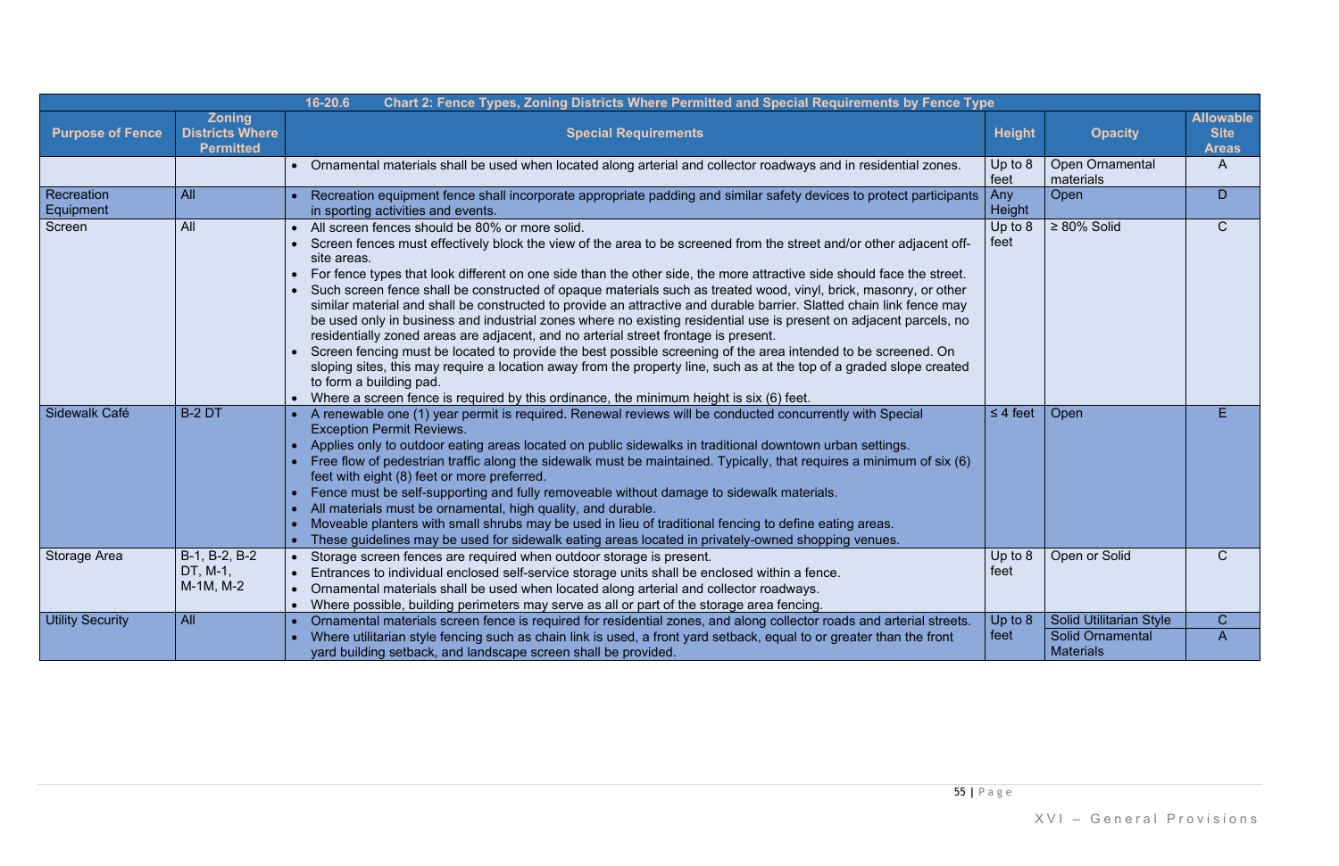| 16-20.6 Chart 2: Fence Types, Zoning Districts Where Permitted and Special Requirements by Fence Type | | | | | |
|---|---|---|---|---|---|
| **Purpose of Fence** | **Zoning Districts Where Permitted** | **Special Requirements** | **Height** | **Opacity** | **Allowable Site Areas** |
| | | • Ornamental materials shall be used when located along arterial and collector roadways and in residential zones. | Up to 8 feet | Open Ornamental materials | A |
| Recreation Equipment | All | • Recreation equipment fence shall incorporate appropriate padding and similar safety devices to protect participants in sporting activities and events. | Any Height | Open | D |
| Screen | All | • All screen fences should be 80% or more solid.<br>• Screen fences must effectively block the view of the area to be screened from the street and/or other adjacent off-site areas.<br>• For fence types that look different on one side than the other side, the more attractive side should face the street.<br>• Such screen fence shall be constructed of opaque materials such as treated wood, vinyl, brick, masonry, or other similar material and shall be constructed to provide an attractive and durable barrier. Slatted chain link fence may be used only in business and industrial zones where no existing residential use is present on adjacent parcels, no residentially zoned areas are adjacent, and no arterial street frontage is present.<br>• Screen fencing must be located to provide the best possible screening of the area intended to be screened. On sloping sites, this may require a location away from the property line, such as at the top of a graded slope created to form a building pad.<br>• Where a screen fence is required by this ordinance, the minimum height is six (6) feet. | Up to 8 feet | ≥ 80% Solid | C |
| Sidewalk Café | B-2 DT | • A renewable one (1) year permit is required. Renewal reviews will be conducted concurrently with Special Exception Permit Reviews.<br>• Applies only to outdoor eating areas located on public sidewalks in traditional downtown urban settings.<br>• Free flow of pedestrian traffic along the sidewalk must be maintained. Typically, that requires a minimum of six (6) feet with eight (8) feet or more preferred.<br>• Fence must be self-supporting and fully removeable without damage to sidewalk materials.<br>• All materials must be ornamental, high quality, and durable.<br>• Moveable planters with small shrubs may be used in lieu of traditional fencing to define eating areas.<br>• These guidelines may be used for sidewalk eating areas located in privately-owned shopping venues. | ≤ 4 feet | Open | E |
| Storage Area | B-1, B-2, B-2 DT, M-1, M-1M, M-2 | • Storage screen fences are required when outdoor storage is present.<br>• Entrances to individual enclosed self-service storage units shall be enclosed within a fence.<br>• Ornamental materials shall be used when located along arterial and collector roadways.<br>• Where possible, building perimeters may serve as all or part of the storage area fencing. | Up to 8 feet | Open or Solid | C |
| Utility Security | All | • Ornamental materials screen fence is required for residential zones, and along collector roads and arterial streets.<br>• Where utilitarian style fencing such as chain link is used, a front yard setback, equal to or greater than the front yard building setback, and landscape screen shall be provided. | Up to 8 feet | Solid Utilitarian Style<br>Solid Ornamental Materials | C<br>A |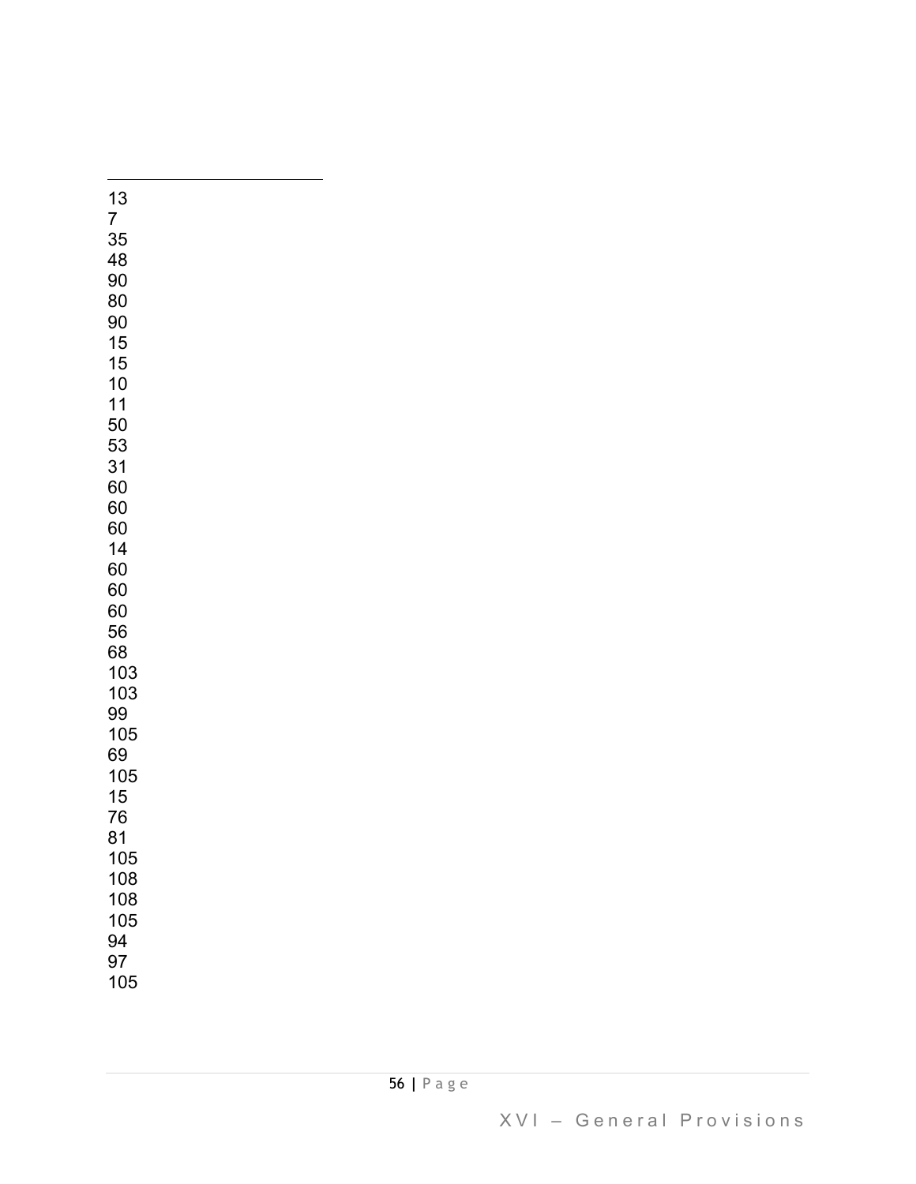13
7
35
48
90
80
90
15
15
10
11
50
53
31
60
60
60
14
60
60
60
56
68
103
103
99
105
69
105
15
76
81
105
108
108
105
94
97
105